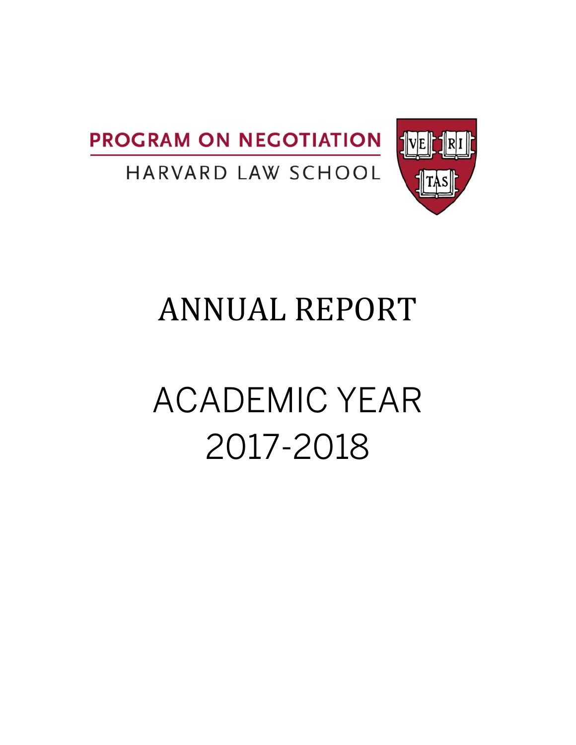PROGRAM ON NEGOTIATION

HARVARD LAW SCHOOL

VE RI TAS

# ANNUAL REPORT

# ACADEMIC YEAR 2017-2018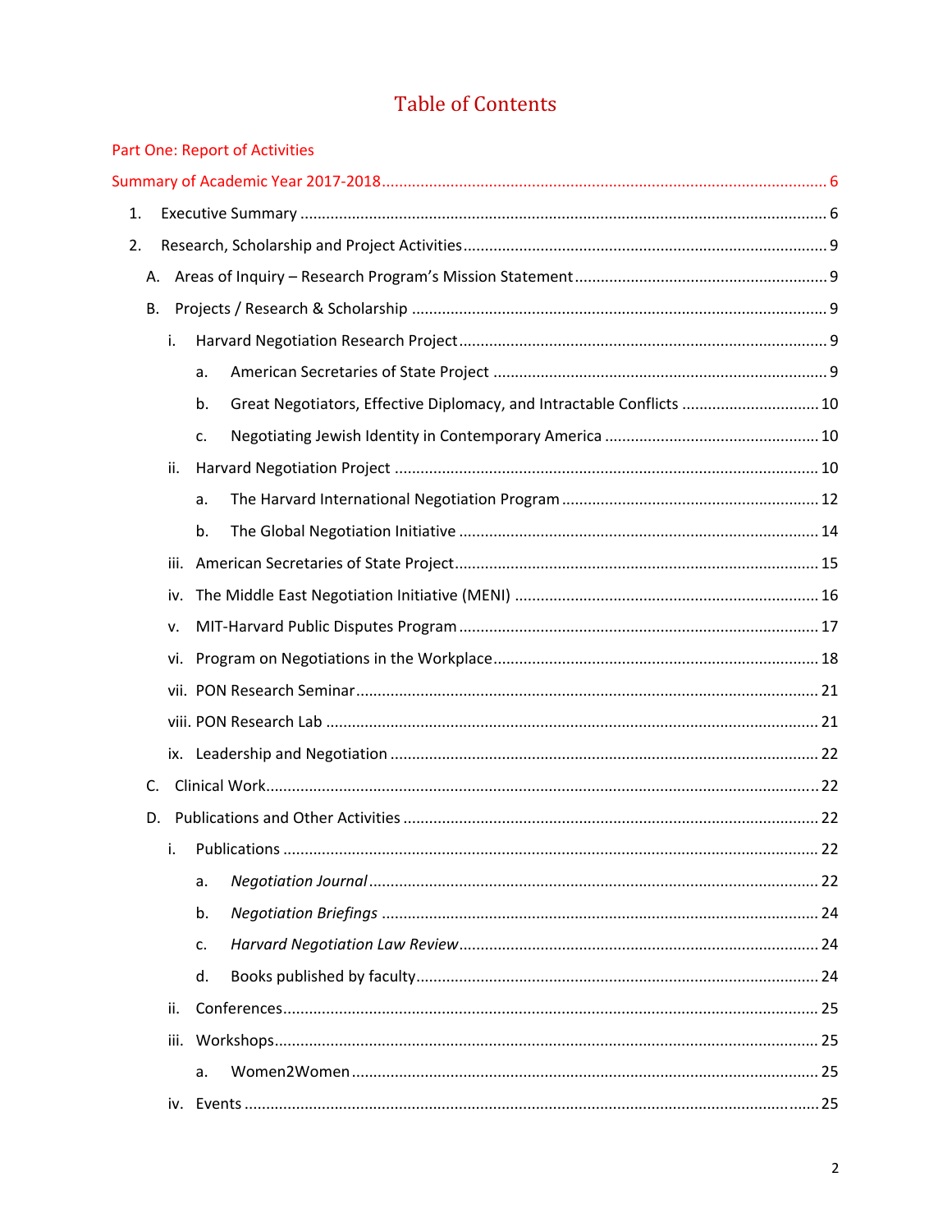# Table of Contents

Part One: Report of Activities

Summary of Academic Year 2017-2018 ........ 6

1. Executive Summary ........ 6
2. Research, Scholarship and Project Activities ........ 9
   - A. Areas of Inquiry – Research Program's Mission Statement ........ 9
   - B. Projects / Research & Scholarship ........ 9
     - i. Harvard Negotiation Research Project ........ 9
       - a. American Secretaries of State Project ........ 9
       - b. Great Negotiators, Effective Diplomacy, and Intractable Conflicts ........ 10
       - c. Negotiating Jewish Identity in Contemporary America ........ 10
     - ii. Harvard Negotiation Project ........ 10
       - a. The Harvard International Negotiation Program ........ 12
       - b. The Global Negotiation Initiative ........ 14
     - iii. American Secretaries of State Project ........ 15
     - iv. The Middle East Negotiation Initiative (MENI) ........ 16
     - v. MIT-Harvard Public Disputes Program ........ 17
     - vi. Program on Negotiations in the Workplace ........ 18
     - vii. PON Research Seminar ........ 21
     - viii. PON Research Lab ........ 21
     - ix. Leadership and Negotiation ........ 22
   - C. Clinical Work ........ 22
   - D. Publications and Other Activities ........ 22
     - i. Publications ........ 22
       - a. *Negotiation Journal* ........ 22
       - b. *Negotiation Briefings* ........ 24
       - c. *Harvard Negotiation Law Review* ........ 24
       - d. Books published by faculty ........ 24
     - ii. Conferences ........ 25
     - iii. Workshops ........ 25
       - a. Women2Women ........ 25
     - iv. Events ........ 25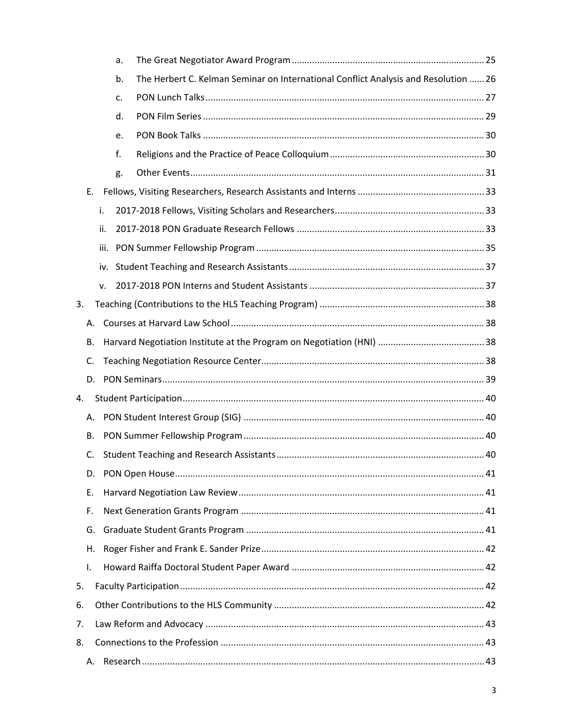- a. The Great Negotiator Award Program ........ 25
- b. The Herbert C. Kelman Seminar on International Conflict Analysis and Resolution ...... 26
- c. PON Lunch Talks ........ 27
- d. PON Film Series ........ 29
- e. PON Book Talks ........ 30
- f. Religions and the Practice of Peace Colloquium ........ 30
- g. Other Events ........ 31

E. Fellows, Visiting Researchers, Research Assistants and Interns ........ 33

- i. 2017-2018 Fellows, Visiting Scholars and Researchers ........ 33
- ii. 2017-2018 PON Graduate Research Fellows ........ 33
- iii. PON Summer Fellowship Program ........ 35
- iv. Student Teaching and Research Assistants ........ 37
- v. 2017-2018 PON Interns and Student Assistants ........ 37

3. Teaching (Contributions to the HLS Teaching Program) ........ 38

- A. Courses at Harvard Law School ........ 38
- B. Harvard Negotiation Institute at the Program on Negotiation (HNI) ........ 38
- C. Teaching Negotiation Resource Center ........ 38
- D. PON Seminars ........ 39

4. Student Participation ........ 40

- A. PON Student Interest Group (SIG) ........ 40
- B. PON Summer Fellowship Program ........ 40
- C. Student Teaching and Research Assistants ........ 40
- D. PON Open House ........ 41
- E. Harvard Negotiation Law Review ........ 41
- F. Next Generation Grants Program ........ 41
- G. Graduate Student Grants Program ........ 41
- H. Roger Fisher and Frank E. Sander Prize ........ 42
- I. Howard Raiffa Doctoral Student Paper Award ........ 42

5. Faculty Participation ........ 42

6. Other Contributions to the HLS Community ........ 42

7. Law Reform and Advocacy ........ 43

8. Connections to the Profession ........ 43

- A. Research ........ 43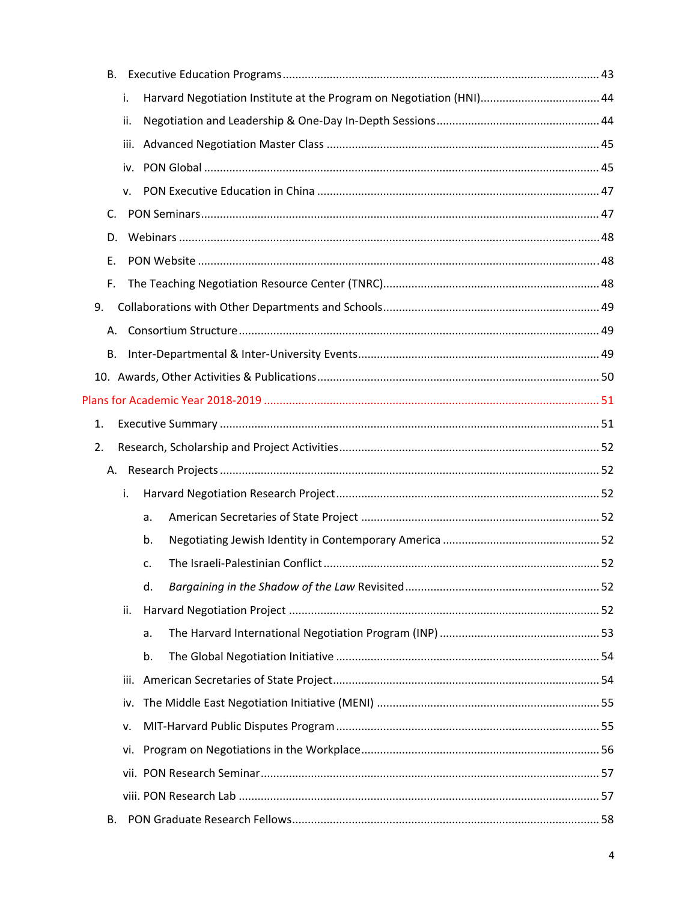- B. Executive Education Programs ..... 43
  - i. Harvard Negotiation Institute at the Program on Negotiation (HNI) ..... 44
  - ii. Negotiation and Leadership & One-Day In-Depth Sessions ..... 44
  - iii. Advanced Negotiation Master Class ..... 45
  - iv. PON Global ..... 45
  - v. PON Executive Education in China ..... 47
- C. PON Seminars ..... 47
- D. Webinars ..... 48
- E. PON Website ..... 48
- F. The Teaching Negotiation Resource Center (TNRC) ..... 48

9. Collaborations with Other Departments and Schools ..... 49
   - A. Consortium Structure ..... 49
   - B. Inter-Departmental & Inter-University Events ..... 49
10. Awards, Other Activities & Publications ..... 50

Plans for Academic Year 2018-2019 ..... 51

1. Executive Summary ..... 51
2. Research, Scholarship and Project Activities ..... 52
   - A. Research Projects ..... 52
     - i. Harvard Negotiation Research Project ..... 52
       - a. American Secretaries of State Project ..... 52
       - b. Negotiating Jewish Identity in Contemporary America ..... 52
       - c. The Israeli-Palestinian Conflict ..... 52
       - d. *Bargaining in the Shadow of the Law* Revisited ..... 52
     - ii. Harvard Negotiation Project ..... 52
       - a. The Harvard International Negotiation Program (INP) ..... 53
       - b. The Global Negotiation Initiative ..... 54
     - iii. American Secretaries of State Project ..... 54
     - iv. The Middle East Negotiation Initiative (MENI) ..... 55
     - v. MIT-Harvard Public Disputes Program ..... 55
     - vi. Program on Negotiations in the Workplace ..... 56
     - vii. PON Research Seminar ..... 57
     - viii. PON Research Lab ..... 57
   - B. PON Graduate Research Fellows ..... 58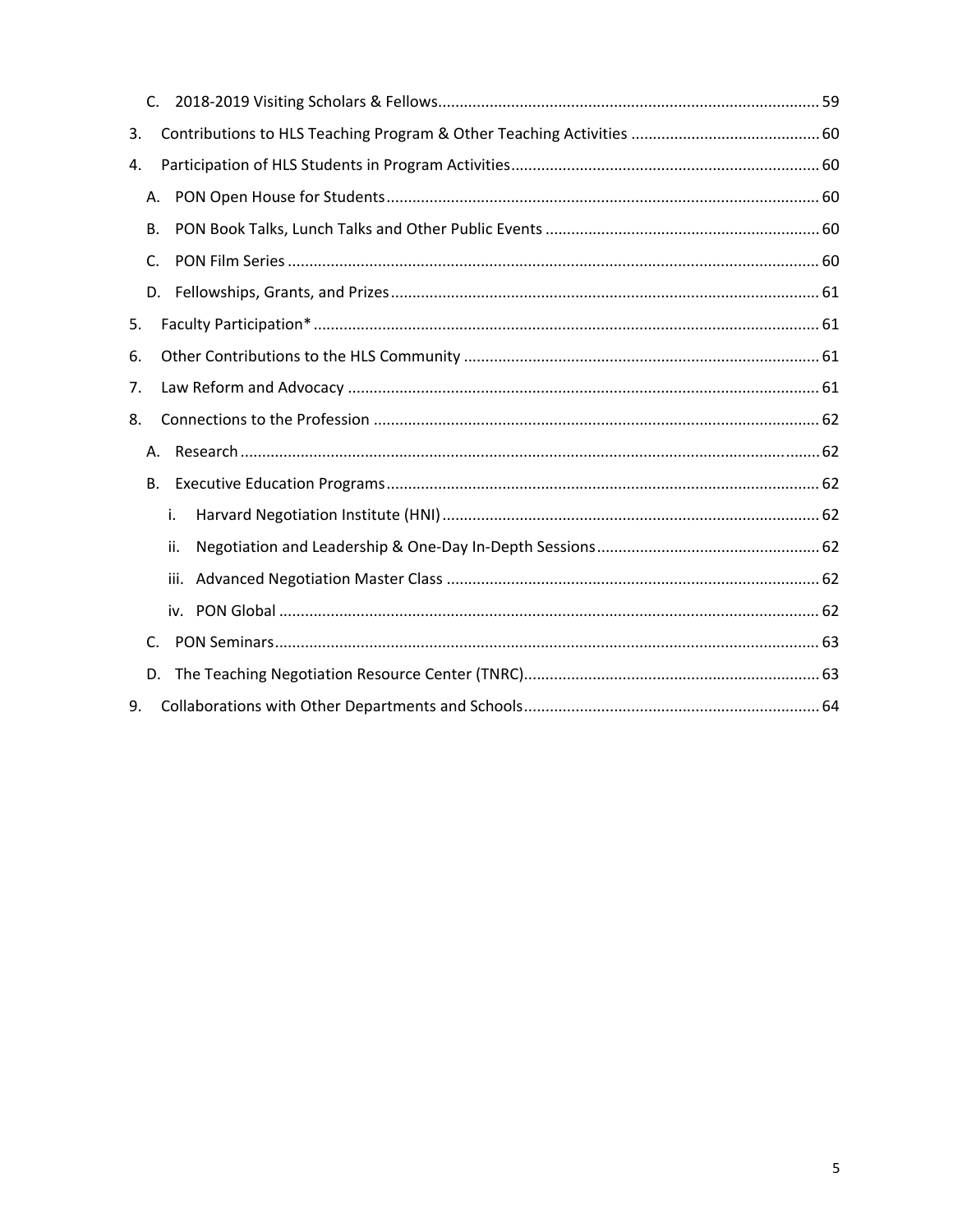- C. 2018-2019 Visiting Scholars & Fellows........................................................................................ 59

3. Contributions to HLS Teaching Program & Other Teaching Activities ............................................ 60
4. Participation of HLS Students in Program Activities........................................................................ 60
   - A. PON Open House for Students.................................................................................................... 60
   - B. PON Book Talks, Lunch Talks and Other Public Events ................................................................ 60
   - C. PON Film Series ............................................................................................................................ 60
   - D. Fellowships, Grants, and Prizes.................................................................................................... 61
5. Faculty Participation* ...................................................................................................................... 61
6. Other Contributions to the HLS Community .................................................................................. 61
7. Law Reform and Advocacy .............................................................................................................. 61
8. Connections to the Profession ........................................................................................................ 62
   - A. Research ....................................................................................................................................... 62
   - B. Executive Education Programs..................................................................................................... 62
     - i. Harvard Negotiation Institute (HNI)........................................................................................ 62
     - ii. Negotiation and Leadership & One-Day In-Depth Sessions.................................................... 62
     - iii. Advanced Negotiation Master Class ....................................................................................... 62
     - iv. PON Global ............................................................................................................................. 62
   - C. PON Seminars............................................................................................................................... 63
   - D. The Teaching Negotiation Resource Center (TNRC)..................................................................... 63
9. Collaborations with Other Departments and Schools..................................................................... 64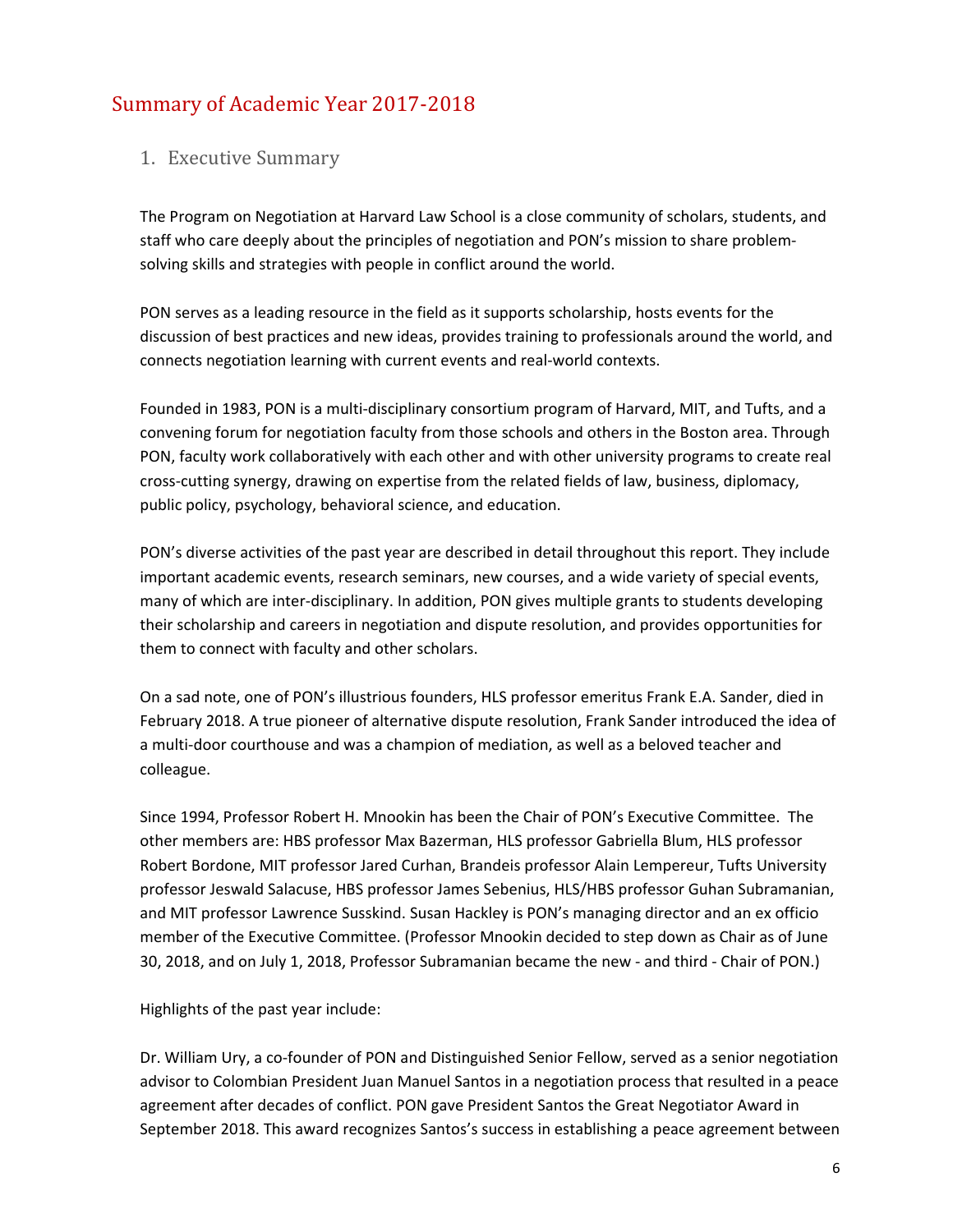# Summary of Academic Year 2017-2018

## 1. Executive Summary

The Program on Negotiation at Harvard Law School is a close community of scholars, students, and staff who care deeply about the principles of negotiation and PON's mission to share problem-solving skills and strategies with people in conflict around the world.

PON serves as a leading resource in the field as it supports scholarship, hosts events for the discussion of best practices and new ideas, provides training to professionals around the world, and connects negotiation learning with current events and real-world contexts.

Founded in 1983, PON is a multi-disciplinary consortium program of Harvard, MIT, and Tufts, and a convening forum for negotiation faculty from those schools and others in the Boston area. Through PON, faculty work collaboratively with each other and with other university programs to create real cross-cutting synergy, drawing on expertise from the related fields of law, business, diplomacy, public policy, psychology, behavioral science, and education.

PON's diverse activities of the past year are described in detail throughout this report. They include important academic events, research seminars, new courses, and a wide variety of special events, many of which are inter-disciplinary. In addition, PON gives multiple grants to students developing their scholarship and careers in negotiation and dispute resolution, and provides opportunities for them to connect with faculty and other scholars.

On a sad note, one of PON's illustrious founders, HLS professor emeritus Frank E.A. Sander, died in February 2018. A true pioneer of alternative dispute resolution, Frank Sander introduced the idea of a multi-door courthouse and was a champion of mediation, as well as a beloved teacher and colleague.

Since 1994, Professor Robert H. Mnookin has been the Chair of PON's Executive Committee. The other members are: HBS professor Max Bazerman, HLS professor Gabriella Blum, HLS professor Robert Bordone, MIT professor Jared Curhan, Brandeis professor Alain Lempereur, Tufts University professor Jeswald Salacuse, HBS professor James Sebenius, HLS/HBS professor Guhan Subramanian, and MIT professor Lawrence Susskind. Susan Hackley is PON's managing director and an ex officio member of the Executive Committee. (Professor Mnookin decided to step down as Chair as of June 30, 2018, and on July 1, 2018, Professor Subramanian became the new - and third - Chair of PON.)

Highlights of the past year include:

Dr. William Ury, a co-founder of PON and Distinguished Senior Fellow, served as a senior negotiation advisor to Colombian President Juan Manuel Santos in a negotiation process that resulted in a peace agreement after decades of conflict. PON gave President Santos the Great Negotiator Award in September 2018. This award recognizes Santos's success in establishing a peace agreement between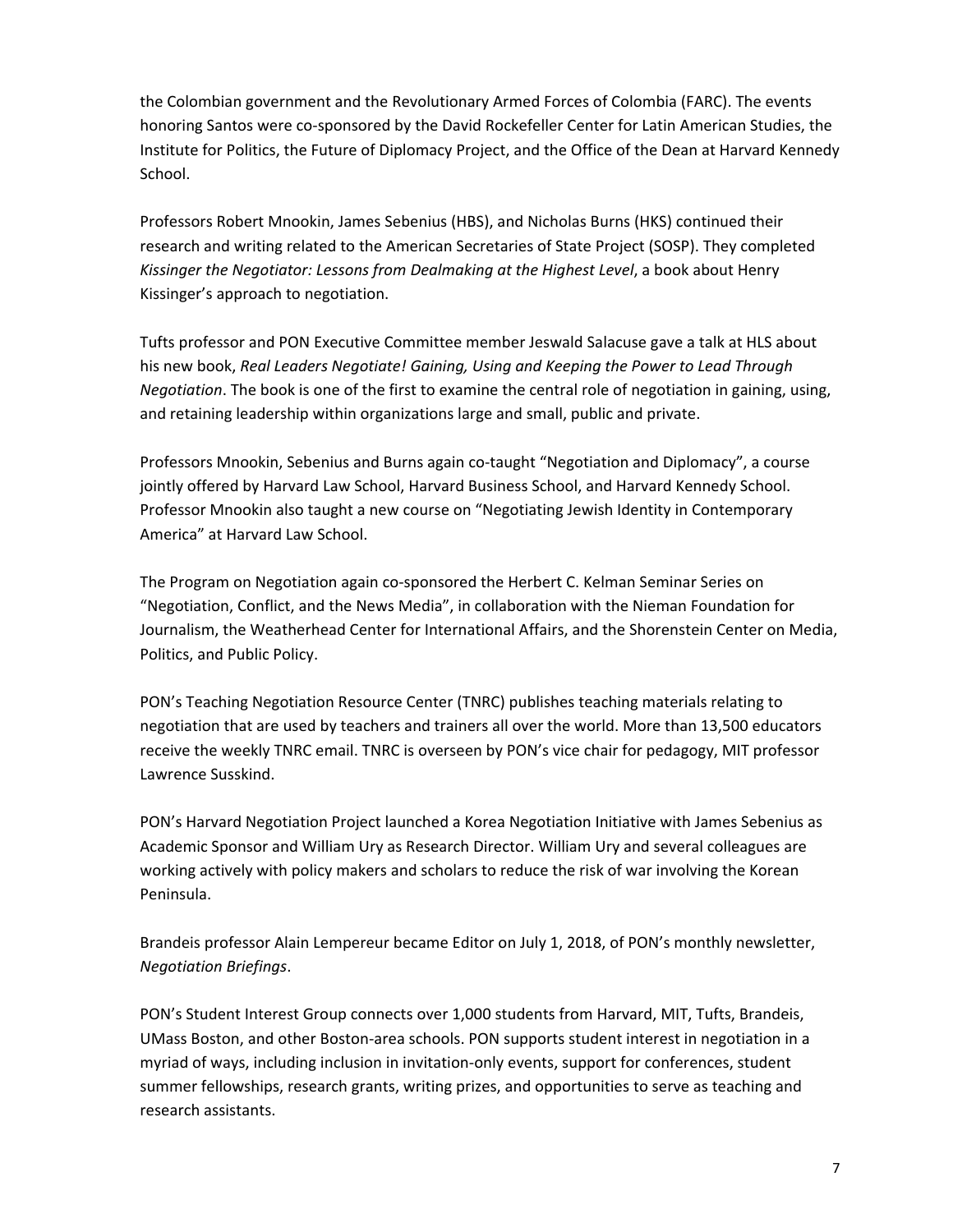the Colombian government and the Revolutionary Armed Forces of Colombia (FARC). The events honoring Santos were co-sponsored by the David Rockefeller Center for Latin American Studies, the Institute for Politics, the Future of Diplomacy Project, and the Office of the Dean at Harvard Kennedy School.

Professors Robert Mnookin, James Sebenius (HBS), and Nicholas Burns (HKS) continued their research and writing related to the American Secretaries of State Project (SOSP). They completed *Kissinger the Negotiator: Lessons from Dealmaking at the Highest Level*, a book about Henry Kissinger's approach to negotiation.

Tufts professor and PON Executive Committee member Jeswald Salacuse gave a talk at HLS about his new book, *Real Leaders Negotiate! Gaining, Using and Keeping the Power to Lead Through Negotiation*. The book is one of the first to examine the central role of negotiation in gaining, using, and retaining leadership within organizations large and small, public and private.

Professors Mnookin, Sebenius and Burns again co-taught "Negotiation and Diplomacy", a course jointly offered by Harvard Law School, Harvard Business School, and Harvard Kennedy School. Professor Mnookin also taught a new course on "Negotiating Jewish Identity in Contemporary America" at Harvard Law School.

The Program on Negotiation again co-sponsored the Herbert C. Kelman Seminar Series on "Negotiation, Conflict, and the News Media", in collaboration with the Nieman Foundation for Journalism, the Weatherhead Center for International Affairs, and the Shorenstein Center on Media, Politics, and Public Policy.

PON's Teaching Negotiation Resource Center (TNRC) publishes teaching materials relating to negotiation that are used by teachers and trainers all over the world. More than 13,500 educators receive the weekly TNRC email. TNRC is overseen by PON's vice chair for pedagogy, MIT professor Lawrence Susskind.

PON's Harvard Negotiation Project launched a Korea Negotiation Initiative with James Sebenius as Academic Sponsor and William Ury as Research Director. William Ury and several colleagues are working actively with policy makers and scholars to reduce the risk of war involving the Korean Peninsula.

Brandeis professor Alain Lempereur became Editor on July 1, 2018, of PON's monthly newsletter, *Negotiation Briefings*.

PON's Student Interest Group connects over 1,000 students from Harvard, MIT, Tufts, Brandeis, UMass Boston, and other Boston-area schools. PON supports student interest in negotiation in a myriad of ways, including inclusion in invitation-only events, support for conferences, student summer fellowships, research grants, writing prizes, and opportunities to serve as teaching and research assistants.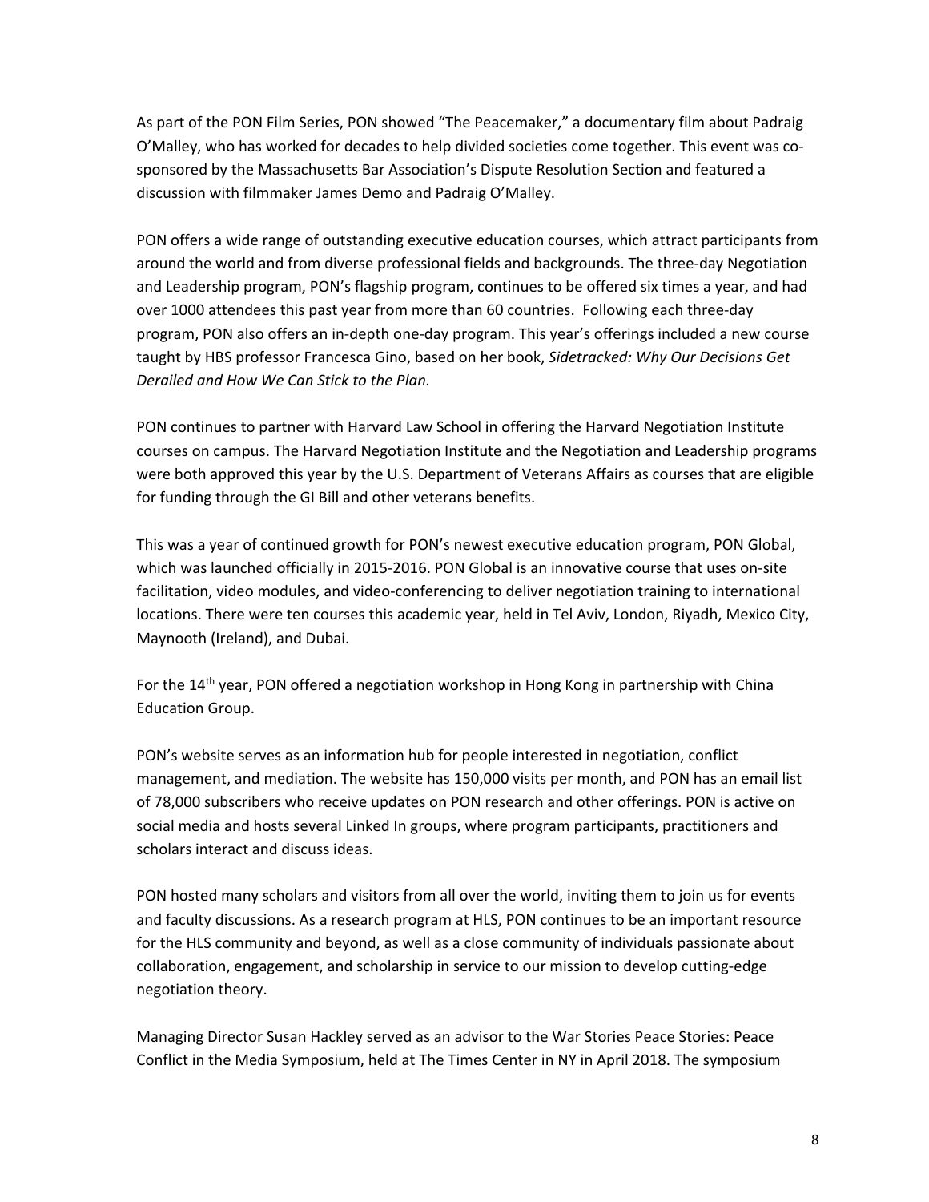As part of the PON Film Series, PON showed "The Peacemaker," a documentary film about Padraig O'Malley, who has worked for decades to help divided societies come together. This event was co-sponsored by the Massachusetts Bar Association's Dispute Resolution Section and featured a discussion with filmmaker James Demo and Padraig O'Malley.

PON offers a wide range of outstanding executive education courses, which attract participants from around the world and from diverse professional fields and backgrounds. The three-day Negotiation and Leadership program, PON's flagship program, continues to be offered six times a year, and had over 1000 attendees this past year from more than 60 countries. Following each three-day program, PON also offers an in-depth one-day program. This year's offerings included a new course taught by HBS professor Francesca Gino, based on her book, *Sidetracked: Why Our Decisions Get Derailed and How We Can Stick to the Plan.*

PON continues to partner with Harvard Law School in offering the Harvard Negotiation Institute courses on campus. The Harvard Negotiation Institute and the Negotiation and Leadership programs were both approved this year by the U.S. Department of Veterans Affairs as courses that are eligible for funding through the GI Bill and other veterans benefits.

This was a year of continued growth for PON's newest executive education program, PON Global, which was launched officially in 2015-2016. PON Global is an innovative course that uses on-site facilitation, video modules, and video-conferencing to deliver negotiation training to international locations. There were ten courses this academic year, held in Tel Aviv, London, Riyadh, Mexico City, Maynooth (Ireland), and Dubai.

For the 14th year, PON offered a negotiation workshop in Hong Kong in partnership with China Education Group.

PON's website serves as an information hub for people interested in negotiation, conflict management, and mediation. The website has 150,000 visits per month, and PON has an email list of 78,000 subscribers who receive updates on PON research and other offerings. PON is active on social media and hosts several Linked In groups, where program participants, practitioners and scholars interact and discuss ideas.

PON hosted many scholars and visitors from all over the world, inviting them to join us for events and faculty discussions. As a research program at HLS, PON continues to be an important resource for the HLS community and beyond, as well as a close community of individuals passionate about collaboration, engagement, and scholarship in service to our mission to develop cutting-edge negotiation theory.

Managing Director Susan Hackley served as an advisor to the War Stories Peace Stories: Peace Conflict in the Media Symposium, held at The Times Center in NY in April 2018. The symposium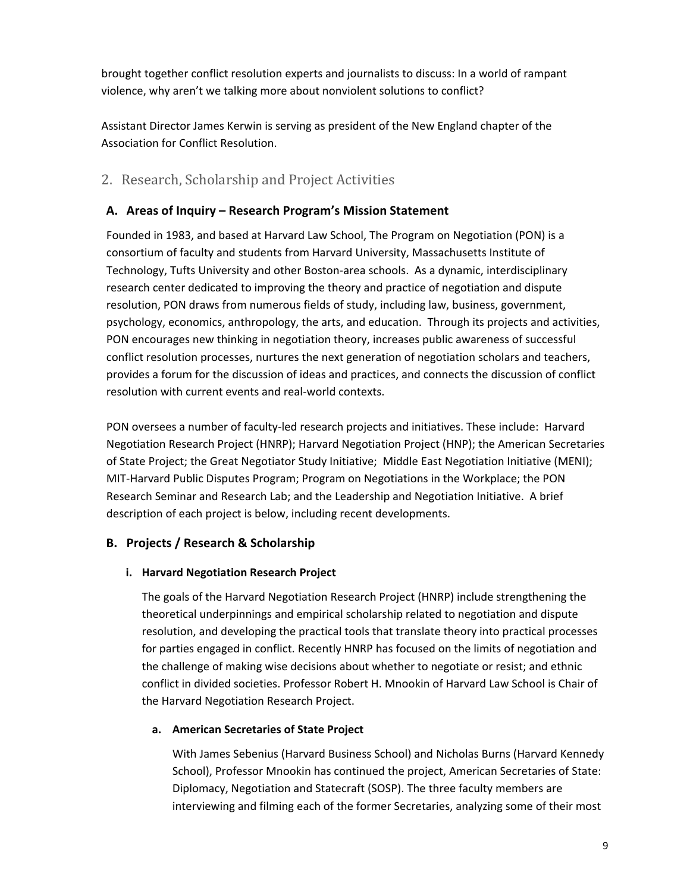brought together conflict resolution experts and journalists to discuss: In a world of rampant violence, why aren't we talking more about nonviolent solutions to conflict?

Assistant Director James Kerwin is serving as president of the New England chapter of the Association for Conflict Resolution.

## 2. Research, Scholarship and Project Activities

### A. Areas of Inquiry – Research Program's Mission Statement

Founded in 1983, and based at Harvard Law School, The Program on Negotiation (PON) is a consortium of faculty and students from Harvard University, Massachusetts Institute of Technology, Tufts University and other Boston-area schools. As a dynamic, interdisciplinary research center dedicated to improving the theory and practice of negotiation and dispute resolution, PON draws from numerous fields of study, including law, business, government, psychology, economics, anthropology, the arts, and education. Through its projects and activities, PON encourages new thinking in negotiation theory, increases public awareness of successful conflict resolution processes, nurtures the next generation of negotiation scholars and teachers, provides a forum for the discussion of ideas and practices, and connects the discussion of conflict resolution with current events and real-world contexts.

PON oversees a number of faculty-led research projects and initiatives. These include: Harvard Negotiation Research Project (HNRP); Harvard Negotiation Project (HNP); the American Secretaries of State Project; the Great Negotiator Study Initiative; Middle East Negotiation Initiative (MENI); MIT-Harvard Public Disputes Program; Program on Negotiations in the Workplace; the PON Research Seminar and Research Lab; and the Leadership and Negotiation Initiative. A brief description of each project is below, including recent developments.

### B. Projects / Research & Scholarship

#### i. Harvard Negotiation Research Project

The goals of the Harvard Negotiation Research Project (HNRP) include strengthening the theoretical underpinnings and empirical scholarship related to negotiation and dispute resolution, and developing the practical tools that translate theory into practical processes for parties engaged in conflict. Recently HNRP has focused on the limits of negotiation and the challenge of making wise decisions about whether to negotiate or resist; and ethnic conflict in divided societies. Professor Robert H. Mnookin of Harvard Law School is Chair of the Harvard Negotiation Research Project.

##### a. American Secretaries of State Project

With James Sebenius (Harvard Business School) and Nicholas Burns (Harvard Kennedy School), Professor Mnookin has continued the project, American Secretaries of State: Diplomacy, Negotiation and Statecraft (SOSP). The three faculty members are interviewing and filming each of the former Secretaries, analyzing some of their most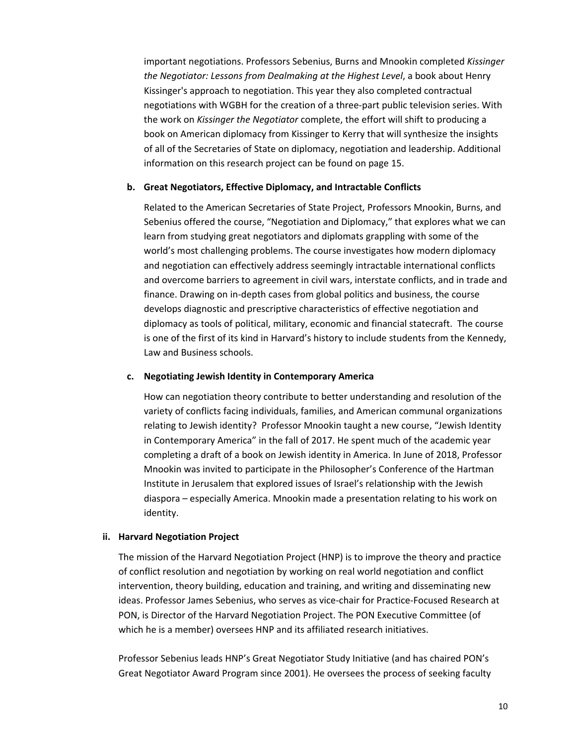important negotiations. Professors Sebenius, Burns and Mnookin completed *Kissinger the Negotiator: Lessons from Dealmaking at the Highest Level*, a book about Henry Kissinger's approach to negotiation. This year they also completed contractual negotiations with WGBH for the creation of a three-part public television series. With the work on *Kissinger the Negotiator* complete, the effort will shift to producing a book on American diplomacy from Kissinger to Kerry that will synthesize the insights of all of the Secretaries of State on diplomacy, negotiation and leadership. Additional information on this research project can be found on page 15.

**b. Great Negotiators, Effective Diplomacy, and Intractable Conflicts**

Related to the American Secretaries of State Project, Professors Mnookin, Burns, and Sebenius offered the course, "Negotiation and Diplomacy," that explores what we can learn from studying great negotiators and diplomats grappling with some of the world's most challenging problems. The course investigates how modern diplomacy and negotiation can effectively address seemingly intractable international conflicts and overcome barriers to agreement in civil wars, interstate conflicts, and in trade and finance. Drawing on in-depth cases from global politics and business, the course develops diagnostic and prescriptive characteristics of effective negotiation and diplomacy as tools of political, military, economic and financial statecraft. The course is one of the first of its kind in Harvard's history to include students from the Kennedy, Law and Business schools.

**c. Negotiating Jewish Identity in Contemporary America**

How can negotiation theory contribute to better understanding and resolution of the variety of conflicts facing individuals, families, and American communal organizations relating to Jewish identity? Professor Mnookin taught a new course, "Jewish Identity in Contemporary America" in the fall of 2017. He spent much of the academic year completing a draft of a book on Jewish identity in America. In June of 2018, Professor Mnookin was invited to participate in the Philosopher's Conference of the Hartman Institute in Jerusalem that explored issues of Israel's relationship with the Jewish diaspora – especially America. Mnookin made a presentation relating to his work on identity.

**ii. Harvard Negotiation Project**

The mission of the Harvard Negotiation Project (HNP) is to improve the theory and practice of conflict resolution and negotiation by working on real world negotiation and conflict intervention, theory building, education and training, and writing and disseminating new ideas. Professor James Sebenius, who serves as vice-chair for Practice-Focused Research at PON, is Director of the Harvard Negotiation Project. The PON Executive Committee (of which he is a member) oversees HNP and its affiliated research initiatives.

Professor Sebenius leads HNP's Great Negotiator Study Initiative (and has chaired PON's Great Negotiator Award Program since 2001). He oversees the process of seeking faculty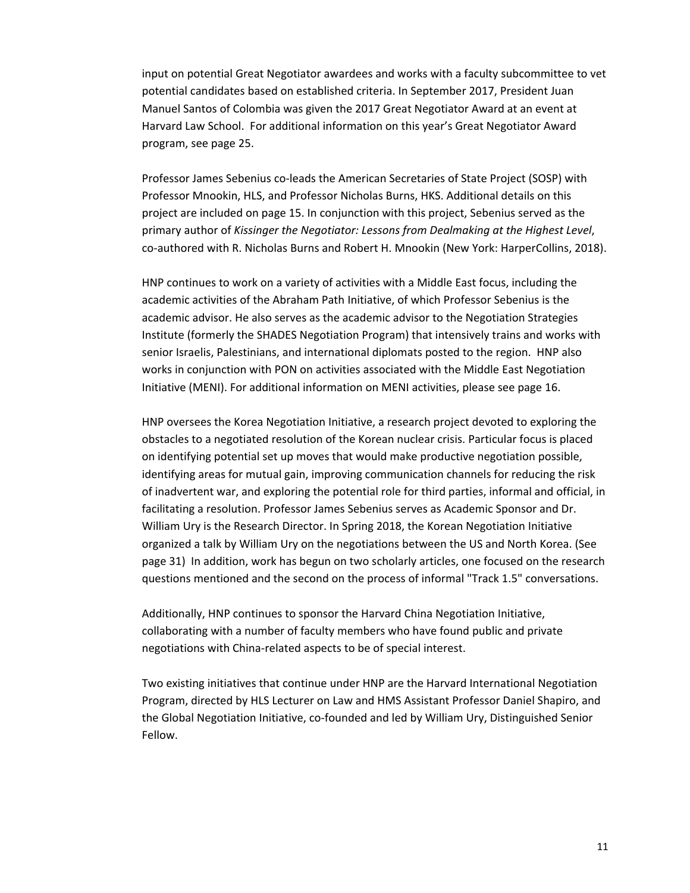input on potential Great Negotiator awardees and works with a faculty subcommittee to vet potential candidates based on established criteria. In September 2017, President Juan Manuel Santos of Colombia was given the 2017 Great Negotiator Award at an event at Harvard Law School. For additional information on this year's Great Negotiator Award program, see page 25.

Professor James Sebenius co-leads the American Secretaries of State Project (SOSP) with Professor Mnookin, HLS, and Professor Nicholas Burns, HKS. Additional details on this project are included on page 15. In conjunction with this project, Sebenius served as the primary author of *Kissinger the Negotiator: Lessons from Dealmaking at the Highest Level*, co-authored with R. Nicholas Burns and Robert H. Mnookin (New York: HarperCollins, 2018).

HNP continues to work on a variety of activities with a Middle East focus, including the academic activities of the Abraham Path Initiative, of which Professor Sebenius is the academic advisor. He also serves as the academic advisor to the Negotiation Strategies Institute (formerly the SHADES Negotiation Program) that intensively trains and works with senior Israelis, Palestinians, and international diplomats posted to the region. HNP also works in conjunction with PON on activities associated with the Middle East Negotiation Initiative (MENI). For additional information on MENI activities, please see page 16.

HNP oversees the Korea Negotiation Initiative, a research project devoted to exploring the obstacles to a negotiated resolution of the Korean nuclear crisis. Particular focus is placed on identifying potential set up moves that would make productive negotiation possible, identifying areas for mutual gain, improving communication channels for reducing the risk of inadvertent war, and exploring the potential role for third parties, informal and official, in facilitating a resolution. Professor James Sebenius serves as Academic Sponsor and Dr. William Ury is the Research Director. In Spring 2018, the Korean Negotiation Initiative organized a talk by William Ury on the negotiations between the US and North Korea. (See page 31) In addition, work has begun on two scholarly articles, one focused on the research questions mentioned and the second on the process of informal "Track 1.5" conversations.

Additionally, HNP continues to sponsor the Harvard China Negotiation Initiative, collaborating with a number of faculty members who have found public and private negotiations with China-related aspects to be of special interest.

Two existing initiatives that continue under HNP are the Harvard International Negotiation Program, directed by HLS Lecturer on Law and HMS Assistant Professor Daniel Shapiro, and the Global Negotiation Initiative, co-founded and led by William Ury, Distinguished Senior Fellow.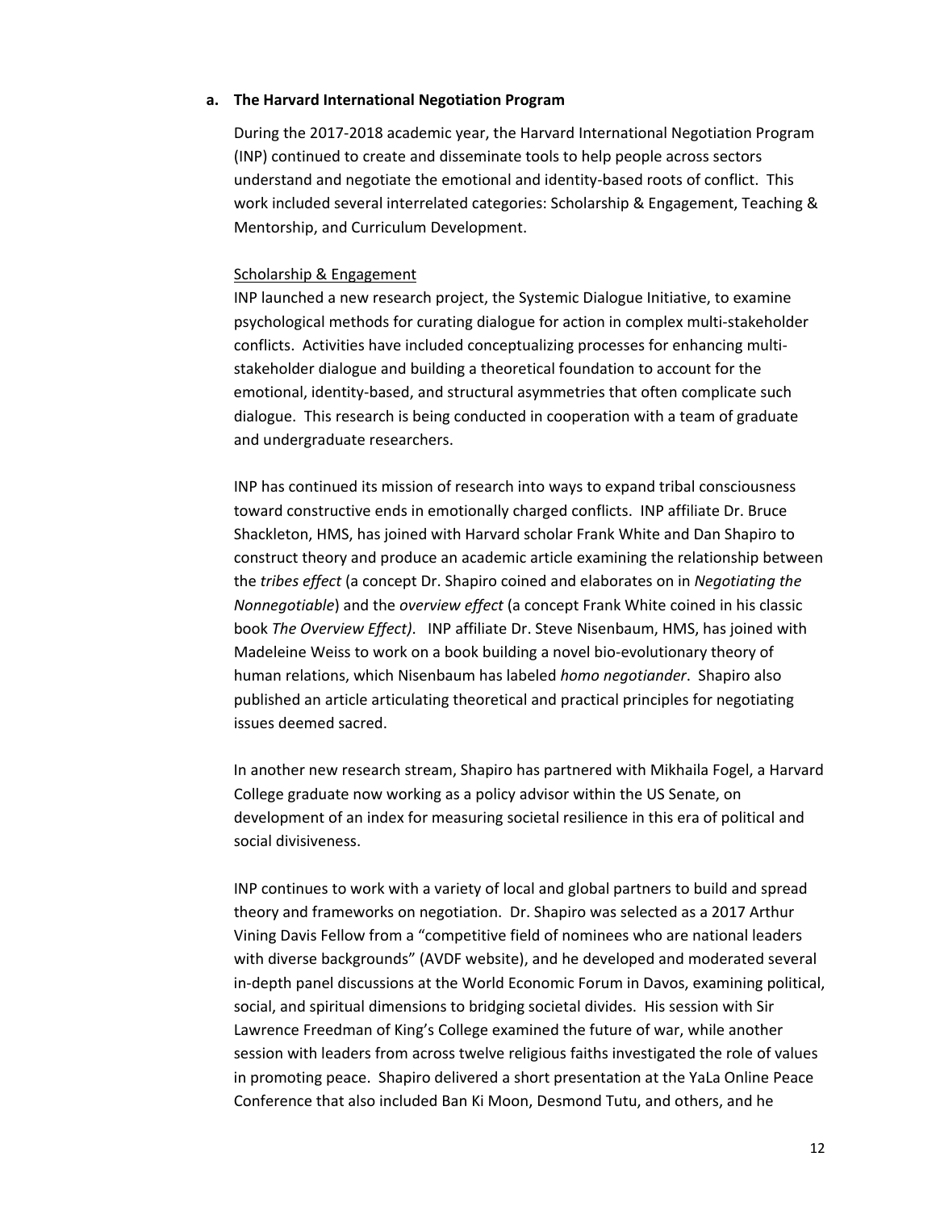### a. The Harvard International Negotiation Program

During the 2017-2018 academic year, the Harvard International Negotiation Program (INP) continued to create and disseminate tools to help people across sectors understand and negotiate the emotional and identity-based roots of conflict. This work included several interrelated categories: Scholarship & Engagement, Teaching & Mentorship, and Curriculum Development.

#### Scholarship & Engagement

INP launched a new research project, the Systemic Dialogue Initiative, to examine psychological methods for curating dialogue for action in complex multi-stakeholder conflicts. Activities have included conceptualizing processes for enhancing multi-stakeholder dialogue and building a theoretical foundation to account for the emotional, identity-based, and structural asymmetries that often complicate such dialogue. This research is being conducted in cooperation with a team of graduate and undergraduate researchers.

INP has continued its mission of research into ways to expand tribal consciousness toward constructive ends in emotionally charged conflicts. INP affiliate Dr. Bruce Shackleton, HMS, has joined with Harvard scholar Frank White and Dan Shapiro to construct theory and produce an academic article examining the relationship between the *tribes effect* (a concept Dr. Shapiro coined and elaborates on in *Negotiating the Nonnegotiable*) and the *overview effect* (a concept Frank White coined in his classic book *The Overview Effect)*. INP affiliate Dr. Steve Nisenbaum, HMS, has joined with Madeleine Weiss to work on a book building a novel bio-evolutionary theory of human relations, which Nisenbaum has labeled *homo negotiander*. Shapiro also published an article articulating theoretical and practical principles for negotiating issues deemed sacred.

In another new research stream, Shapiro has partnered with Mikhaila Fogel, a Harvard College graduate now working as a policy advisor within the US Senate, on development of an index for measuring societal resilience in this era of political and social divisiveness.

INP continues to work with a variety of local and global partners to build and spread theory and frameworks on negotiation. Dr. Shapiro was selected as a 2017 Arthur Vining Davis Fellow from a "competitive field of nominees who are national leaders with diverse backgrounds" (AVDF website), and he developed and moderated several in-depth panel discussions at the World Economic Forum in Davos, examining political, social, and spiritual dimensions to bridging societal divides. His session with Sir Lawrence Freedman of King's College examined the future of war, while another session with leaders from across twelve religious faiths investigated the role of values in promoting peace. Shapiro delivered a short presentation at the YaLa Online Peace Conference that also included Ban Ki Moon, Desmond Tutu, and others, and he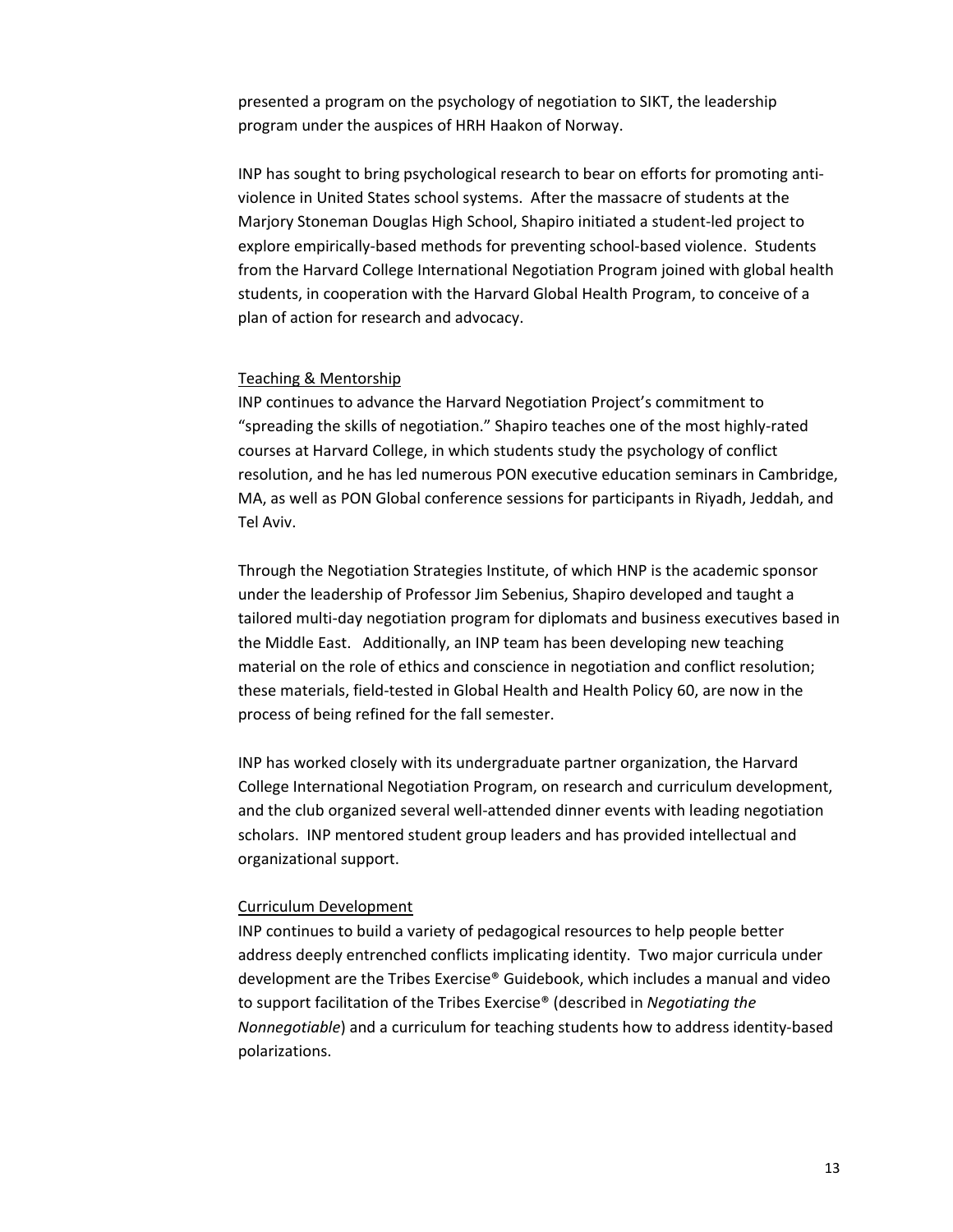presented a program on the psychology of negotiation to SIKT, the leadership program under the auspices of HRH Haakon of Norway.

INP has sought to bring psychological research to bear on efforts for promoting anti-violence in United States school systems. After the massacre of students at the Marjory Stoneman Douglas High School, Shapiro initiated a student-led project to explore empirically-based methods for preventing school-based violence. Students from the Harvard College International Negotiation Program joined with global health students, in cooperation with the Harvard Global Health Program, to conceive of a plan of action for research and advocacy.

### Teaching & Mentorship

INP continues to advance the Harvard Negotiation Project's commitment to "spreading the skills of negotiation." Shapiro teaches one of the most highly-rated courses at Harvard College, in which students study the psychology of conflict resolution, and he has led numerous PON executive education seminars in Cambridge, MA, as well as PON Global conference sessions for participants in Riyadh, Jeddah, and Tel Aviv.

Through the Negotiation Strategies Institute, of which HNP is the academic sponsor under the leadership of Professor Jim Sebenius, Shapiro developed and taught a tailored multi-day negotiation program for diplomats and business executives based in the Middle East. Additionally, an INP team has been developing new teaching material on the role of ethics and conscience in negotiation and conflict resolution; these materials, field-tested in Global Health and Health Policy 60, are now in the process of being refined for the fall semester.

INP has worked closely with its undergraduate partner organization, the Harvard College International Negotiation Program, on research and curriculum development, and the club organized several well-attended dinner events with leading negotiation scholars. INP mentored student group leaders and has provided intellectual and organizational support.

### Curriculum Development

INP continues to build a variety of pedagogical resources to help people better address deeply entrenched conflicts implicating identity. Two major curricula under development are the Tribes Exercise® Guidebook, which includes a manual and video to support facilitation of the Tribes Exercise® (described in *Negotiating the Nonnegotiable*) and a curriculum for teaching students how to address identity-based polarizations.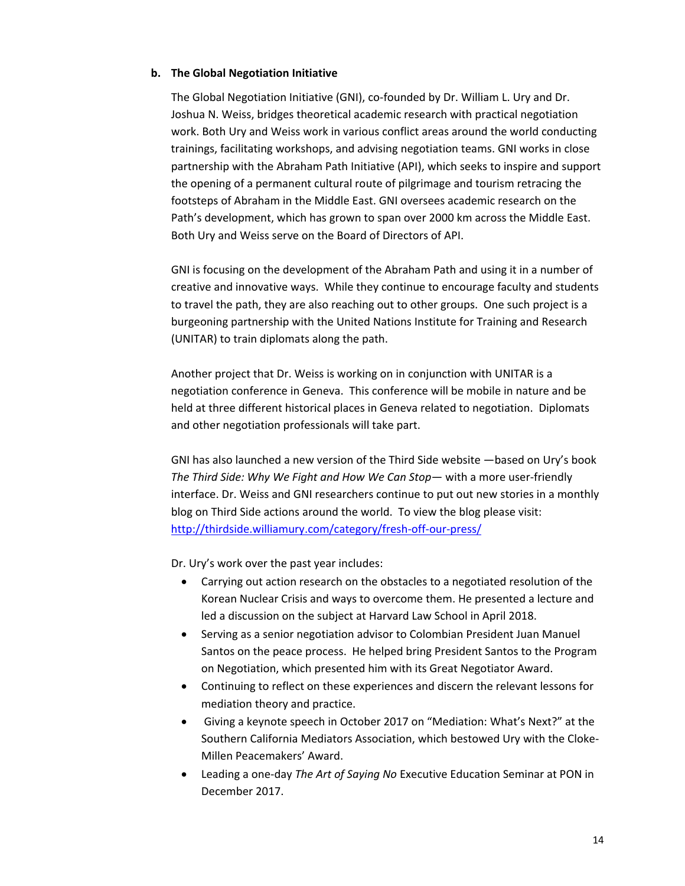**b. The Global Negotiation Initiative**

The Global Negotiation Initiative (GNI), co-founded by Dr. William L. Ury and Dr. Joshua N. Weiss, bridges theoretical academic research with practical negotiation work. Both Ury and Weiss work in various conflict areas around the world conducting trainings, facilitating workshops, and advising negotiation teams. GNI works in close partnership with the Abraham Path Initiative (API), which seeks to inspire and support the opening of a permanent cultural route of pilgrimage and tourism retracing the footsteps of Abraham in the Middle East. GNI oversees academic research on the Path's development, which has grown to span over 2000 km across the Middle East. Both Ury and Weiss serve on the Board of Directors of API.

GNI is focusing on the development of the Abraham Path and using it in a number of creative and innovative ways. While they continue to encourage faculty and students to travel the path, they are also reaching out to other groups. One such project is a burgeoning partnership with the United Nations Institute for Training and Research (UNITAR) to train diplomats along the path.

Another project that Dr. Weiss is working on in conjunction with UNITAR is a negotiation conference in Geneva. This conference will be mobile in nature and be held at three different historical places in Geneva related to negotiation. Diplomats and other negotiation professionals will take part.

GNI has also launched a new version of the Third Side website —based on Ury's book *The Third Side: Why We Fight and How We Can Stop*— with a more user-friendly interface. Dr. Weiss and GNI researchers continue to put out new stories in a monthly blog on Third Side actions around the world. To view the blog please visit: http://thirdside.williamury.com/category/fresh-off-our-press/

Dr. Ury's work over the past year includes:

- Carrying out action research on the obstacles to a negotiated resolution of the Korean Nuclear Crisis and ways to overcome them. He presented a lecture and led a discussion on the subject at Harvard Law School in April 2018.
- Serving as a senior negotiation advisor to Colombian President Juan Manuel Santos on the peace process. He helped bring President Santos to the Program on Negotiation, which presented him with its Great Negotiator Award.
- Continuing to reflect on these experiences and discern the relevant lessons for mediation theory and practice.
- Giving a keynote speech in October 2017 on "Mediation: What's Next?" at the Southern California Mediators Association, which bestowed Ury with the Cloke-Millen Peacemakers' Award.
- Leading a one-day *The Art of Saying No* Executive Education Seminar at PON in December 2017.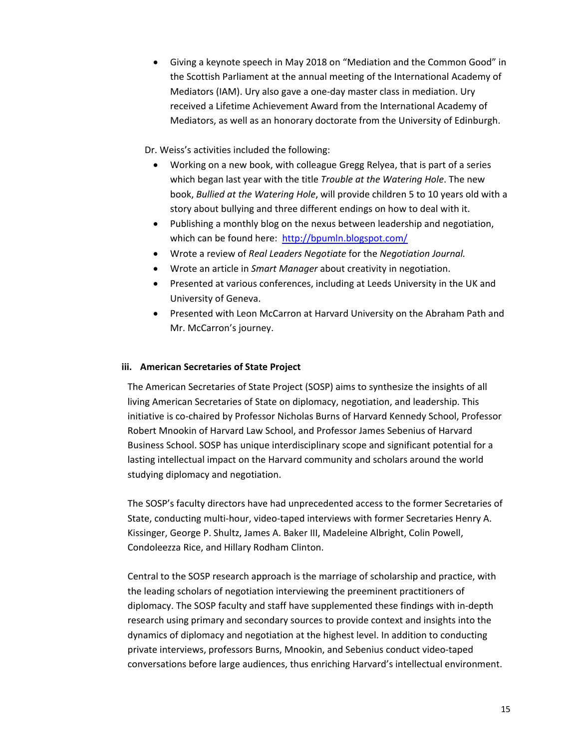- Giving a keynote speech in May 2018 on "Mediation and the Common Good" in the Scottish Parliament at the annual meeting of the International Academy of Mediators (IAM). Ury also gave a one-day master class in mediation. Ury received a Lifetime Achievement Award from the International Academy of Mediators, as well as an honorary doctorate from the University of Edinburgh.

Dr. Weiss's activities included the following:

- Working on a new book, with colleague Gregg Relyea, that is part of a series which began last year with the title *Trouble at the Watering Hole*. The new book, *Bullied at the Watering Hole*, will provide children 5 to 10 years old with a story about bullying and three different endings on how to deal with it.
- Publishing a monthly blog on the nexus between leadership and negotiation, which can be found here: [http://bpumln.blogspot.com/](http://bpumln.blogspot.com/)
- Wrote a review of *Real Leaders Negotiate* for the *Negotiation Journal.*
- Wrote an article in *Smart Manager* about creativity in negotiation.
- Presented at various conferences, including at Leeds University in the UK and University of Geneva.
- Presented with Leon McCarron at Harvard University on the Abraham Path and Mr. McCarron's journey.

### iii. American Secretaries of State Project

The American Secretaries of State Project (SOSP) aims to synthesize the insights of all living American Secretaries of State on diplomacy, negotiation, and leadership. This initiative is co-chaired by Professor Nicholas Burns of Harvard Kennedy School, Professor Robert Mnookin of Harvard Law School, and Professor James Sebenius of Harvard Business School. SOSP has unique interdisciplinary scope and significant potential for a lasting intellectual impact on the Harvard community and scholars around the world studying diplomacy and negotiation.

The SOSP's faculty directors have had unprecedented access to the former Secretaries of State, conducting multi-hour, video-taped interviews with former Secretaries Henry A. Kissinger, George P. Shultz, James A. Baker III, Madeleine Albright, Colin Powell, Condoleezza Rice, and Hillary Rodham Clinton.

Central to the SOSP research approach is the marriage of scholarship and practice, with the leading scholars of negotiation interviewing the preeminent practitioners of diplomacy. The SOSP faculty and staff have supplemented these findings with in-depth research using primary and secondary sources to provide context and insights into the dynamics of diplomacy and negotiation at the highest level. In addition to conducting private interviews, professors Burns, Mnookin, and Sebenius conduct video-taped conversations before large audiences, thus enriching Harvard's intellectual environment.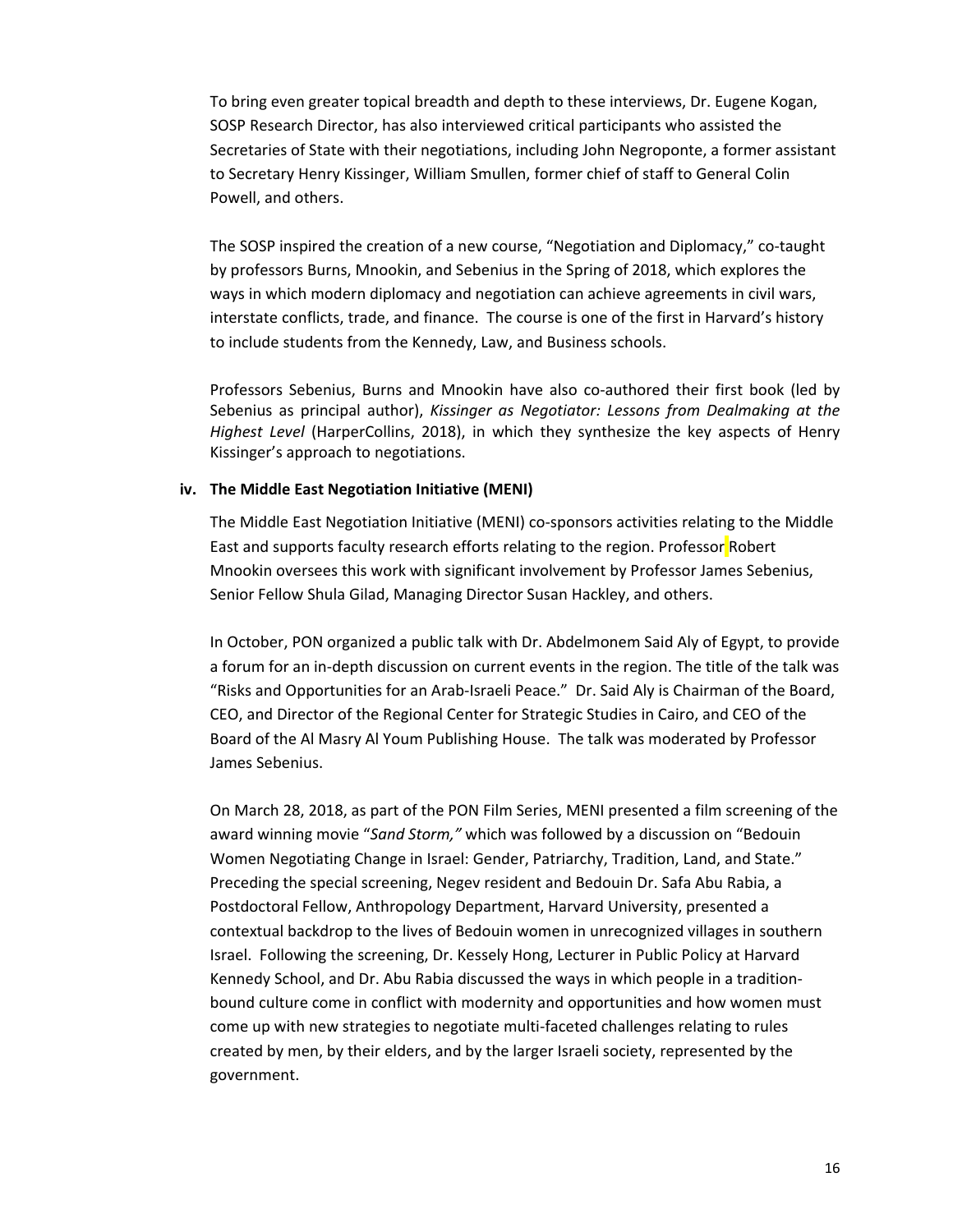To bring even greater topical breadth and depth to these interviews, Dr. Eugene Kogan, SOSP Research Director, has also interviewed critical participants who assisted the Secretaries of State with their negotiations, including John Negroponte, a former assistant to Secretary Henry Kissinger, William Smullen, former chief of staff to General Colin Powell, and others.

The SOSP inspired the creation of a new course, "Negotiation and Diplomacy," co-taught by professors Burns, Mnookin, and Sebenius in the Spring of 2018, which explores the ways in which modern diplomacy and negotiation can achieve agreements in civil wars, interstate conflicts, trade, and finance. The course is one of the first in Harvard's history to include students from the Kennedy, Law, and Business schools.

Professors Sebenius, Burns and Mnookin have also co-authored their first book (led by Sebenius as principal author), *Kissinger as Negotiator: Lessons from Dealmaking at the Highest Level* (HarperCollins, 2018), in which they synthesize the key aspects of Henry Kissinger's approach to negotiations.

### iv. The Middle East Negotiation Initiative (MENI)

The Middle East Negotiation Initiative (MENI) co-sponsors activities relating to the Middle East and supports faculty research efforts relating to the region. Professor Robert Mnookin oversees this work with significant involvement by Professor James Sebenius, Senior Fellow Shula Gilad, Managing Director Susan Hackley, and others.

In October, PON organized a public talk with Dr. Abdelmonem Said Aly of Egypt, to provide a forum for an in-depth discussion on current events in the region. The title of the talk was "Risks and Opportunities for an Arab-Israeli Peace." Dr. Said Aly is Chairman of the Board, CEO, and Director of the Regional Center for Strategic Studies in Cairo, and CEO of the Board of the Al Masry Al Youm Publishing House. The talk was moderated by Professor James Sebenius.

On March 28, 2018, as part of the PON Film Series, MENI presented a film screening of the award winning movie "*Sand Storm,*" which was followed by a discussion on "Bedouin Women Negotiating Change in Israel: Gender, Patriarchy, Tradition, Land, and State." Preceding the special screening, Negev resident and Bedouin Dr. Safa Abu Rabia, a Postdoctoral Fellow, Anthropology Department, Harvard University, presented a contextual backdrop to the lives of Bedouin women in unrecognized villages in southern Israel. Following the screening, Dr. Kessely Hong, Lecturer in Public Policy at Harvard Kennedy School, and Dr. Abu Rabia discussed the ways in which people in a tradition-bound culture come in conflict with modernity and opportunities and how women must come up with new strategies to negotiate multi-faceted challenges relating to rules created by men, by their elders, and by the larger Israeli society, represented by the government.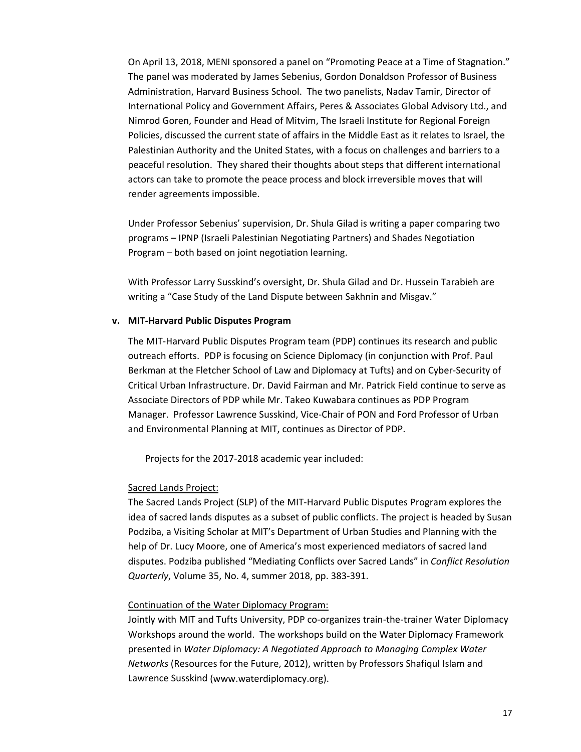On April 13, 2018, MENI sponsored a panel on "Promoting Peace at a Time of Stagnation." The panel was moderated by James Sebenius, Gordon Donaldson Professor of Business Administration, Harvard Business School. The two panelists, Nadav Tamir, Director of International Policy and Government Affairs, Peres & Associates Global Advisory Ltd., and Nimrod Goren, Founder and Head of Mitvim, The Israeli Institute for Regional Foreign Policies, discussed the current state of affairs in the Middle East as it relates to Israel, the Palestinian Authority and the United States, with a focus on challenges and barriers to a peaceful resolution. They shared their thoughts about steps that different international actors can take to promote the peace process and block irreversible moves that will render agreements impossible.

Under Professor Sebenius' supervision, Dr. Shula Gilad is writing a paper comparing two programs – IPNP (Israeli Palestinian Negotiating Partners) and Shades Negotiation Program – both based on joint negotiation learning.

With Professor Larry Susskind's oversight, Dr. Shula Gilad and Dr. Hussein Tarabieh are writing a "Case Study of the Land Dispute between Sakhnin and Misgav."

**v. MIT-Harvard Public Disputes Program**

The MIT-Harvard Public Disputes Program team (PDP) continues its research and public outreach efforts. PDP is focusing on Science Diplomacy (in conjunction with Prof. Paul Berkman at the Fletcher School of Law and Diplomacy at Tufts) and on Cyber-Security of Critical Urban Infrastructure. Dr. David Fairman and Mr. Patrick Field continue to serve as Associate Directors of PDP while Mr. Takeo Kuwabara continues as PDP Program Manager. Professor Lawrence Susskind, Vice-Chair of PON and Ford Professor of Urban and Environmental Planning at MIT, continues as Director of PDP.

Projects for the 2017-2018 academic year included:

Sacred Lands Project:

The Sacred Lands Project (SLP) of the MIT-Harvard Public Disputes Program explores the idea of sacred lands disputes as a subset of public conflicts. The project is headed by Susan Podziba, a Visiting Scholar at MIT's Department of Urban Studies and Planning with the help of Dr. Lucy Moore, one of America's most experienced mediators of sacred land disputes. Podziba published "Mediating Conflicts over Sacred Lands" in *Conflict Resolution Quarterly*, Volume 35, No. 4, summer 2018, pp. 383-391.

Continuation of the Water Diplomacy Program:

Jointly with MIT and Tufts University, PDP co-organizes train-the-trainer Water Diplomacy Workshops around the world. The workshops build on the Water Diplomacy Framework presented in *Water Diplomacy: A Negotiated Approach to Managing Complex Water Networks* (Resources for the Future, 2012), written by Professors Shafiqul Islam and Lawrence Susskind (www.waterdiplomacy.org).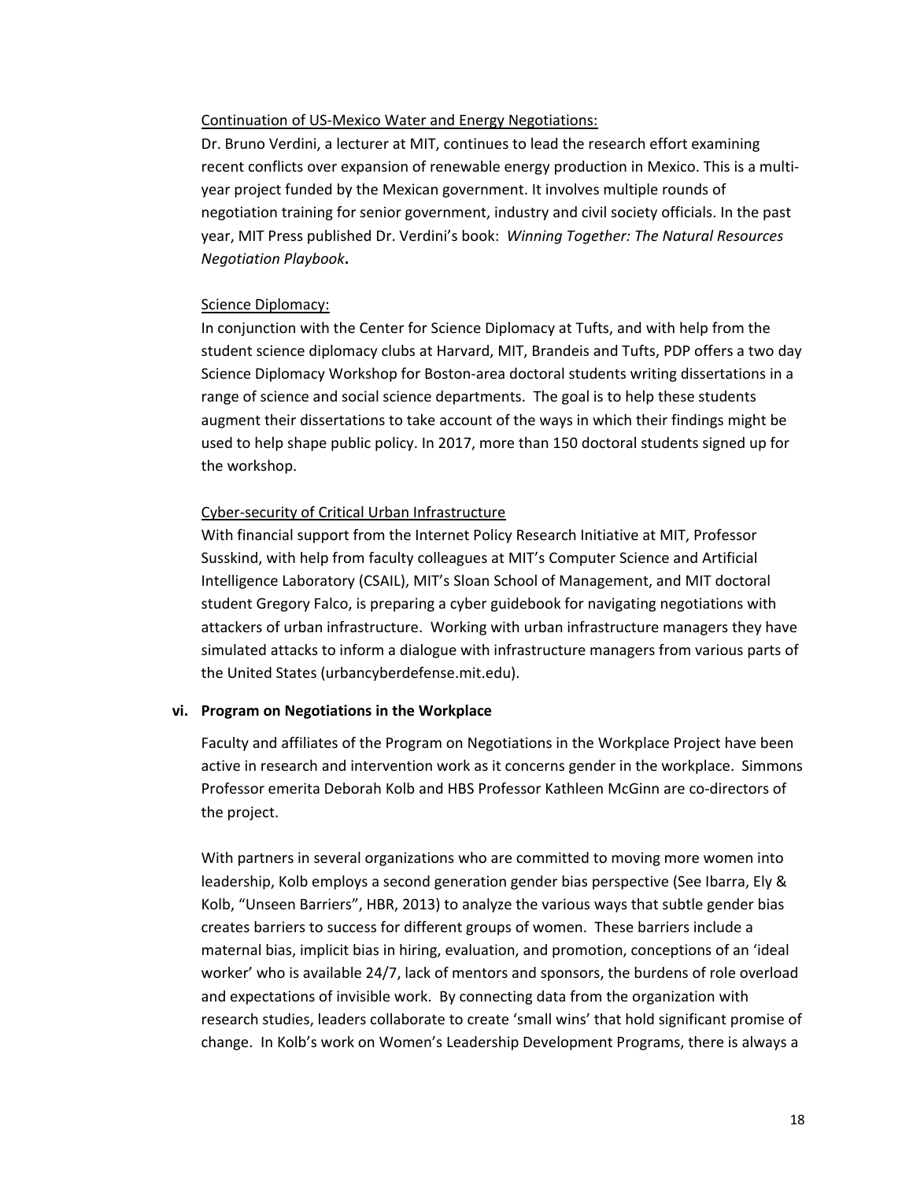<u>Continuation of US-Mexico Water and Energy Negotiations:</u>

Dr. Bruno Verdini, a lecturer at MIT, continues to lead the research effort examining recent conflicts over expansion of renewable energy production in Mexico. This is a multi-year project funded by the Mexican government. It involves multiple rounds of negotiation training for senior government, industry and civil society officials. In the past year, MIT Press published Dr. Verdini's book: *Winning Together: The Natural Resources Negotiation Playbook*.

<u>Science Diplomacy:</u>

In conjunction with the Center for Science Diplomacy at Tufts, and with help from the student science diplomacy clubs at Harvard, MIT, Brandeis and Tufts, PDP offers a two day Science Diplomacy Workshop for Boston-area doctoral students writing dissertations in a range of science and social science departments. The goal is to help these students augment their dissertations to take account of the ways in which their findings might be used to help shape public policy. In 2017, more than 150 doctoral students signed up for the workshop.

<u>Cyber-security of Critical Urban Infrastructure</u>

With financial support from the Internet Policy Research Initiative at MIT, Professor Susskind, with help from faculty colleagues at MIT's Computer Science and Artificial Intelligence Laboratory (CSAIL), MIT's Sloan School of Management, and MIT doctoral student Gregory Falco, is preparing a cyber guidebook for navigating negotiations with attackers of urban infrastructure. Working with urban infrastructure managers they have simulated attacks to inform a dialogue with infrastructure managers from various parts of the United States (urbancyberdefense.mit.edu).

**vi. Program on Negotiations in the Workplace**

Faculty and affiliates of the Program on Negotiations in the Workplace Project have been active in research and intervention work as it concerns gender in the workplace. Simmons Professor emerita Deborah Kolb and HBS Professor Kathleen McGinn are co-directors of the project.

With partners in several organizations who are committed to moving more women into leadership, Kolb employs a second generation gender bias perspective (See Ibarra, Ely & Kolb, "Unseen Barriers", HBR, 2013) to analyze the various ways that subtle gender bias creates barriers to success for different groups of women. These barriers include a maternal bias, implicit bias in hiring, evaluation, and promotion, conceptions of an 'ideal worker' who is available 24/7, lack of mentors and sponsors, the burdens of role overload and expectations of invisible work. By connecting data from the organization with research studies, leaders collaborate to create 'small wins' that hold significant promise of change. In Kolb's work on Women's Leadership Development Programs, there is always a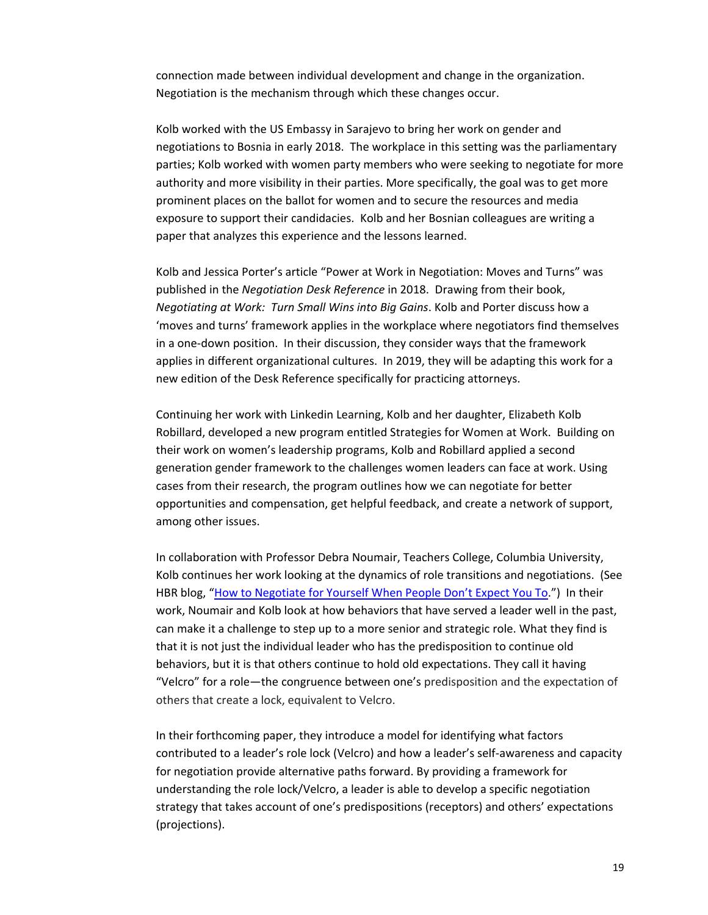connection made between individual development and change in the organization. Negotiation is the mechanism through which these changes occur.

Kolb worked with the US Embassy in Sarajevo to bring her work on gender and negotiations to Bosnia in early 2018. The workplace in this setting was the parliamentary parties; Kolb worked with women party members who were seeking to negotiate for more authority and more visibility in their parties. More specifically, the goal was to get more prominent places on the ballot for women and to secure the resources and media exposure to support their candidacies. Kolb and her Bosnian colleagues are writing a paper that analyzes this experience and the lessons learned.

Kolb and Jessica Porter's article "Power at Work in Negotiation: Moves and Turns" was published in the *Negotiation Desk Reference* in 2018. Drawing from their book, *Negotiating at Work: Turn Small Wins into Big Gains*. Kolb and Porter discuss how a 'moves and turns' framework applies in the workplace where negotiators find themselves in a one-down position. In their discussion, they consider ways that the framework applies in different organizational cultures. In 2019, they will be adapting this work for a new edition of the Desk Reference specifically for practicing attorneys.

Continuing her work with Linkedin Learning, Kolb and her daughter, Elizabeth Kolb Robillard, developed a new program entitled Strategies for Women at Work. Building on their work on women's leadership programs, Kolb and Robillard applied a second generation gender framework to the challenges women leaders can face at work. Using cases from their research, the program outlines how we can negotiate for better opportunities and compensation, get helpful feedback, and create a network of support, among other issues.

In collaboration with Professor Debra Noumair, Teachers College, Columbia University, Kolb continues her work looking at the dynamics of role transitions and negotiations. (See HBR blog, "How to Negotiate for Yourself When People Don't Expect You To.") In their work, Noumair and Kolb look at how behaviors that have served a leader well in the past, can make it a challenge to step up to a more senior and strategic role. What they find is that it is not just the individual leader who has the predisposition to continue old behaviors, but it is that others continue to hold old expectations. They call it having "Velcro" for a role—the congruence between one's predisposition and the expectation of others that create a lock, equivalent to Velcro.

In their forthcoming paper, they introduce a model for identifying what factors contributed to a leader's role lock (Velcro) and how a leader's self-awareness and capacity for negotiation provide alternative paths forward. By providing a framework for understanding the role lock/Velcro, a leader is able to develop a specific negotiation strategy that takes account of one's predispositions (receptors) and others' expectations (projections).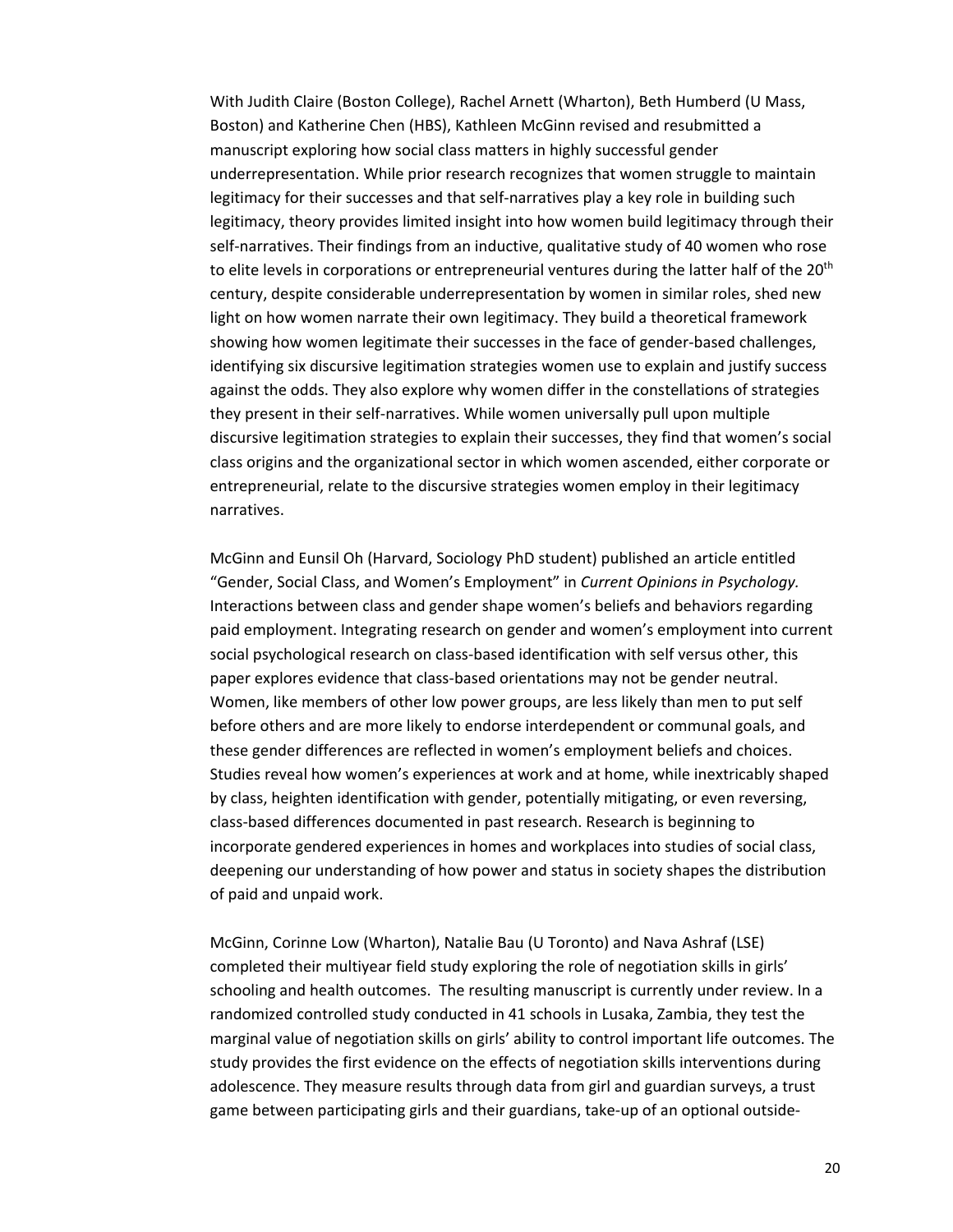With Judith Claire (Boston College), Rachel Arnett (Wharton), Beth Humberd (U Mass, Boston) and Katherine Chen (HBS), Kathleen McGinn revised and resubmitted a manuscript exploring how social class matters in highly successful gender underrepresentation. While prior research recognizes that women struggle to maintain legitimacy for their successes and that self-narratives play a key role in building such legitimacy, theory provides limited insight into how women build legitimacy through their self-narratives. Their findings from an inductive, qualitative study of 40 women who rose to elite levels in corporations or entrepreneurial ventures during the latter half of the 20th century, despite considerable underrepresentation by women in similar roles, shed new light on how women narrate their own legitimacy. They build a theoretical framework showing how women legitimate their successes in the face of gender-based challenges, identifying six discursive legitimation strategies women use to explain and justify success against the odds. They also explore why women differ in the constellations of strategies they present in their self-narratives. While women universally pull upon multiple discursive legitimation strategies to explain their successes, they find that women's social class origins and the organizational sector in which women ascended, either corporate or entrepreneurial, relate to the discursive strategies women employ in their legitimacy narratives.

McGinn and Eunsil Oh (Harvard, Sociology PhD student) published an article entitled "Gender, Social Class, and Women's Employment" in *Current Opinions in Psychology.* Interactions between class and gender shape women's beliefs and behaviors regarding paid employment. Integrating research on gender and women's employment into current social psychological research on class-based identification with self versus other, this paper explores evidence that class-based orientations may not be gender neutral. Women, like members of other low power groups, are less likely than men to put self before others and are more likely to endorse interdependent or communal goals, and these gender differences are reflected in women's employment beliefs and choices. Studies reveal how women's experiences at work and at home, while inextricably shaped by class, heighten identification with gender, potentially mitigating, or even reversing, class-based differences documented in past research. Research is beginning to incorporate gendered experiences in homes and workplaces into studies of social class, deepening our understanding of how power and status in society shapes the distribution of paid and unpaid work.

McGinn, Corinne Low (Wharton), Natalie Bau (U Toronto) and Nava Ashraf (LSE) completed their multiyear field study exploring the role of negotiation skills in girls' schooling and health outcomes. The resulting manuscript is currently under review. In a randomized controlled study conducted in 41 schools in Lusaka, Zambia, they test the marginal value of negotiation skills on girls' ability to control important life outcomes. The study provides the first evidence on the effects of negotiation skills interventions during adolescence. They measure results through data from girl and guardian surveys, a trust game between participating girls and their guardians, take-up of an optional outside-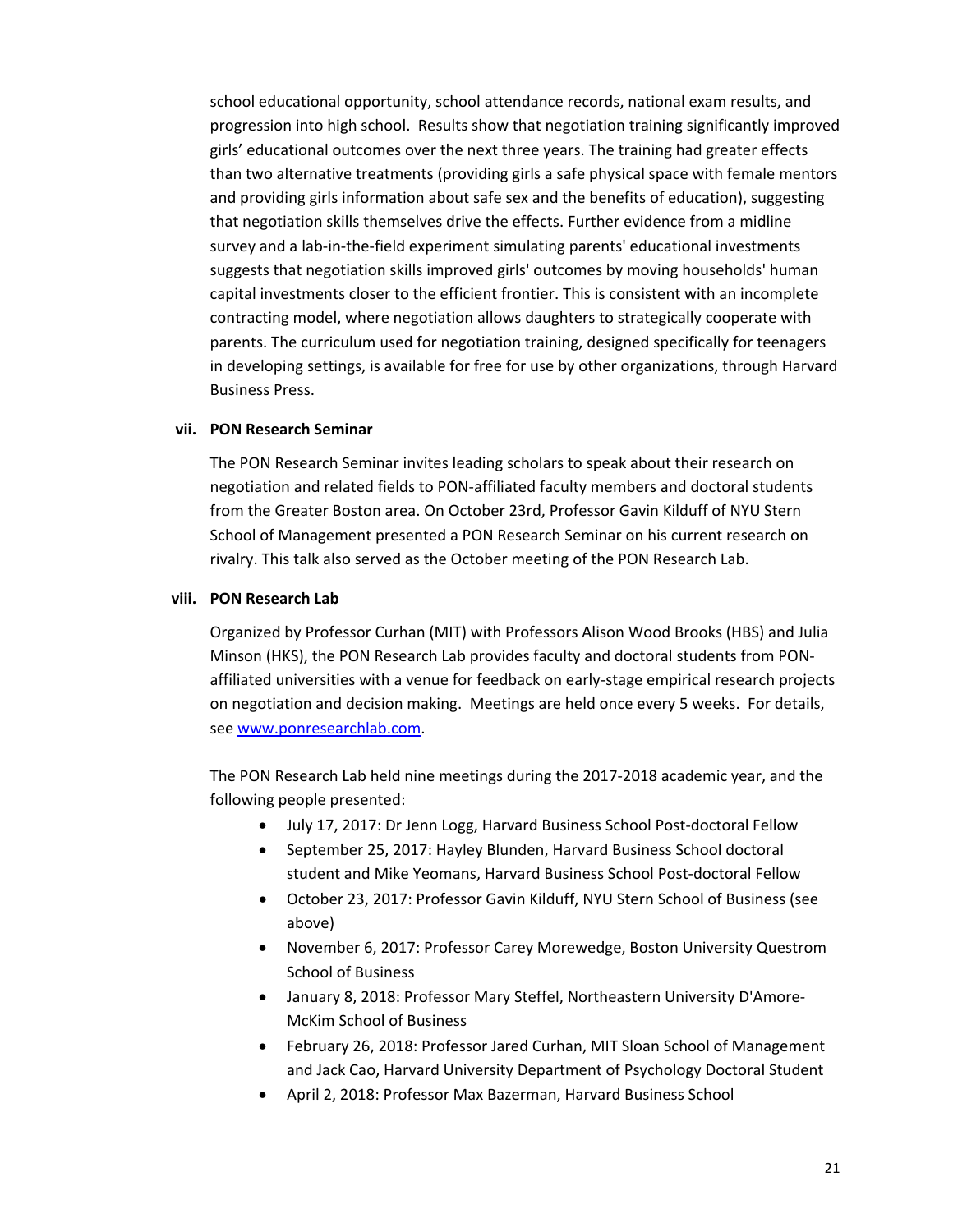school educational opportunity, school attendance records, national exam results, and progression into high school. Results show that negotiation training significantly improved girls' educational outcomes over the next three years. The training had greater effects than two alternative treatments (providing girls a safe physical space with female mentors and providing girls information about safe sex and the benefits of education), suggesting that negotiation skills themselves drive the effects. Further evidence from a midline survey and a lab-in-the-field experiment simulating parents' educational investments suggests that negotiation skills improved girls' outcomes by moving households' human capital investments closer to the efficient frontier. This is consistent with an incomplete contracting model, where negotiation allows daughters to strategically cooperate with parents. The curriculum used for negotiation training, designed specifically for teenagers in developing settings, is available for free for use by other organizations, through Harvard Business Press.

**vii. PON Research Seminar**

The PON Research Seminar invites leading scholars to speak about their research on negotiation and related fields to PON-affiliated faculty members and doctoral students from the Greater Boston area. On October 23rd, Professor Gavin Kilduff of NYU Stern School of Management presented a PON Research Seminar on his current research on rivalry. This talk also served as the October meeting of the PON Research Lab.

**viii. PON Research Lab**

Organized by Professor Curhan (MIT) with Professors Alison Wood Brooks (HBS) and Julia Minson (HKS), the PON Research Lab provides faculty and doctoral students from PON-affiliated universities with a venue for feedback on early-stage empirical research projects on negotiation and decision making. Meetings are held once every 5 weeks. For details, see [www.ponresearchlab.com](www.ponresearchlab.com).

The PON Research Lab held nine meetings during the 2017-2018 academic year, and the following people presented:

- July 17, 2017: Dr Jenn Logg, Harvard Business School Post-doctoral Fellow
- September 25, 2017: Hayley Blunden, Harvard Business School doctoral student and Mike Yeomans, Harvard Business School Post-doctoral Fellow
- October 23, 2017: Professor Gavin Kilduff, NYU Stern School of Business (see above)
- November 6, 2017: Professor Carey Morewedge, Boston University Questrom School of Business
- January 8, 2018: Professor Mary Steffel, Northeastern University D'Amore-McKim School of Business
- February 26, 2018: Professor Jared Curhan, MIT Sloan School of Management and Jack Cao, Harvard University Department of Psychology Doctoral Student
- April 2, 2018: Professor Max Bazerman, Harvard Business School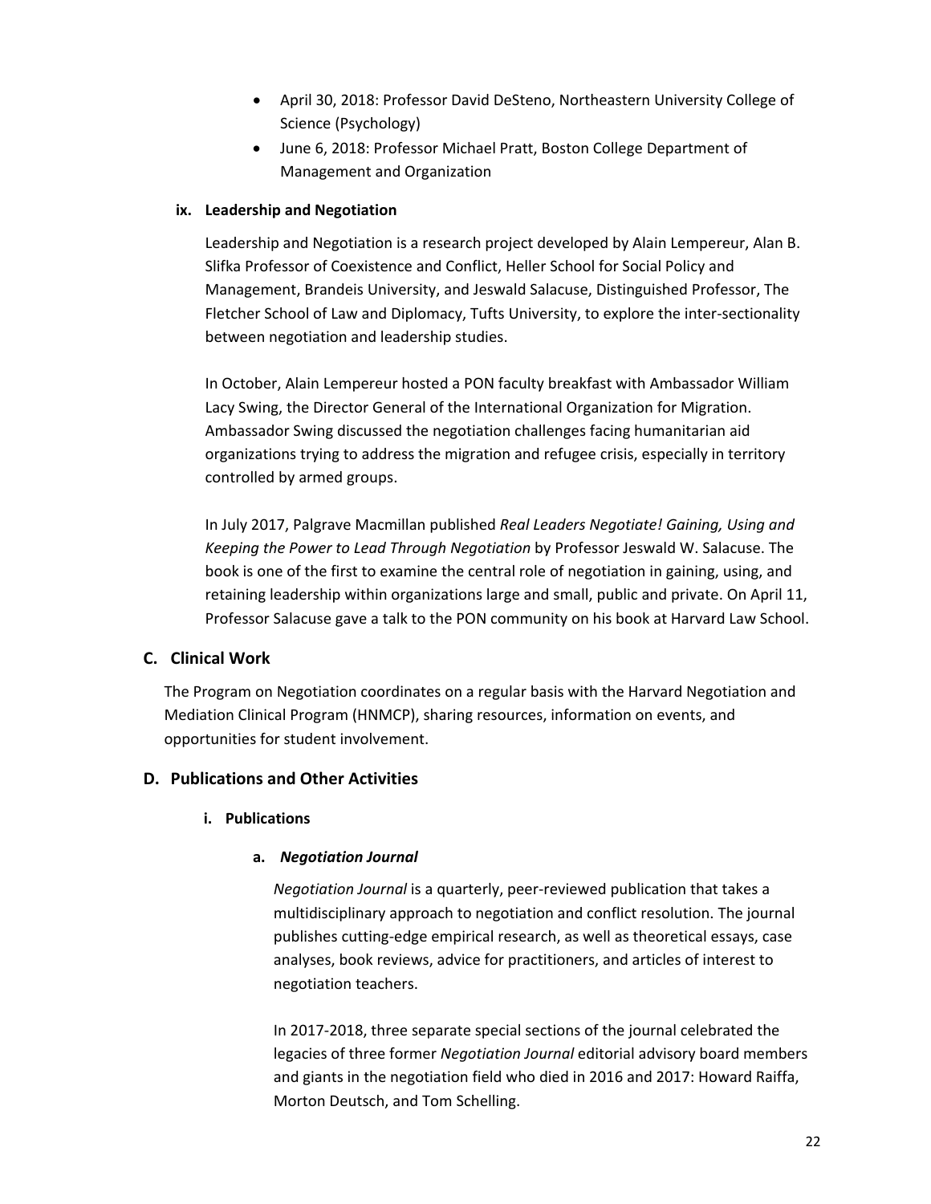- April 30, 2018: Professor David DeSteno, Northeastern University College of Science (Psychology)
- June 6, 2018: Professor Michael Pratt, Boston College Department of Management and Organization

#### ix. Leadership and Negotiation

Leadership and Negotiation is a research project developed by Alain Lempereur, Alan B. Slifka Professor of Coexistence and Conflict, Heller School for Social Policy and Management, Brandeis University, and Jeswald Salacuse, Distinguished Professor, The Fletcher School of Law and Diplomacy, Tufts University, to explore the inter-sectionality between negotiation and leadership studies.

In October, Alain Lempereur hosted a PON faculty breakfast with Ambassador William Lacy Swing, the Director General of the International Organization for Migration. Ambassador Swing discussed the negotiation challenges facing humanitarian aid organizations trying to address the migration and refugee crisis, especially in territory controlled by armed groups.

In July 2017, Palgrave Macmillan published *Real Leaders Negotiate! Gaining, Using and Keeping the Power to Lead Through Negotiation* by Professor Jeswald W. Salacuse. The book is one of the first to examine the central role of negotiation in gaining, using, and retaining leadership within organizations large and small, public and private. On April 11, Professor Salacuse gave a talk to the PON community on his book at Harvard Law School.

## C. Clinical Work

The Program on Negotiation coordinates on a regular basis with the Harvard Negotiation and Mediation Clinical Program (HNMCP), sharing resources, information on events, and opportunities for student involvement.

## D. Publications and Other Activities

### i. Publications

#### a. *Negotiation Journal*

*Negotiation Journal* is a quarterly, peer-reviewed publication that takes a multidisciplinary approach to negotiation and conflict resolution. The journal publishes cutting-edge empirical research, as well as theoretical essays, case analyses, book reviews, advice for practitioners, and articles of interest to negotiation teachers.

In 2017-2018, three separate special sections of the journal celebrated the legacies of three former *Negotiation Journal* editorial advisory board members and giants in the negotiation field who died in 2016 and 2017: Howard Raiffa, Morton Deutsch, and Tom Schelling.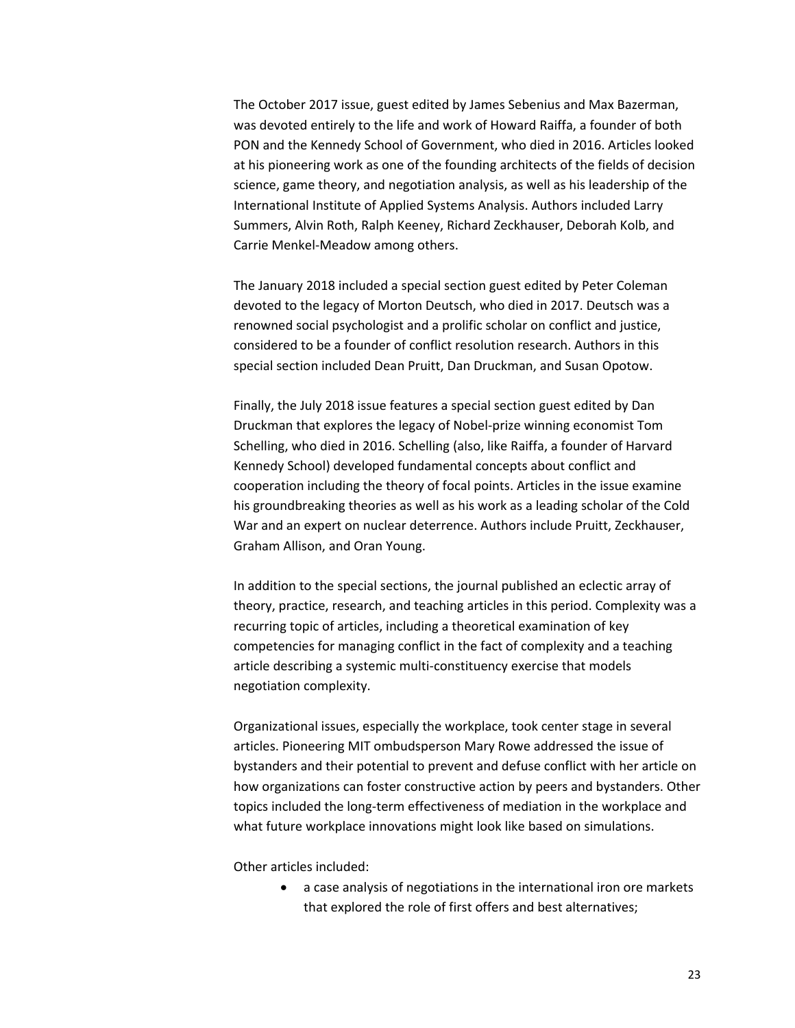The October 2017 issue, guest edited by James Sebenius and Max Bazerman, was devoted entirely to the life and work of Howard Raiffa, a founder of both PON and the Kennedy School of Government, who died in 2016. Articles looked at his pioneering work as one of the founding architects of the fields of decision science, game theory, and negotiation analysis, as well as his leadership of the International Institute of Applied Systems Analysis. Authors included Larry Summers, Alvin Roth, Ralph Keeney, Richard Zeckhauser, Deborah Kolb, and Carrie Menkel-Meadow among others.

The January 2018 included a special section guest edited by Peter Coleman devoted to the legacy of Morton Deutsch, who died in 2017. Deutsch was a renowned social psychologist and a prolific scholar on conflict and justice, considered to be a founder of conflict resolution research. Authors in this special section included Dean Pruitt, Dan Druckman, and Susan Opotow.

Finally, the July 2018 issue features a special section guest edited by Dan Druckman that explores the legacy of Nobel-prize winning economist Tom Schelling, who died in 2016. Schelling (also, like Raiffa, a founder of Harvard Kennedy School) developed fundamental concepts about conflict and cooperation including the theory of focal points. Articles in the issue examine his groundbreaking theories as well as his work as a leading scholar of the Cold War and an expert on nuclear deterrence. Authors include Pruitt, Zeckhauser, Graham Allison, and Oran Young.

In addition to the special sections, the journal published an eclectic array of theory, practice, research, and teaching articles in this period. Complexity was a recurring topic of articles, including a theoretical examination of key competencies for managing conflict in the fact of complexity and a teaching article describing a systemic multi-constituency exercise that models negotiation complexity.

Organizational issues, especially the workplace, took center stage in several articles. Pioneering MIT ombudsperson Mary Rowe addressed the issue of bystanders and their potential to prevent and defuse conflict with her article on how organizations can foster constructive action by peers and bystanders. Other topics included the long-term effectiveness of mediation in the workplace and what future workplace innovations might look like based on simulations.

Other articles included:

- a case analysis of negotiations in the international iron ore markets that explored the role of first offers and best alternatives;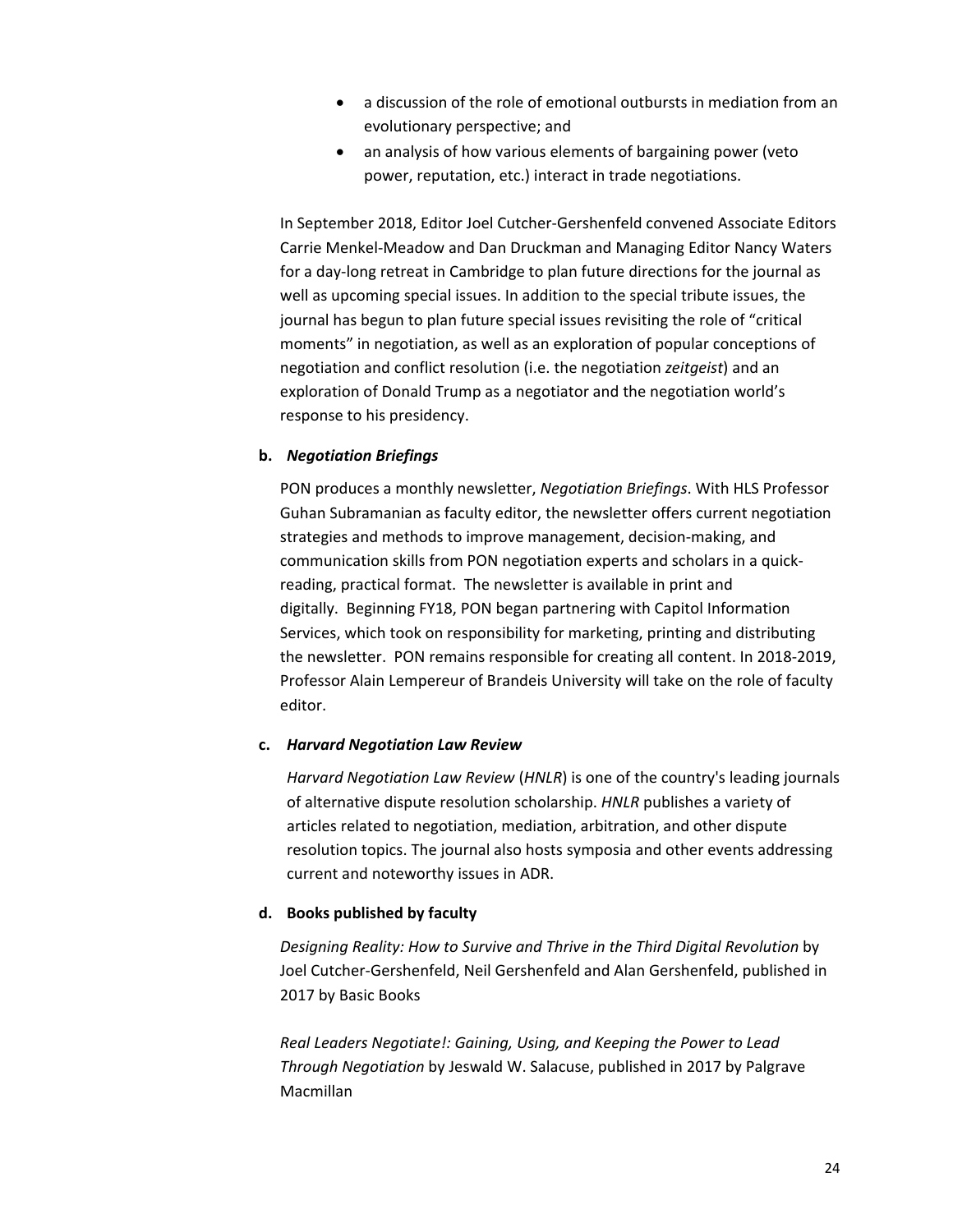- a discussion of the role of emotional outbursts in mediation from an evolutionary perspective; and
- an analysis of how various elements of bargaining power (veto power, reputation, etc.) interact in trade negotiations.

In September 2018, Editor Joel Cutcher-Gershenfeld convened Associate Editors Carrie Menkel-Meadow and Dan Druckman and Managing Editor Nancy Waters for a day-long retreat in Cambridge to plan future directions for the journal as well as upcoming special issues. In addition to the special tribute issues, the journal has begun to plan future special issues revisiting the role of "critical moments" in negotiation, as well as an exploration of popular conceptions of negotiation and conflict resolution (i.e. the negotiation *zeitgeist*) and an exploration of Donald Trump as a negotiator and the negotiation world's response to his presidency.

**b. *Negotiation Briefings***

PON produces a monthly newsletter, *Negotiation Briefings*. With HLS Professor Guhan Subramanian as faculty editor, the newsletter offers current negotiation strategies and methods to improve management, decision-making, and communication skills from PON negotiation experts and scholars in a quick-reading, practical format. The newsletter is available in print and digitally. Beginning FY18, PON began partnering with Capitol Information Services, which took on responsibility for marketing, printing and distributing the newsletter. PON remains responsible for creating all content. In 2018-2019, Professor Alain Lempereur of Brandeis University will take on the role of faculty editor.

**c. *Harvard Negotiation Law Review***

*Harvard Negotiation Law Review* (*HNLR*) is one of the country's leading journals of alternative dispute resolution scholarship. *HNLR* publishes a variety of articles related to negotiation, mediation, arbitration, and other dispute resolution topics. The journal also hosts symposia and other events addressing current and noteworthy issues in ADR.

**d. Books published by faculty**

*Designing Reality: How to Survive and Thrive in the Third Digital Revolution* by Joel Cutcher-Gershenfeld, Neil Gershenfeld and Alan Gershenfeld, published in 2017 by Basic Books

*Real Leaders Negotiate!: Gaining, Using, and Keeping the Power to Lead Through Negotiation* by Jeswald W. Salacuse, published in 2017 by Palgrave Macmillan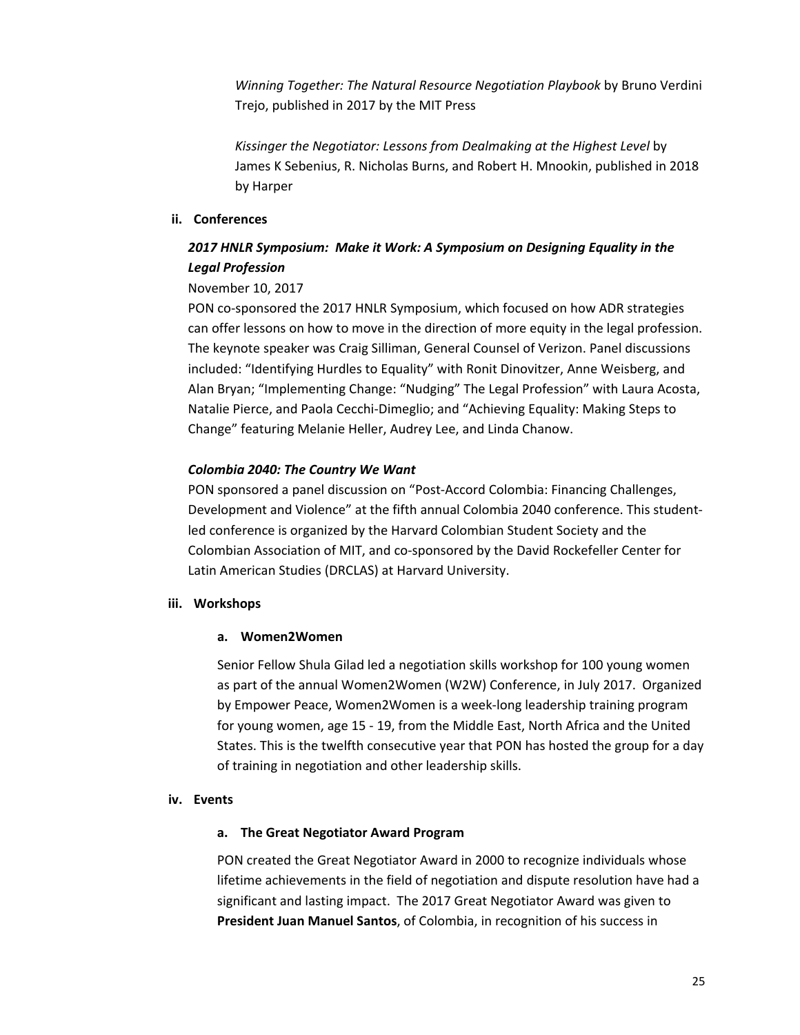*Winning Together: The Natural Resource Negotiation Playbook* by Bruno Verdini Trejo, published in 2017 by the MIT Press

*Kissinger the Negotiator: Lessons from Dealmaking at the Highest Level* by James K Sebenius, R. Nicholas Burns, and Robert H. Mnookin, published in 2018 by Harper

**ii. Conferences**

***2017 HNLR Symposium: Make it Work: A Symposium on Designing Equality in the Legal Profession***

November 10, 2017

PON co-sponsored the 2017 HNLR Symposium, which focused on how ADR strategies can offer lessons on how to move in the direction of more equity in the legal profession. The keynote speaker was Craig Silliman, General Counsel of Verizon. Panel discussions included: "Identifying Hurdles to Equality" with Ronit Dinovitzer, Anne Weisberg, and Alan Bryan; "Implementing Change: "Nudging" The Legal Profession" with Laura Acosta, Natalie Pierce, and Paola Cecchi-Dimeglio; and "Achieving Equality: Making Steps to Change" featuring Melanie Heller, Audrey Lee, and Linda Chanow.

***Colombia 2040: The Country We Want***

PON sponsored a panel discussion on "Post-Accord Colombia: Financing Challenges, Development and Violence" at the fifth annual Colombia 2040 conference. This student-led conference is organized by the Harvard Colombian Student Society and the Colombian Association of MIT, and co-sponsored by the David Rockefeller Center for Latin American Studies (DRCLAS) at Harvard University.

**iii. Workshops**

**a. Women2Women**

Senior Fellow Shula Gilad led a negotiation skills workshop for 100 young women as part of the annual Women2Women (W2W) Conference, in July 2017. Organized by Empower Peace, Women2Women is a week-long leadership training program for young women, age 15 - 19, from the Middle East, North Africa and the United States. This is the twelfth consecutive year that PON has hosted the group for a day of training in negotiation and other leadership skills.

**iv. Events**

**a. The Great Negotiator Award Program**

PON created the Great Negotiator Award in 2000 to recognize individuals whose lifetime achievements in the field of negotiation and dispute resolution have had a significant and lasting impact. The 2017 Great Negotiator Award was given to **President Juan Manuel Santos**, of Colombia, in recognition of his success in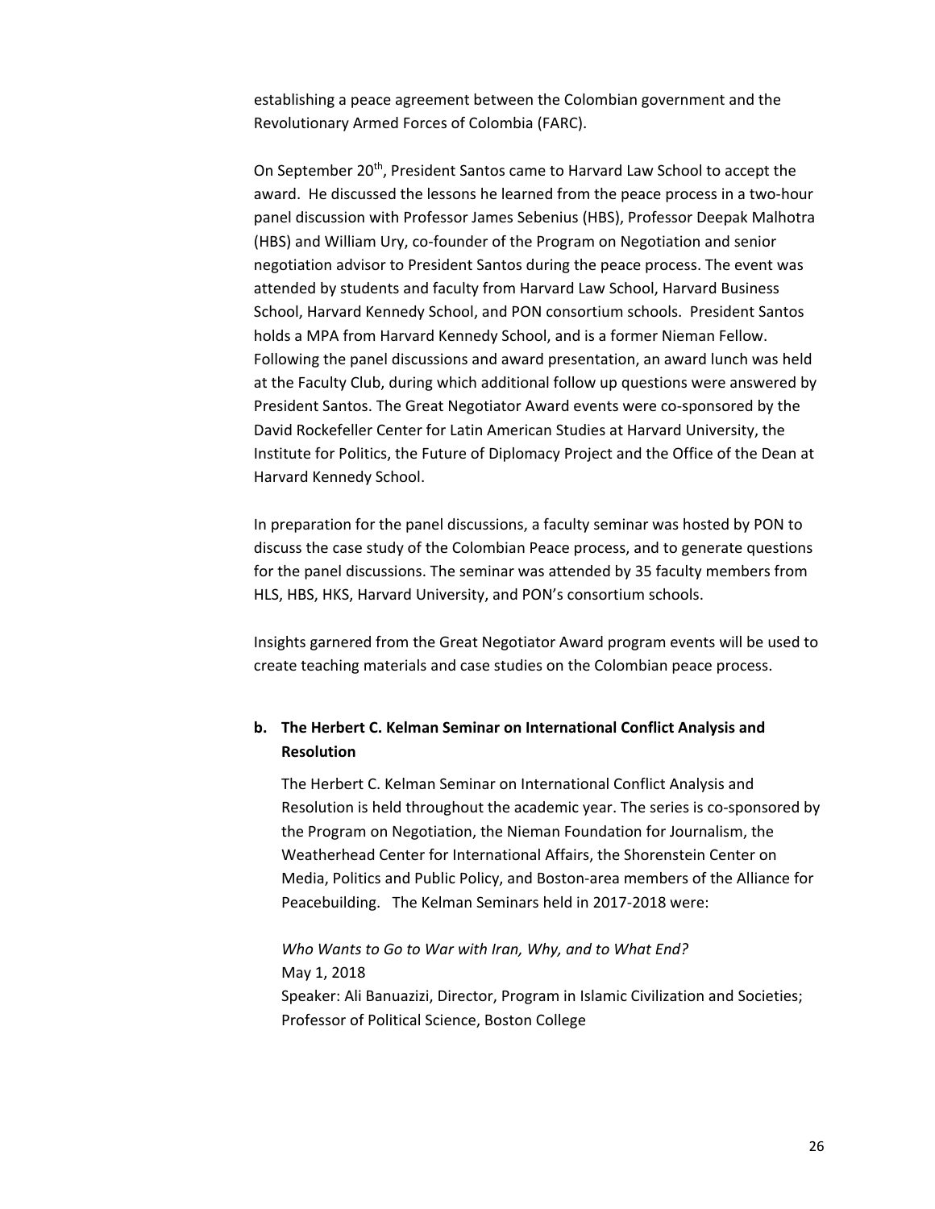establishing a peace agreement between the Colombian government and the Revolutionary Armed Forces of Colombia (FARC).

On September 20th, President Santos came to Harvard Law School to accept the award. He discussed the lessons he learned from the peace process in a two-hour panel discussion with Professor James Sebenius (HBS), Professor Deepak Malhotra (HBS) and William Ury, co-founder of the Program on Negotiation and senior negotiation advisor to President Santos during the peace process. The event was attended by students and faculty from Harvard Law School, Harvard Business School, Harvard Kennedy School, and PON consortium schools. President Santos holds a MPA from Harvard Kennedy School, and is a former Nieman Fellow. Following the panel discussions and award presentation, an award lunch was held at the Faculty Club, during which additional follow up questions were answered by President Santos. The Great Negotiator Award events were co-sponsored by the David Rockefeller Center for Latin American Studies at Harvard University, the Institute for Politics, the Future of Diplomacy Project and the Office of the Dean at Harvard Kennedy School.

In preparation for the panel discussions, a faculty seminar was hosted by PON to discuss the case study of the Colombian Peace process, and to generate questions for the panel discussions. The seminar was attended by 35 faculty members from HLS, HBS, HKS, Harvard University, and PON's consortium schools.

Insights garnered from the Great Negotiator Award program events will be used to create teaching materials and case studies on the Colombian peace process.

### b. The Herbert C. Kelman Seminar on International Conflict Analysis and Resolution

The Herbert C. Kelman Seminar on International Conflict Analysis and Resolution is held throughout the academic year. The series is co-sponsored by the Program on Negotiation, the Nieman Foundation for Journalism, the Weatherhead Center for International Affairs, the Shorenstein Center on Media, Politics and Public Policy, and Boston-area members of the Alliance for Peacebuilding. The Kelman Seminars held in 2017-2018 were:

*Who Wants to Go to War with Iran, Why, and to What End?*
May 1, 2018
Speaker: Ali Banuazizi, Director, Program in Islamic Civilization and Societies; Professor of Political Science, Boston College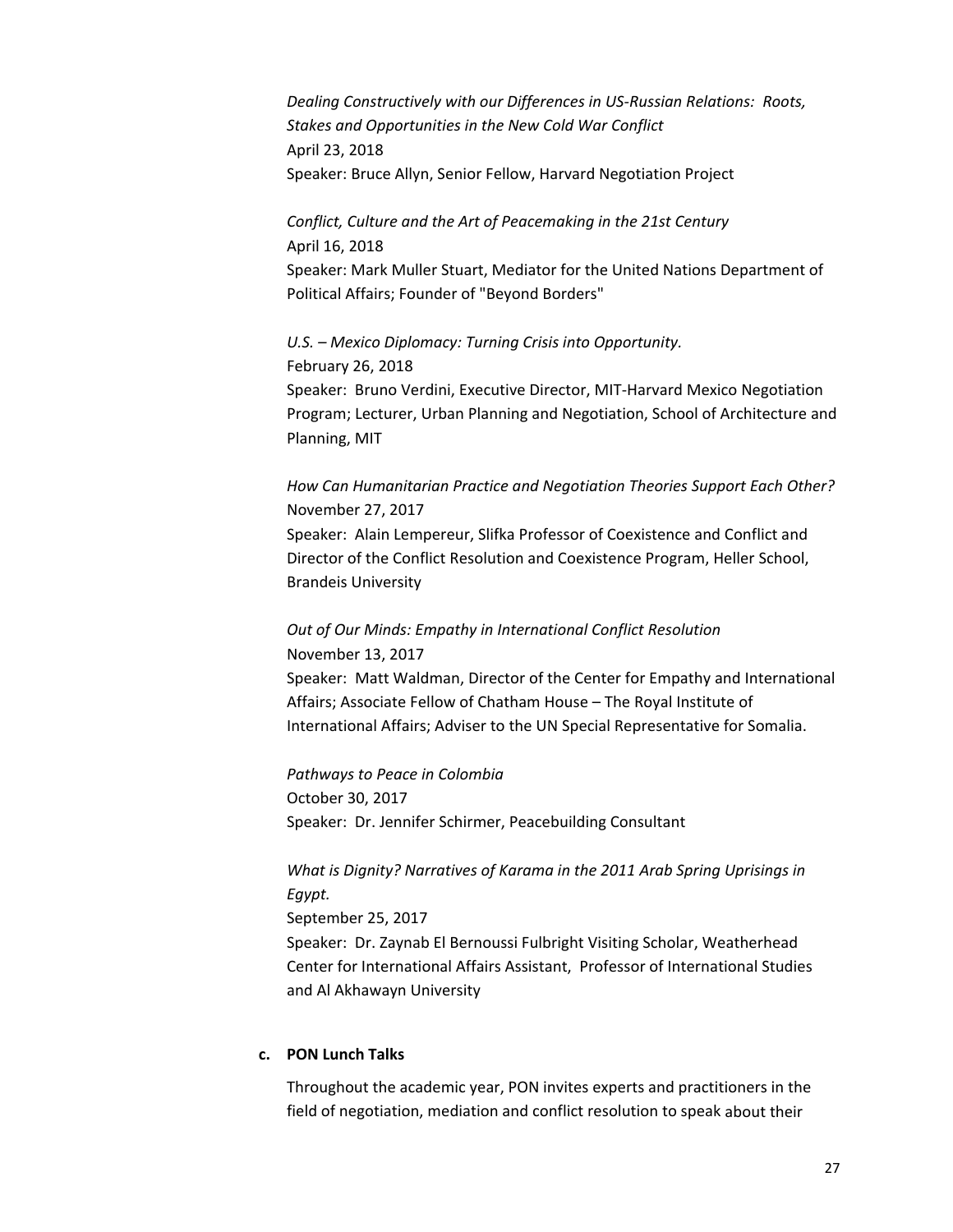*Dealing Constructively with our Differences in US-Russian Relations: Roots, Stakes and Opportunities in the New Cold War Conflict*
April 23, 2018
Speaker: Bruce Allyn, Senior Fellow, Harvard Negotiation Project

*Conflict, Culture and the Art of Peacemaking in the 21st Century*
April 16, 2018
Speaker: Mark Muller Stuart, Mediator for the United Nations Department of Political Affairs; Founder of "Beyond Borders"

*U.S. – Mexico Diplomacy: Turning Crisis into Opportunity.*
February 26, 2018
Speaker: Bruno Verdini, Executive Director, MIT-Harvard Mexico Negotiation Program; Lecturer, Urban Planning and Negotiation, School of Architecture and Planning, MIT

*How Can Humanitarian Practice and Negotiation Theories Support Each Other?*
November 27, 2017
Speaker: Alain Lempereur, Slifka Professor of Coexistence and Conflict and Director of the Conflict Resolution and Coexistence Program, Heller School, Brandeis University

*Out of Our Minds: Empathy in International Conflict Resolution*
November 13, 2017
Speaker: Matt Waldman, Director of the Center for Empathy and International Affairs; Associate Fellow of Chatham House – The Royal Institute of International Affairs; Adviser to the UN Special Representative for Somalia.

*Pathways to Peace in Colombia*
October 30, 2017
Speaker: Dr. Jennifer Schirmer, Peacebuilding Consultant

*What is Dignity? Narratives of Karama in the 2011 Arab Spring Uprisings in Egypt.*
September 25, 2017
Speaker: Dr. Zaynab El Bernoussi Fulbright Visiting Scholar, Weatherhead Center for International Affairs Assistant, Professor of International Studies and Al Akhawayn University

**c. PON Lunch Talks**

Throughout the academic year, PON invites experts and practitioners in the field of negotiation, mediation and conflict resolution to speak about their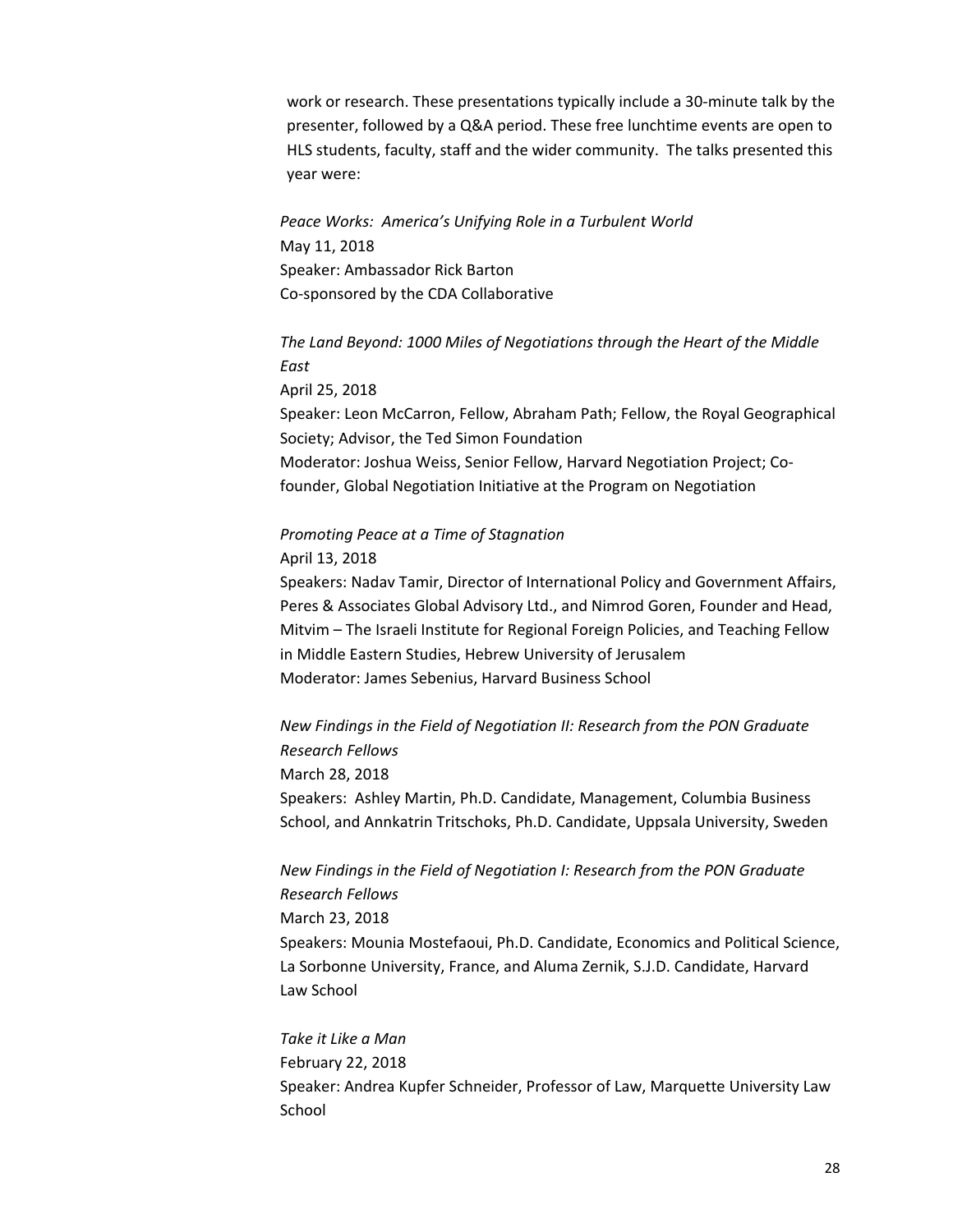work or research. These presentations typically include a 30-minute talk by the presenter, followed by a Q&A period. These free lunchtime events are open to HLS students, faculty, staff and the wider community. The talks presented this year were:

*Peace Works: America's Unifying Role in a Turbulent World*
May 11, 2018
Speaker: Ambassador Rick Barton
Co-sponsored by the CDA Collaborative

*The Land Beyond: 1000 Miles of Negotiations through the Heart of the Middle East*
April 25, 2018
Speaker: Leon McCarron, Fellow, Abraham Path; Fellow, the Royal Geographical Society; Advisor, the Ted Simon Foundation
Moderator: Joshua Weiss, Senior Fellow, Harvard Negotiation Project; Co-founder, Global Negotiation Initiative at the Program on Negotiation

*Promoting Peace at a Time of Stagnation*
April 13, 2018
Speakers: Nadav Tamir, Director of International Policy and Government Affairs, Peres & Associates Global Advisory Ltd., and Nimrod Goren, Founder and Head, Mitvim – The Israeli Institute for Regional Foreign Policies, and Teaching Fellow in Middle Eastern Studies, Hebrew University of Jerusalem
Moderator: James Sebenius, Harvard Business School

*New Findings in the Field of Negotiation II: Research from the PON Graduate Research Fellows*
March 28, 2018
Speakers: Ashley Martin, Ph.D. Candidate, Management, Columbia Business School, and Annkatrin Tritschoks, Ph.D. Candidate, Uppsala University, Sweden

*New Findings in the Field of Negotiation I: Research from the PON Graduate Research Fellows*
March 23, 2018
Speakers: Mounia Mostefaoui, Ph.D. Candidate, Economics and Political Science, La Sorbonne University, France, and Aluma Zernik, S.J.D. Candidate, Harvard Law School

*Take it Like a Man*
February 22, 2018
Speaker: Andrea Kupfer Schneider, Professor of Law, Marquette University Law School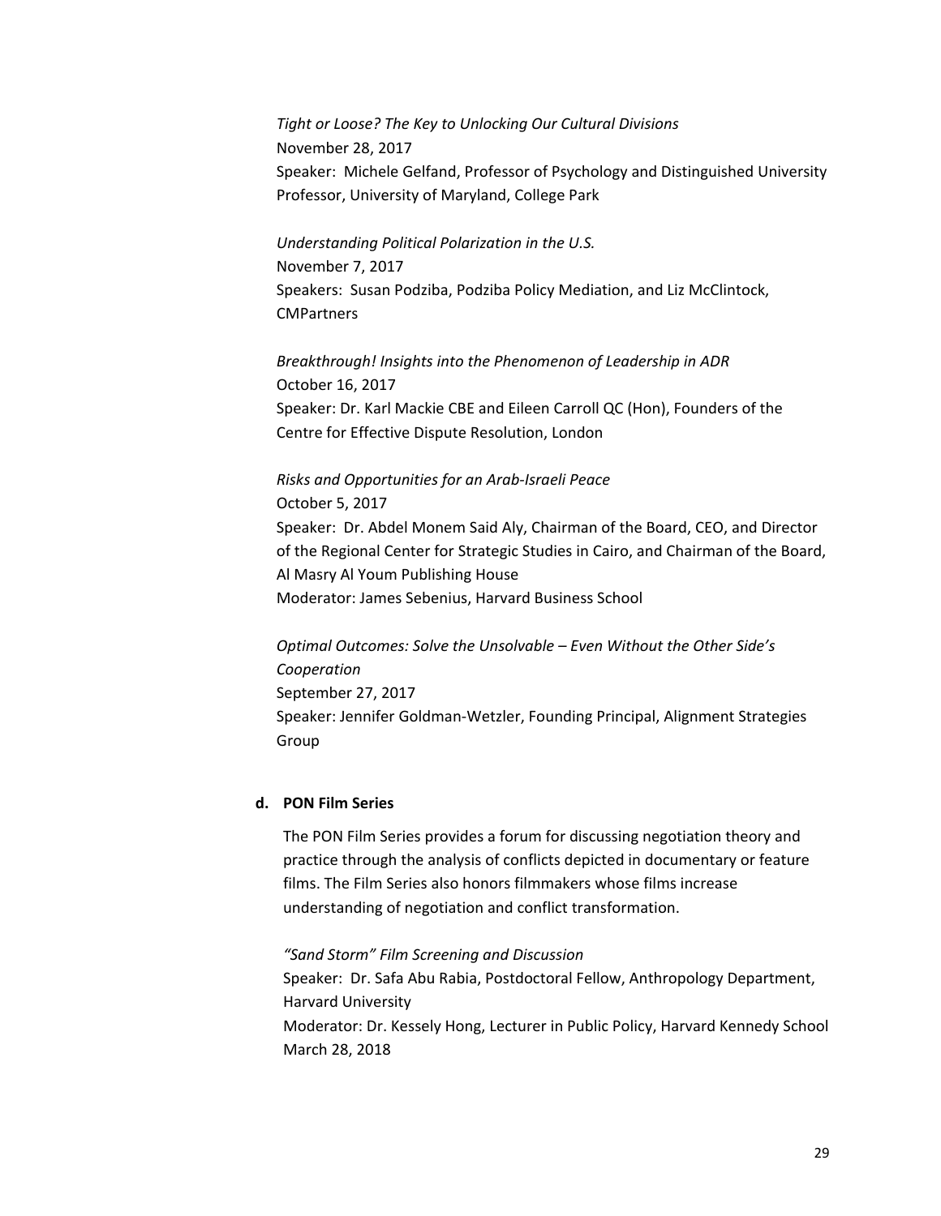*Tight or Loose? The Key to Unlocking Our Cultural Divisions*
November 28, 2017
Speaker: Michele Gelfand, Professor of Psychology and Distinguished University Professor, University of Maryland, College Park

*Understanding Political Polarization in the U.S.*
November 7, 2017
Speakers: Susan Podziba, Podziba Policy Mediation, and Liz McClintock, CMPartners

*Breakthrough! Insights into the Phenomenon of Leadership in ADR*
October 16, 2017
Speaker: Dr. Karl Mackie CBE and Eileen Carroll QC (Hon), Founders of the Centre for Effective Dispute Resolution, London

*Risks and Opportunities for an Arab-Israeli Peace*
October 5, 2017
Speaker: Dr. Abdel Monem Said Aly, Chairman of the Board, CEO, and Director of the Regional Center for Strategic Studies in Cairo, and Chairman of the Board, Al Masry Al Youm Publishing House
Moderator: James Sebenius, Harvard Business School

*Optimal Outcomes: Solve the Unsolvable – Even Without the Other Side's Cooperation*
September 27, 2017
Speaker: Jennifer Goldman-Wetzler, Founding Principal, Alignment Strategies Group

### d. PON Film Series

The PON Film Series provides a forum for discussing negotiation theory and practice through the analysis of conflicts depicted in documentary or feature films. The Film Series also honors filmmakers whose films increase understanding of negotiation and conflict transformation.

*"Sand Storm" Film Screening and Discussion*
Speaker: Dr. Safa Abu Rabia, Postdoctoral Fellow, Anthropology Department, Harvard University
Moderator: Dr. Kessely Hong, Lecturer in Public Policy, Harvard Kennedy School
March 28, 2018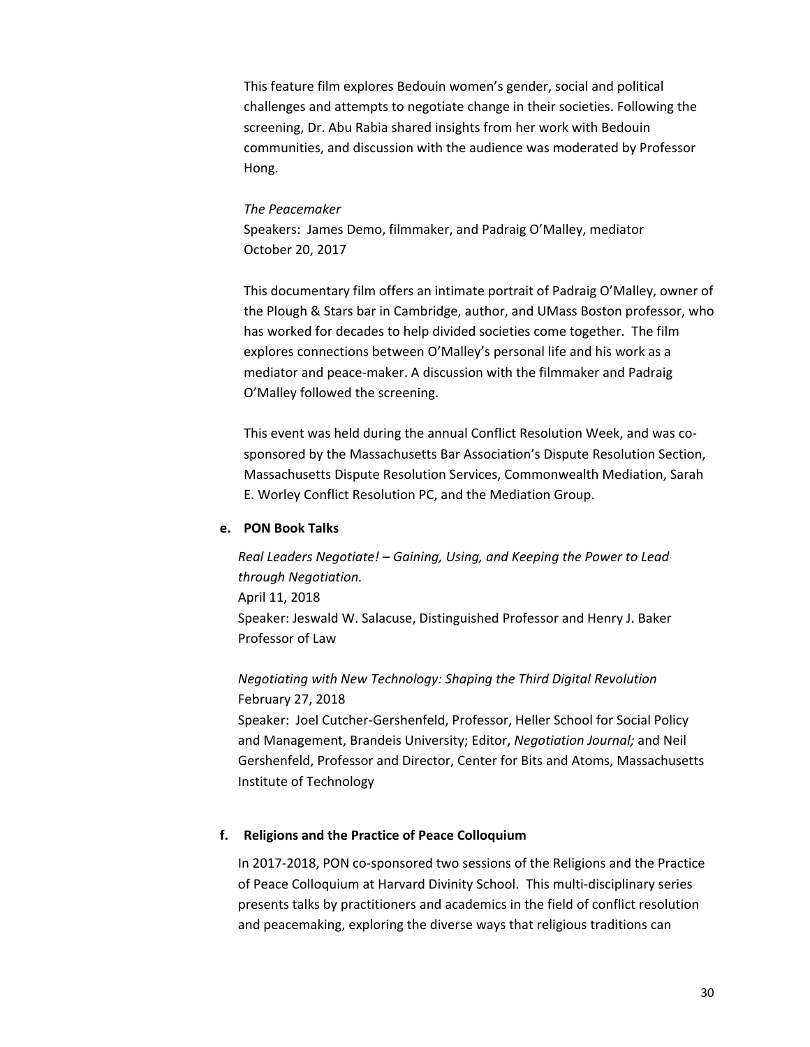This feature film explores Bedouin women's gender, social and political challenges and attempts to negotiate change in their societies. Following the screening, Dr. Abu Rabia shared insights from her work with Bedouin communities, and discussion with the audience was moderated by Professor Hong.

*The Peacemaker*
Speakers: James Demo, filmmaker, and Padraig O'Malley, mediator
October 20, 2017

This documentary film offers an intimate portrait of Padraig O'Malley, owner of the Plough & Stars bar in Cambridge, author, and UMass Boston professor, who has worked for decades to help divided societies come together. The film explores connections between O'Malley's personal life and his work as a mediator and peace-maker. A discussion with the filmmaker and Padraig O'Malley followed the screening.

This event was held during the annual Conflict Resolution Week, and was co-sponsored by the Massachusetts Bar Association's Dispute Resolution Section, Massachusetts Dispute Resolution Services, Commonwealth Mediation, Sarah E. Worley Conflict Resolution PC, and the Mediation Group.

### e. PON Book Talks

*Real Leaders Negotiate! – Gaining, Using, and Keeping the Power to Lead through Negotiation.*
April 11, 2018
Speaker: Jeswald W. Salacuse, Distinguished Professor and Henry J. Baker Professor of Law

*Negotiating with New Technology: Shaping the Third Digital Revolution*
February 27, 2018
Speaker: Joel Cutcher-Gershenfeld, Professor, Heller School for Social Policy and Management, Brandeis University; Editor, *Negotiation Journal;* and Neil Gershenfeld, Professor and Director, Center for Bits and Atoms, Massachusetts Institute of Technology

### f. Religions and the Practice of Peace Colloquium

In 2017-2018, PON co-sponsored two sessions of the Religions and the Practice of Peace Colloquium at Harvard Divinity School. This multi-disciplinary series presents talks by practitioners and academics in the field of conflict resolution and peacemaking, exploring the diverse ways that religious traditions can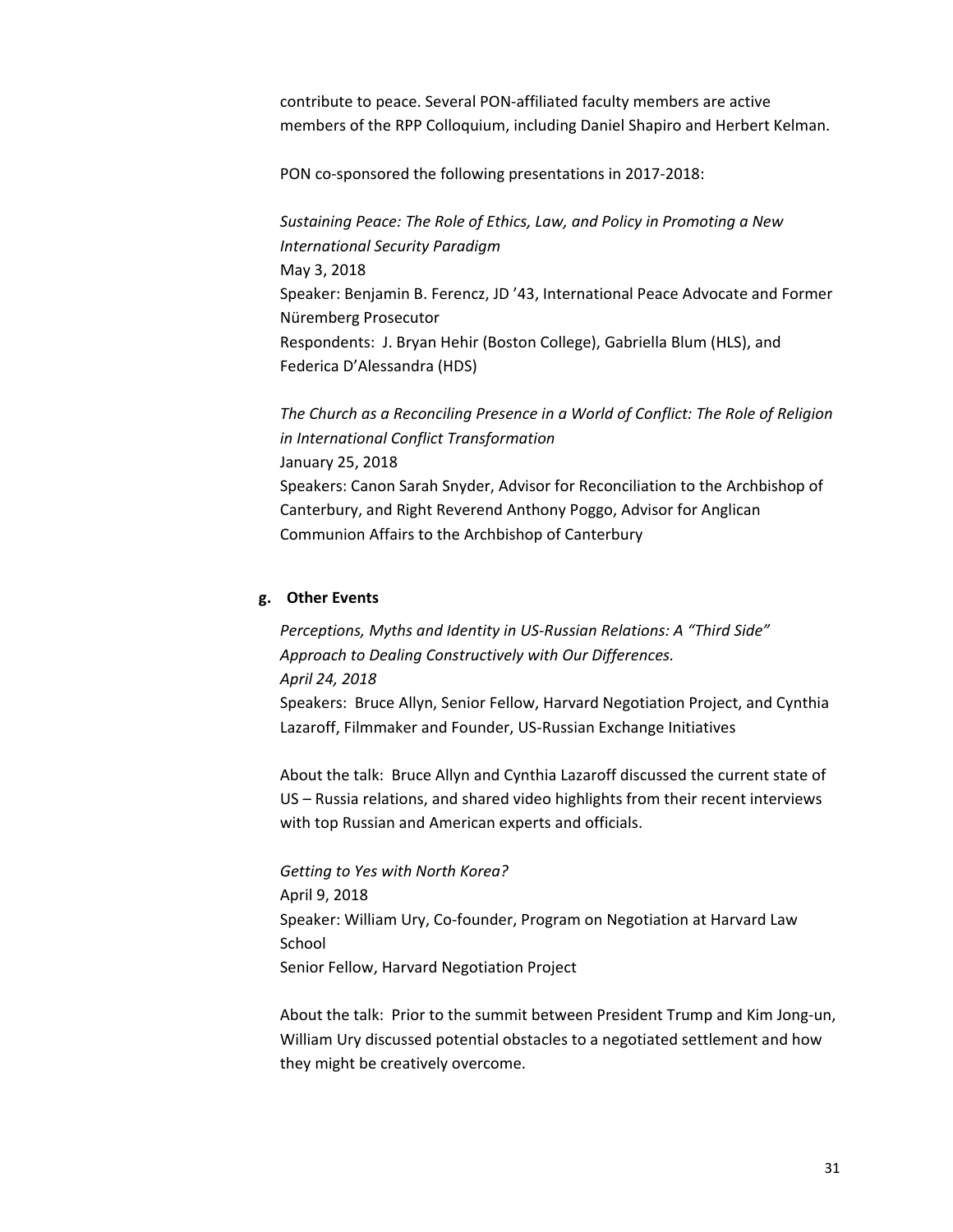contribute to peace. Several PON-affiliated faculty members are active members of the RPP Colloquium, including Daniel Shapiro and Herbert Kelman.

PON co-sponsored the following presentations in 2017-2018:

*Sustaining Peace: The Role of Ethics, Law, and Policy in Promoting a New International Security Paradigm*
May 3, 2018
Speaker: Benjamin B. Ferencz, JD '43, International Peace Advocate and Former Nüremberg Prosecutor
Respondents: J. Bryan Hehir (Boston College), Gabriella Blum (HLS), and Federica D'Alessandra (HDS)

*The Church as a Reconciling Presence in a World of Conflict: The Role of Religion in International Conflict Transformation*
January 25, 2018
Speakers: Canon Sarah Snyder, Advisor for Reconciliation to the Archbishop of Canterbury, and Right Reverend Anthony Poggo, Advisor for Anglican Communion Affairs to the Archbishop of Canterbury

**g. Other Events**

*Perceptions, Myths and Identity in US-Russian Relations: A "Third Side" Approach to Dealing Constructively with Our Differences.*
*April 24, 2018*
Speakers: Bruce Allyn, Senior Fellow, Harvard Negotiation Project, and Cynthia Lazaroff, Filmmaker and Founder, US-Russian Exchange Initiatives

About the talk: Bruce Allyn and Cynthia Lazaroff discussed the current state of US – Russia relations, and shared video highlights from their recent interviews with top Russian and American experts and officials.

*Getting to Yes with North Korea?*
April 9, 2018
Speaker: William Ury, Co-founder, Program on Negotiation at Harvard Law School
Senior Fellow, Harvard Negotiation Project

About the talk: Prior to the summit between President Trump and Kim Jong-un, William Ury discussed potential obstacles to a negotiated settlement and how they might be creatively overcome.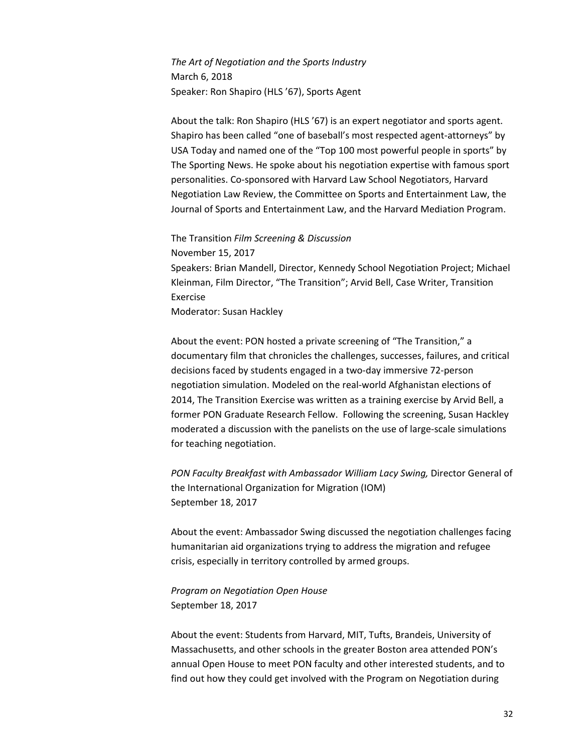*The Art of Negotiation and the Sports Industry*
March 6, 2018
Speaker: Ron Shapiro (HLS '67), Sports Agent

About the talk: Ron Shapiro (HLS '67) is an expert negotiator and sports agent. Shapiro has been called "one of baseball's most respected agent-attorneys" by USA Today and named one of the "Top 100 most powerful people in sports" by The Sporting News. He spoke about his negotiation expertise with famous sport personalities. Co-sponsored with Harvard Law School Negotiators, Harvard Negotiation Law Review, the Committee on Sports and Entertainment Law, the Journal of Sports and Entertainment Law, and the Harvard Mediation Program.

The Transition *Film Screening & Discussion*
November 15, 2017
Speakers: Brian Mandell, Director, Kennedy School Negotiation Project; Michael Kleinman, Film Director, "The Transition"; Arvid Bell, Case Writer, Transition Exercise
Moderator: Susan Hackley

About the event: PON hosted a private screening of "The Transition," a documentary film that chronicles the challenges, successes, failures, and critical decisions faced by students engaged in a two-day immersive 72-person negotiation simulation. Modeled on the real-world Afghanistan elections of 2014, The Transition Exercise was written as a training exercise by Arvid Bell, a former PON Graduate Research Fellow. Following the screening, Susan Hackley moderated a discussion with the panelists on the use of large-scale simulations for teaching negotiation.

*PON Faculty Breakfast with Ambassador William Lacy Swing,* Director General of the International Organization for Migration (IOM)
September 18, 2017

About the event: Ambassador Swing discussed the negotiation challenges facing humanitarian aid organizations trying to address the migration and refugee crisis, especially in territory controlled by armed groups.

*Program on Negotiation Open House*
September 18, 2017

About the event: Students from Harvard, MIT, Tufts, Brandeis, University of Massachusetts, and other schools in the greater Boston area attended PON's annual Open House to meet PON faculty and other interested students, and to find out how they could get involved with the Program on Negotiation during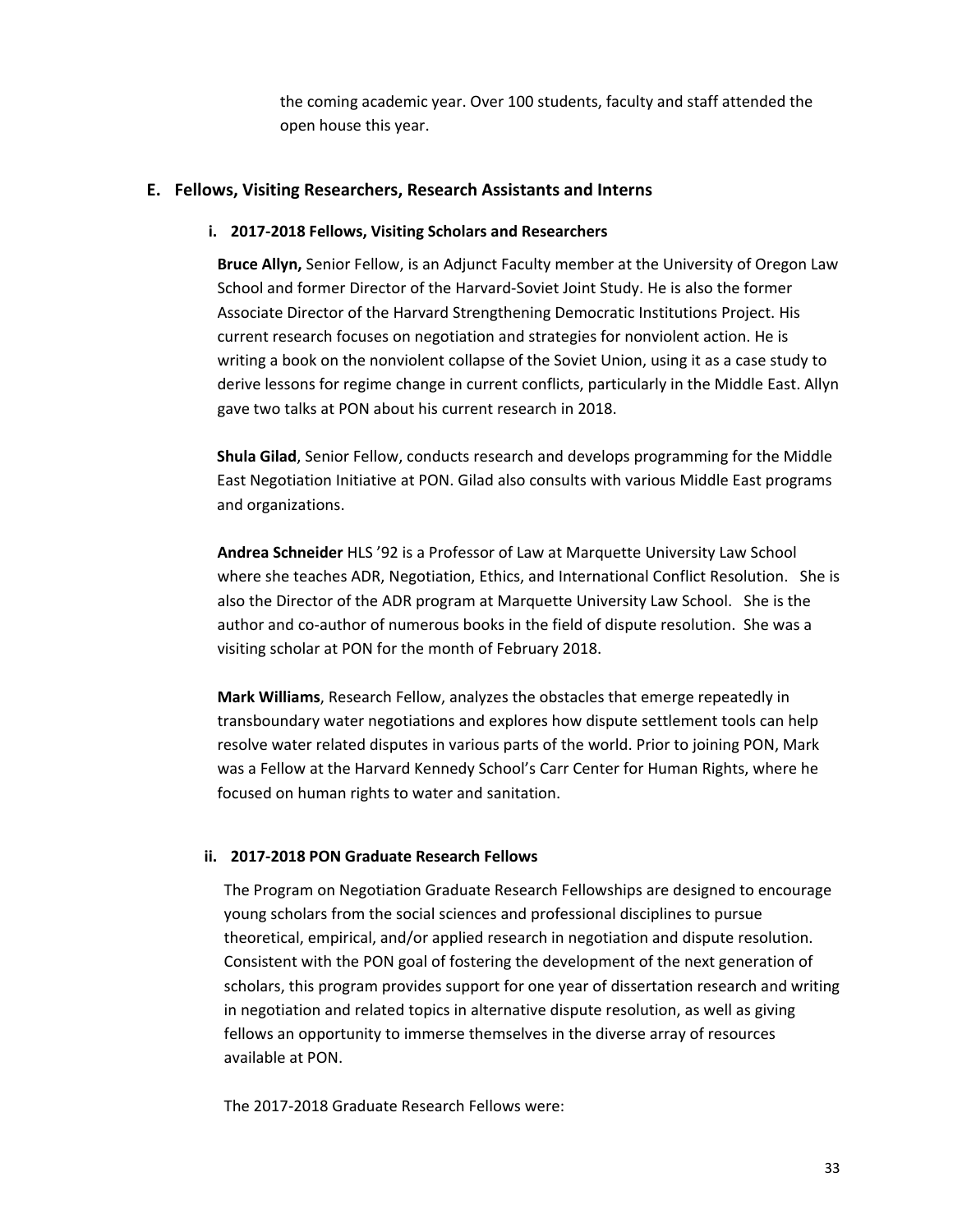the coming academic year. Over 100 students, faculty and staff attended the open house this year.

## E. Fellows, Visiting Researchers, Research Assistants and Interns

### i. 2017-2018 Fellows, Visiting Scholars and Researchers

**Bruce Allyn,** Senior Fellow, is an Adjunct Faculty member at the University of Oregon Law School and former Director of the Harvard-Soviet Joint Study. He is also the former Associate Director of the Harvard Strengthening Democratic Institutions Project. His current research focuses on negotiation and strategies for nonviolent action. He is writing a book on the nonviolent collapse of the Soviet Union, using it as a case study to derive lessons for regime change in current conflicts, particularly in the Middle East. Allyn gave two talks at PON about his current research in 2018.

**Shula Gilad**, Senior Fellow, conducts research and develops programming for the Middle East Negotiation Initiative at PON. Gilad also consults with various Middle East programs and organizations.

**Andrea Schneider** HLS '92 is a Professor of Law at Marquette University Law School where she teaches ADR, Negotiation, Ethics, and International Conflict Resolution. She is also the Director of the ADR program at Marquette University Law School. She is the author and co-author of numerous books in the field of dispute resolution. She was a visiting scholar at PON for the month of February 2018.

**Mark Williams**, Research Fellow, analyzes the obstacles that emerge repeatedly in transboundary water negotiations and explores how dispute settlement tools can help resolve water related disputes in various parts of the world. Prior to joining PON, Mark was a Fellow at the Harvard Kennedy School's Carr Center for Human Rights, where he focused on human rights to water and sanitation.

### ii. 2017-2018 PON Graduate Research Fellows

The Program on Negotiation Graduate Research Fellowships are designed to encourage young scholars from the social sciences and professional disciplines to pursue theoretical, empirical, and/or applied research in negotiation and dispute resolution. Consistent with the PON goal of fostering the development of the next generation of scholars, this program provides support for one year of dissertation research and writing in negotiation and related topics in alternative dispute resolution, as well as giving fellows an opportunity to immerse themselves in the diverse array of resources available at PON.

The 2017-2018 Graduate Research Fellows were: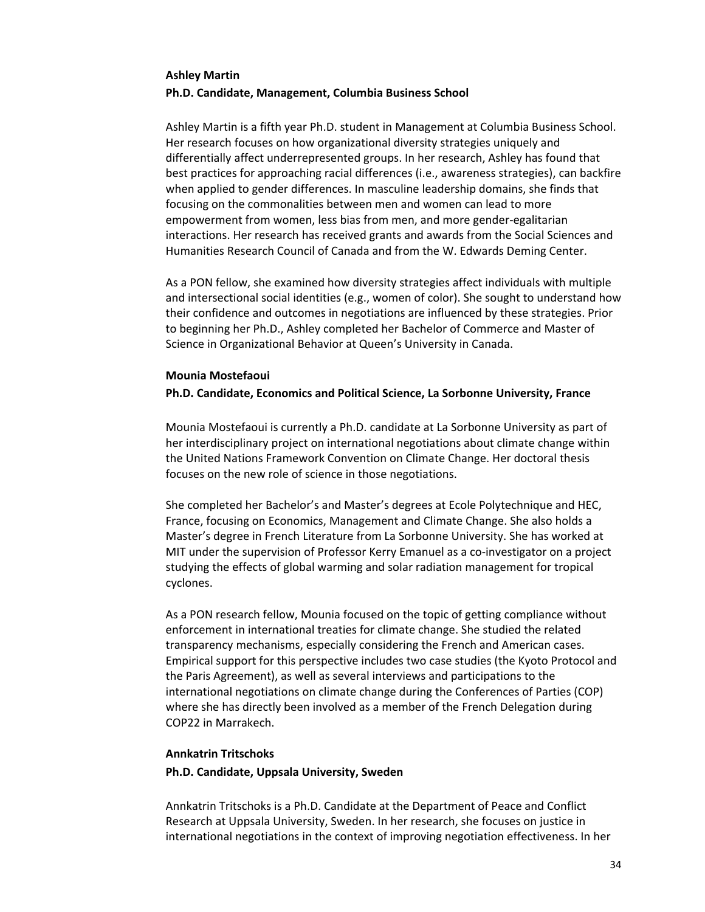**Ashley Martin**

**Ph.D. Candidate, Management, Columbia Business School**

Ashley Martin is a fifth year Ph.D. student in Management at Columbia Business School. Her research focuses on how organizational diversity strategies uniquely and differentially affect underrepresented groups. In her research, Ashley has found that best practices for approaching racial differences (i.e., awareness strategies), can backfire when applied to gender differences. In masculine leadership domains, she finds that focusing on the commonalities between men and women can lead to more empowerment from women, less bias from men, and more gender-egalitarian interactions. Her research has received grants and awards from the Social Sciences and Humanities Research Council of Canada and from the W. Edwards Deming Center.

As a PON fellow, she examined how diversity strategies affect individuals with multiple and intersectional social identities (e.g., women of color). She sought to understand how their confidence and outcomes in negotiations are influenced by these strategies. Prior to beginning her Ph.D., Ashley completed her Bachelor of Commerce and Master of Science in Organizational Behavior at Queen's University in Canada.

**Mounia Mostefaoui**

**Ph.D. Candidate, Economics and Political Science, La Sorbonne University, France**

Mounia Mostefaoui is currently a Ph.D. candidate at La Sorbonne University as part of her interdisciplinary project on international negotiations about climate change within the United Nations Framework Convention on Climate Change. Her doctoral thesis focuses on the new role of science in those negotiations.

She completed her Bachelor's and Master's degrees at Ecole Polytechnique and HEC, France, focusing on Economics, Management and Climate Change. She also holds a Master's degree in French Literature from La Sorbonne University. She has worked at MIT under the supervision of Professor Kerry Emanuel as a co-investigator on a project studying the effects of global warming and solar radiation management for tropical cyclones.

As a PON research fellow, Mounia focused on the topic of getting compliance without enforcement in international treaties for climate change. She studied the related transparency mechanisms, especially considering the French and American cases. Empirical support for this perspective includes two case studies (the Kyoto Protocol and the Paris Agreement), as well as several interviews and participations to the international negotiations on climate change during the Conferences of Parties (COP) where she has directly been involved as a member of the French Delegation during COP22 in Marrakech.

**Annkatrin Tritschoks**

**Ph.D. Candidate, Uppsala University, Sweden**

Annkatrin Tritschoks is a Ph.D. Candidate at the Department of Peace and Conflict Research at Uppsala University, Sweden. In her research, she focuses on justice in international negotiations in the context of improving negotiation effectiveness. In her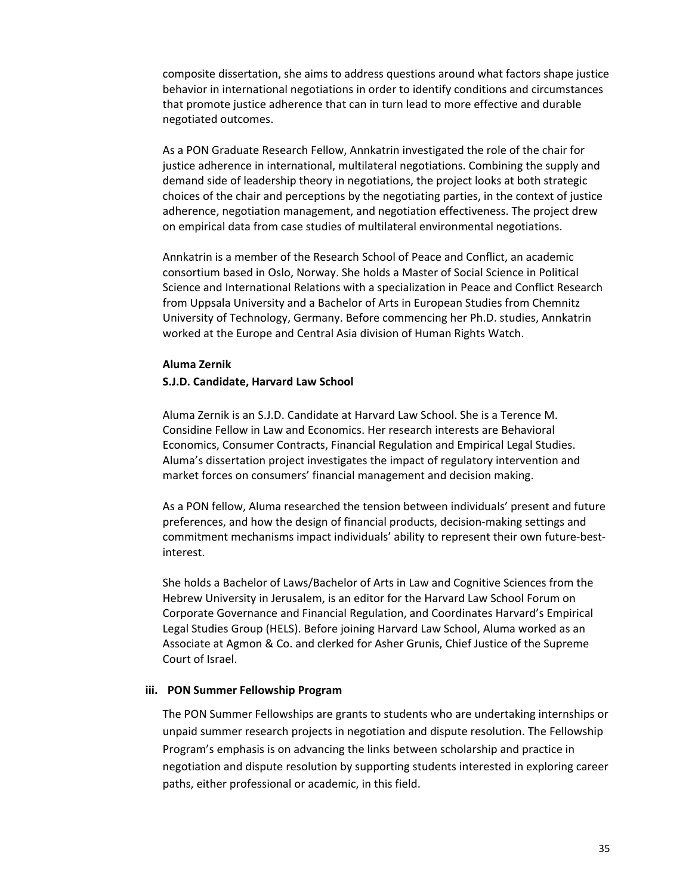composite dissertation, she aims to address questions around what factors shape justice behavior in international negotiations in order to identify conditions and circumstances that promote justice adherence that can in turn lead to more effective and durable negotiated outcomes.

As a PON Graduate Research Fellow, Annkatrin investigated the role of the chair for justice adherence in international, multilateral negotiations. Combining the supply and demand side of leadership theory in negotiations, the project looks at both strategic choices of the chair and perceptions by the negotiating parties, in the context of justice adherence, negotiation management, and negotiation effectiveness. The project drew on empirical data from case studies of multilateral environmental negotiations.

Annkatrin is a member of the Research School of Peace and Conflict, an academic consortium based in Oslo, Norway. She holds a Master of Social Science in Political Science and International Relations with a specialization in Peace and Conflict Research from Uppsala University and a Bachelor of Arts in European Studies from Chemnitz University of Technology, Germany. Before commencing her Ph.D. studies, Annkatrin worked at the Europe and Central Asia division of Human Rights Watch.

**Aluma Zernik**
**S.J.D. Candidate, Harvard Law School**

Aluma Zernik is an S.J.D. Candidate at Harvard Law School. She is a Terence M. Considine Fellow in Law and Economics. Her research interests are Behavioral Economics, Consumer Contracts, Financial Regulation and Empirical Legal Studies. Aluma's dissertation project investigates the impact of regulatory intervention and market forces on consumers' financial management and decision making.

As a PON fellow, Aluma researched the tension between individuals' present and future preferences, and how the design of financial products, decision-making settings and commitment mechanisms impact individuals' ability to represent their own future-best-interest.

She holds a Bachelor of Laws/Bachelor of Arts in Law and Cognitive Sciences from the Hebrew University in Jerusalem, is an editor for the Harvard Law School Forum on Corporate Governance and Financial Regulation, and Coordinates Harvard's Empirical Legal Studies Group (HELS). Before joining Harvard Law School, Aluma worked as an Associate at Agmon & Co. and clerked for Asher Grunis, Chief Justice of the Supreme Court of Israel.

### iii. PON Summer Fellowship Program

The PON Summer Fellowships are grants to students who are undertaking internships or unpaid summer research projects in negotiation and dispute resolution. The Fellowship Program's emphasis is on advancing the links between scholarship and practice in negotiation and dispute resolution by supporting students interested in exploring career paths, either professional or academic, in this field.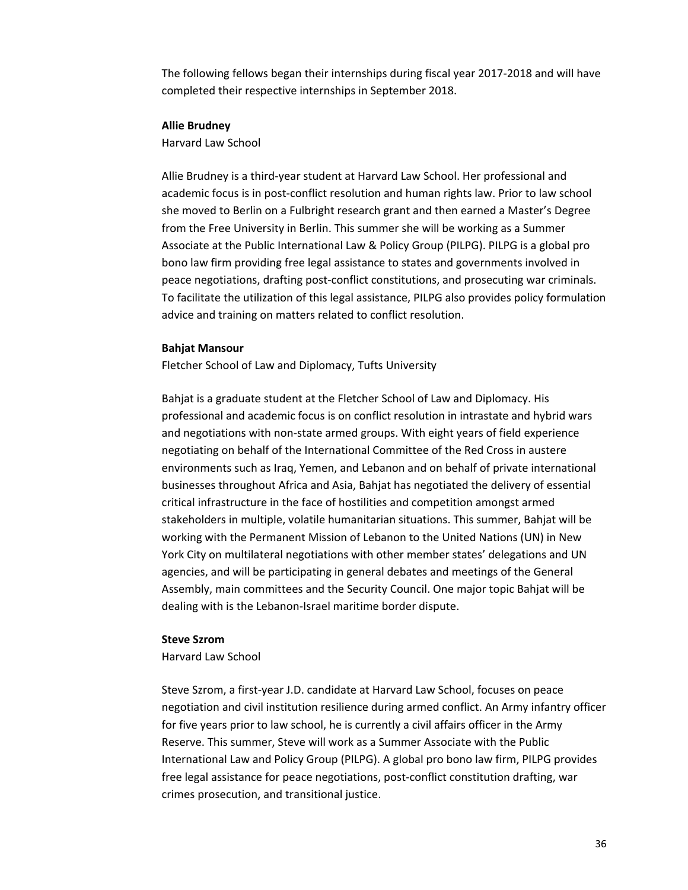The following fellows began their internships during fiscal year 2017-2018 and will have completed their respective internships in September 2018.

**Allie Brudney**

Harvard Law School

Allie Brudney is a third-year student at Harvard Law School. Her professional and academic focus is in post-conflict resolution and human rights law. Prior to law school she moved to Berlin on a Fulbright research grant and then earned a Master's Degree from the Free University in Berlin. This summer she will be working as a Summer Associate at the Public International Law & Policy Group (PILPG). PILPG is a global pro bono law firm providing free legal assistance to states and governments involved in peace negotiations, drafting post-conflict constitutions, and prosecuting war criminals. To facilitate the utilization of this legal assistance, PILPG also provides policy formulation advice and training on matters related to conflict resolution.

**Bahjat Mansour**

Fletcher School of Law and Diplomacy, Tufts University

Bahjat is a graduate student at the Fletcher School of Law and Diplomacy. His professional and academic focus is on conflict resolution in intrastate and hybrid wars and negotiations with non-state armed groups. With eight years of field experience negotiating on behalf of the International Committee of the Red Cross in austere environments such as Iraq, Yemen, and Lebanon and on behalf of private international businesses throughout Africa and Asia, Bahjat has negotiated the delivery of essential critical infrastructure in the face of hostilities and competition amongst armed stakeholders in multiple, volatile humanitarian situations. This summer, Bahjat will be working with the Permanent Mission of Lebanon to the United Nations (UN) in New York City on multilateral negotiations with other member states' delegations and UN agencies, and will be participating in general debates and meetings of the General Assembly, main committees and the Security Council. One major topic Bahjat will be dealing with is the Lebanon-Israel maritime border dispute.

**Steve Szrom**

Harvard Law School

Steve Szrom, a first-year J.D. candidate at Harvard Law School, focuses on peace negotiation and civil institution resilience during armed conflict. An Army infantry officer for five years prior to law school, he is currently a civil affairs officer in the Army Reserve. This summer, Steve will work as a Summer Associate with the Public International Law and Policy Group (PILPG). A global pro bono law firm, PILPG provides free legal assistance for peace negotiations, post-conflict constitution drafting, war crimes prosecution, and transitional justice.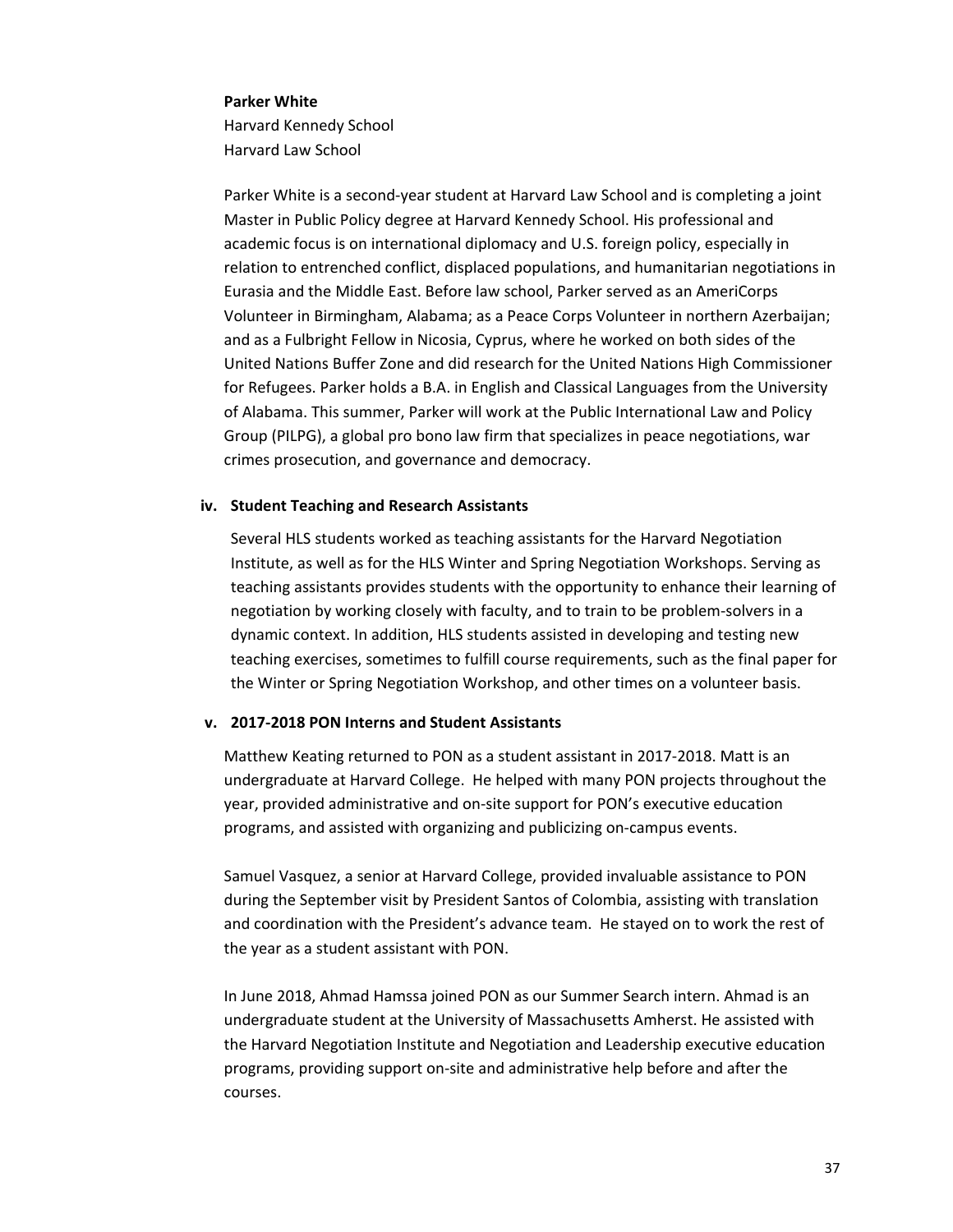**Parker White**
Harvard Kennedy School
Harvard Law School

Parker White is a second-year student at Harvard Law School and is completing a joint Master in Public Policy degree at Harvard Kennedy School. His professional and academic focus is on international diplomacy and U.S. foreign policy, especially in relation to entrenched conflict, displaced populations, and humanitarian negotiations in Eurasia and the Middle East. Before law school, Parker served as an AmeriCorps Volunteer in Birmingham, Alabama; as a Peace Corps Volunteer in northern Azerbaijan; and as a Fulbright Fellow in Nicosia, Cyprus, where he worked on both sides of the United Nations Buffer Zone and did research for the United Nations High Commissioner for Refugees. Parker holds a B.A. in English and Classical Languages from the University of Alabama. This summer, Parker will work at the Public International Law and Policy Group (PILPG), a global pro bono law firm that specializes in peace negotiations, war crimes prosecution, and governance and democracy.

#### iv. Student Teaching and Research Assistants

Several HLS students worked as teaching assistants for the Harvard Negotiation Institute, as well as for the HLS Winter and Spring Negotiation Workshops. Serving as teaching assistants provides students with the opportunity to enhance their learning of negotiation by working closely with faculty, and to train to be problem-solvers in a dynamic context. In addition, HLS students assisted in developing and testing new teaching exercises, sometimes to fulfill course requirements, such as the final paper for the Winter or Spring Negotiation Workshop, and other times on a volunteer basis.

#### v. 2017-2018 PON Interns and Student Assistants

Matthew Keating returned to PON as a student assistant in 2017-2018. Matt is an undergraduate at Harvard College. He helped with many PON projects throughout the year, provided administrative and on-site support for PON's executive education programs, and assisted with organizing and publicizing on-campus events.

Samuel Vasquez, a senior at Harvard College, provided invaluable assistance to PON during the September visit by President Santos of Colombia, assisting with translation and coordination with the President's advance team. He stayed on to work the rest of the year as a student assistant with PON.

In June 2018, Ahmad Hamssa joined PON as our Summer Search intern. Ahmad is an undergraduate student at the University of Massachusetts Amherst. He assisted with the Harvard Negotiation Institute and Negotiation and Leadership executive education programs, providing support on-site and administrative help before and after the courses.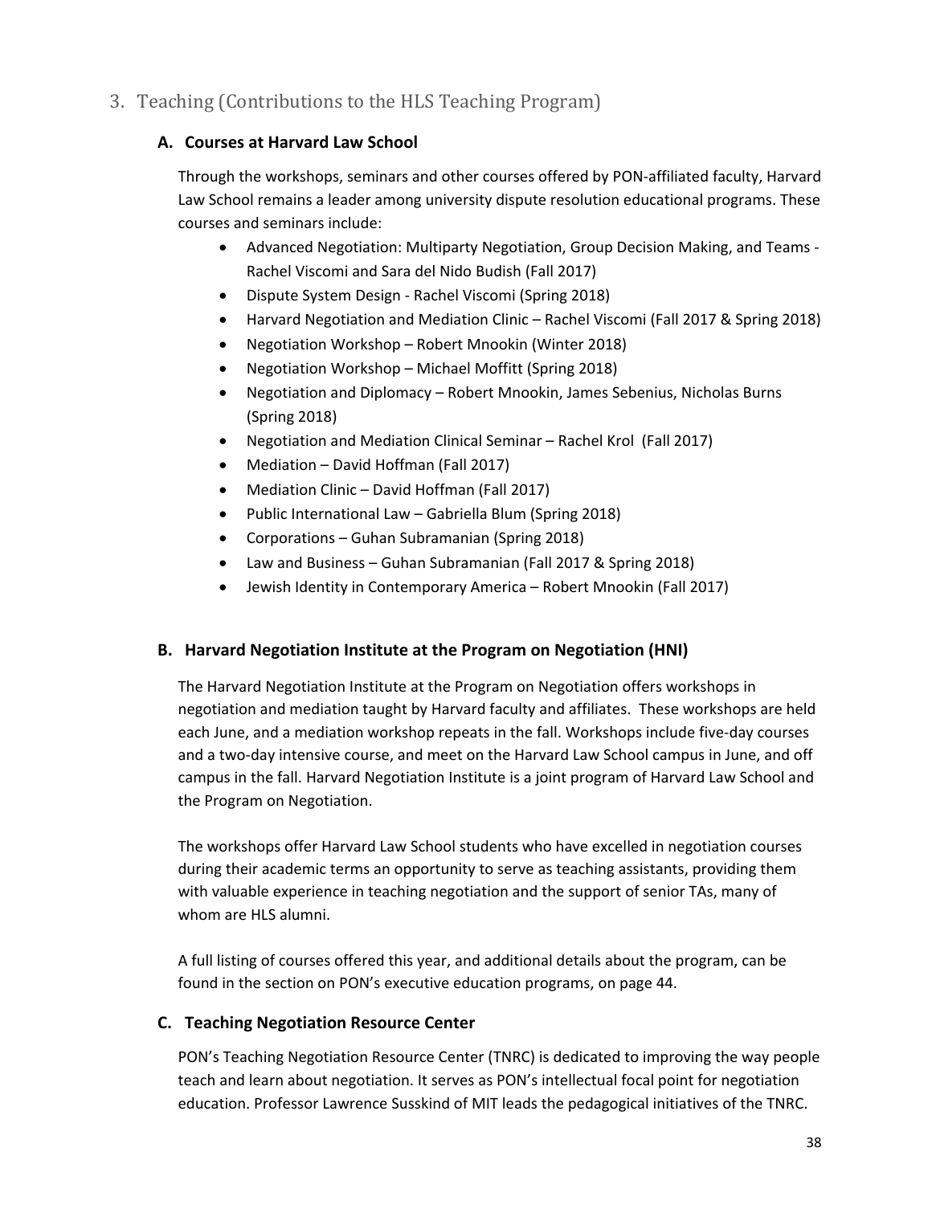## 3. Teaching (Contributions to the HLS Teaching Program)

### A. Courses at Harvard Law School

Through the workshops, seminars and other courses offered by PON-affiliated faculty, Harvard Law School remains a leader among university dispute resolution educational programs. These courses and seminars include:

- Advanced Negotiation: Multiparty Negotiation, Group Decision Making, and Teams - Rachel Viscomi and Sara del Nido Budish (Fall 2017)
- Dispute System Design - Rachel Viscomi (Spring 2018)
- Harvard Negotiation and Mediation Clinic – Rachel Viscomi (Fall 2017 & Spring 2018)
- Negotiation Workshop – Robert Mnookin (Winter 2018)
- Negotiation Workshop – Michael Moffitt (Spring 2018)
- Negotiation and Diplomacy – Robert Mnookin, James Sebenius, Nicholas Burns (Spring 2018)
- Negotiation and Mediation Clinical Seminar – Rachel Krol (Fall 2017)
- Mediation – David Hoffman (Fall 2017)
- Mediation Clinic – David Hoffman (Fall 2017)
- Public International Law – Gabriella Blum (Spring 2018)
- Corporations – Guhan Subramanian (Spring 2018)
- Law and Business – Guhan Subramanian (Fall 2017 & Spring 2018)
- Jewish Identity in Contemporary America – Robert Mnookin (Fall 2017)

### B. Harvard Negotiation Institute at the Program on Negotiation (HNI)

The Harvard Negotiation Institute at the Program on Negotiation offers workshops in negotiation and mediation taught by Harvard faculty and affiliates. These workshops are held each June, and a mediation workshop repeats in the fall. Workshops include five-day courses and a two-day intensive course, and meet on the Harvard Law School campus in June, and off campus in the fall. Harvard Negotiation Institute is a joint program of Harvard Law School and the Program on Negotiation.

The workshops offer Harvard Law School students who have excelled in negotiation courses during their academic terms an opportunity to serve as teaching assistants, providing them with valuable experience in teaching negotiation and the support of senior TAs, many of whom are HLS alumni.

A full listing of courses offered this year, and additional details about the program, can be found in the section on PON's executive education programs, on page 44.

### C. Teaching Negotiation Resource Center

PON's Teaching Negotiation Resource Center (TNRC) is dedicated to improving the way people teach and learn about negotiation. It serves as PON's intellectual focal point for negotiation education. Professor Lawrence Susskind of MIT leads the pedagogical initiatives of the TNRC.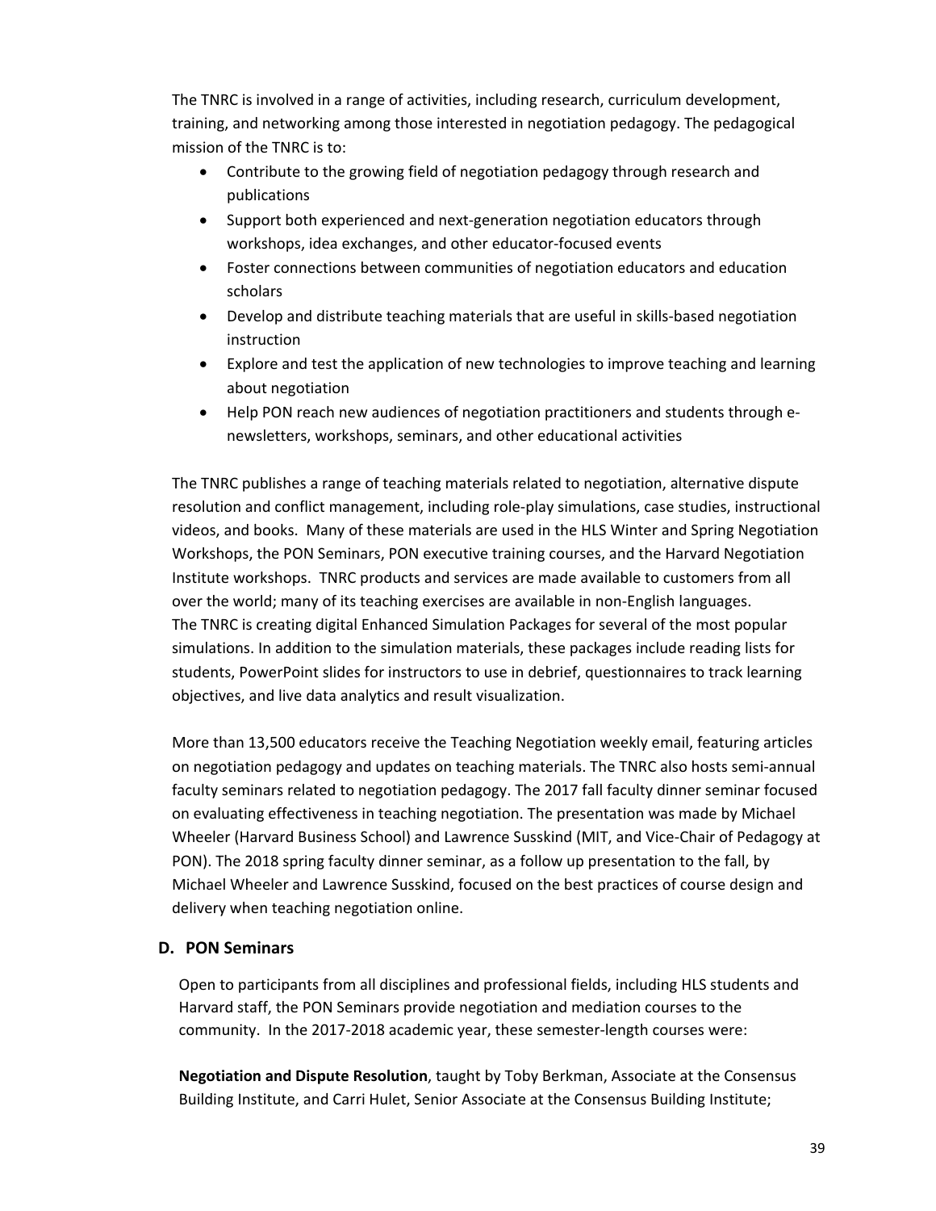The TNRC is involved in a range of activities, including research, curriculum development, training, and networking among those interested in negotiation pedagogy. The pedagogical mission of the TNRC is to:

- Contribute to the growing field of negotiation pedagogy through research and publications
- Support both experienced and next-generation negotiation educators through workshops, idea exchanges, and other educator-focused events
- Foster connections between communities of negotiation educators and education scholars
- Develop and distribute teaching materials that are useful in skills-based negotiation instruction
- Explore and test the application of new technologies to improve teaching and learning about negotiation
- Help PON reach new audiences of negotiation practitioners and students through e-newsletters, workshops, seminars, and other educational activities

The TNRC publishes a range of teaching materials related to negotiation, alternative dispute resolution and conflict management, including role-play simulations, case studies, instructional videos, and books. Many of these materials are used in the HLS Winter and Spring Negotiation Workshops, the PON Seminars, PON executive training courses, and the Harvard Negotiation Institute workshops. TNRC products and services are made available to customers from all over the world; many of its teaching exercises are available in non-English languages. The TNRC is creating digital Enhanced Simulation Packages for several of the most popular simulations. In addition to the simulation materials, these packages include reading lists for students, PowerPoint slides for instructors to use in debrief, questionnaires to track learning objectives, and live data analytics and result visualization.

More than 13,500 educators receive the Teaching Negotiation weekly email, featuring articles on negotiation pedagogy and updates on teaching materials. The TNRC also hosts semi-annual faculty seminars related to negotiation pedagogy. The 2017 fall faculty dinner seminar focused on evaluating effectiveness in teaching negotiation. The presentation was made by Michael Wheeler (Harvard Business School) and Lawrence Susskind (MIT, and Vice-Chair of Pedagogy at PON). The 2018 spring faculty dinner seminar, as a follow up presentation to the fall, by Michael Wheeler and Lawrence Susskind, focused on the best practices of course design and delivery when teaching negotiation online.

## D. PON Seminars

Open to participants from all disciplines and professional fields, including HLS students and Harvard staff, the PON Seminars provide negotiation and mediation courses to the community. In the 2017-2018 academic year, these semester-length courses were:

**Negotiation and Dispute Resolution**, taught by Toby Berkman, Associate at the Consensus Building Institute, and Carri Hulet, Senior Associate at the Consensus Building Institute;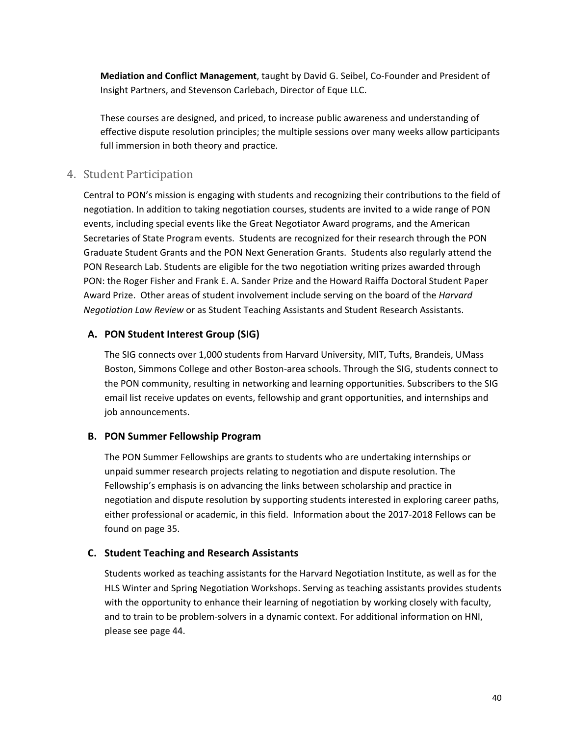**Mediation and Conflict Management**, taught by David G. Seibel, Co-Founder and President of Insight Partners, and Stevenson Carlebach, Director of Eque LLC.

These courses are designed, and priced, to increase public awareness and understanding of effective dispute resolution principles; the multiple sessions over many weeks allow participants full immersion in both theory and practice.

## 4. Student Participation

Central to PON's mission is engaging with students and recognizing their contributions to the field of negotiation. In addition to taking negotiation courses, students are invited to a wide range of PON events, including special events like the Great Negotiator Award programs, and the American Secretaries of State Program events. Students are recognized for their research through the PON Graduate Student Grants and the PON Next Generation Grants. Students also regularly attend the PON Research Lab. Students are eligible for the two negotiation writing prizes awarded through PON: the Roger Fisher and Frank E. A. Sander Prize and the Howard Raiffa Doctoral Student Paper Award Prize. Other areas of student involvement include serving on the board of the *Harvard Negotiation Law Review* or as Student Teaching Assistants and Student Research Assistants.

### A. PON Student Interest Group (SIG)

The SIG connects over 1,000 students from Harvard University, MIT, Tufts, Brandeis, UMass Boston, Simmons College and other Boston-area schools. Through the SIG, students connect to the PON community, resulting in networking and learning opportunities. Subscribers to the SIG email list receive updates on events, fellowship and grant opportunities, and internships and job announcements.

### B. PON Summer Fellowship Program

The PON Summer Fellowships are grants to students who are undertaking internships or unpaid summer research projects relating to negotiation and dispute resolution. The Fellowship's emphasis is on advancing the links between scholarship and practice in negotiation and dispute resolution by supporting students interested in exploring career paths, either professional or academic, in this field. Information about the 2017-2018 Fellows can be found on page 35.

### C. Student Teaching and Research Assistants

Students worked as teaching assistants for the Harvard Negotiation Institute, as well as for the HLS Winter and Spring Negotiation Workshops. Serving as teaching assistants provides students with the opportunity to enhance their learning of negotiation by working closely with faculty, and to train to be problem-solvers in a dynamic context. For additional information on HNI, please see page 44.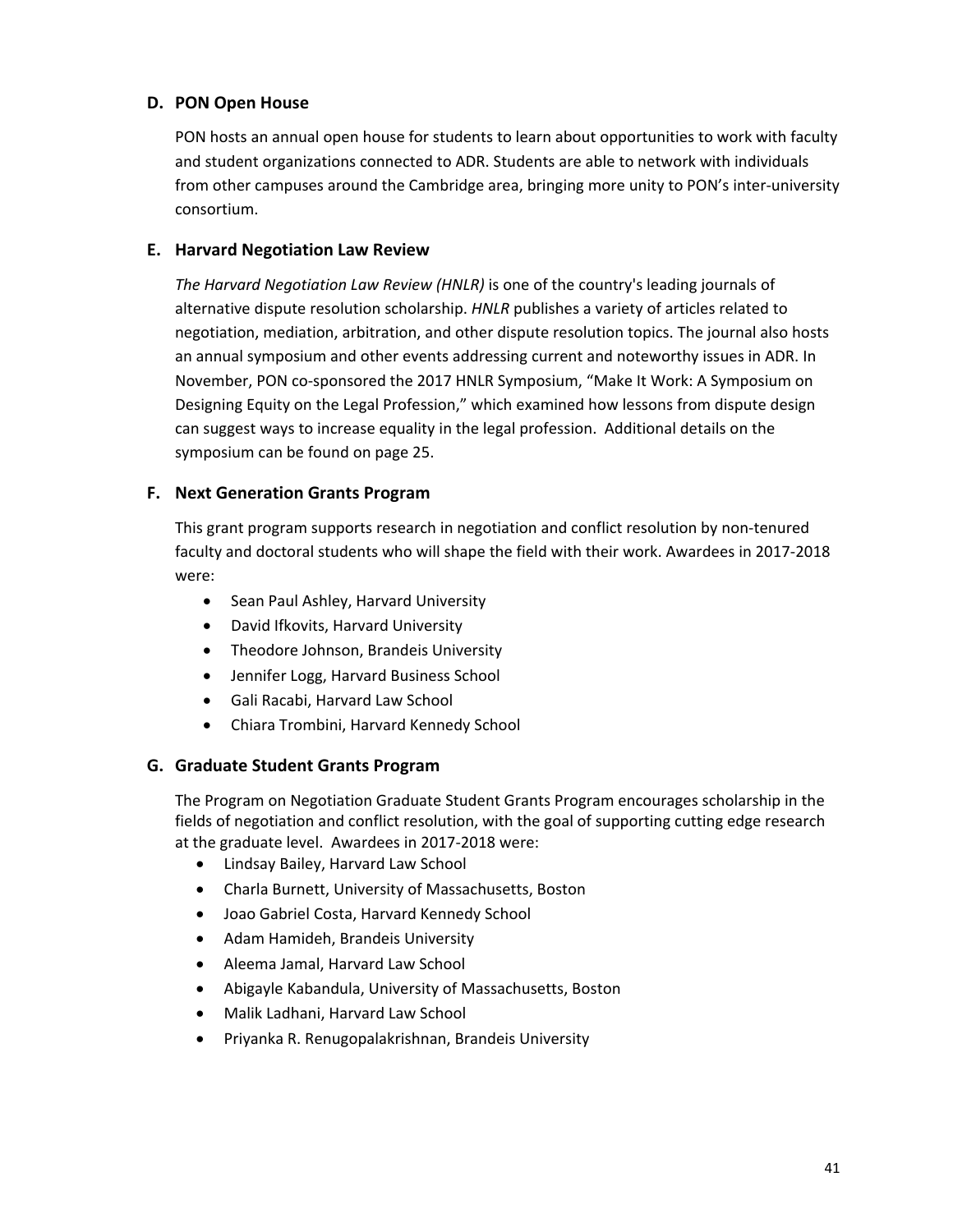### D. PON Open House

PON hosts an annual open house for students to learn about opportunities to work with faculty and student organizations connected to ADR. Students are able to network with individuals from other campuses around the Cambridge area, bringing more unity to PON's inter-university consortium.

### E. Harvard Negotiation Law Review

*The Harvard Negotiation Law Review (HNLR)* is one of the country's leading journals of alternative dispute resolution scholarship. *HNLR* publishes a variety of articles related to negotiation, mediation, arbitration, and other dispute resolution topics. The journal also hosts an annual symposium and other events addressing current and noteworthy issues in ADR. In November, PON co-sponsored the 2017 HNLR Symposium, "Make It Work: A Symposium on Designing Equity on the Legal Profession," which examined how lessons from dispute design can suggest ways to increase equality in the legal profession. Additional details on the symposium can be found on page 25.

### F. Next Generation Grants Program

This grant program supports research in negotiation and conflict resolution by non-tenured faculty and doctoral students who will shape the field with their work. Awardees in 2017-2018 were:

- Sean Paul Ashley, Harvard University
- David Ifkovits, Harvard University
- Theodore Johnson, Brandeis University
- Jennifer Logg, Harvard Business School
- Gali Racabi, Harvard Law School
- Chiara Trombini, Harvard Kennedy School

### G. Graduate Student Grants Program

The Program on Negotiation Graduate Student Grants Program encourages scholarship in the fields of negotiation and conflict resolution, with the goal of supporting cutting edge research at the graduate level. Awardees in 2017-2018 were:

- Lindsay Bailey, Harvard Law School
- Charla Burnett, University of Massachusetts, Boston
- Joao Gabriel Costa, Harvard Kennedy School
- Adam Hamideh, Brandeis University
- Aleema Jamal, Harvard Law School
- Abigayle Kabandula, University of Massachusetts, Boston
- Malik Ladhani, Harvard Law School
- Priyanka R. Renugopalakrishnan, Brandeis University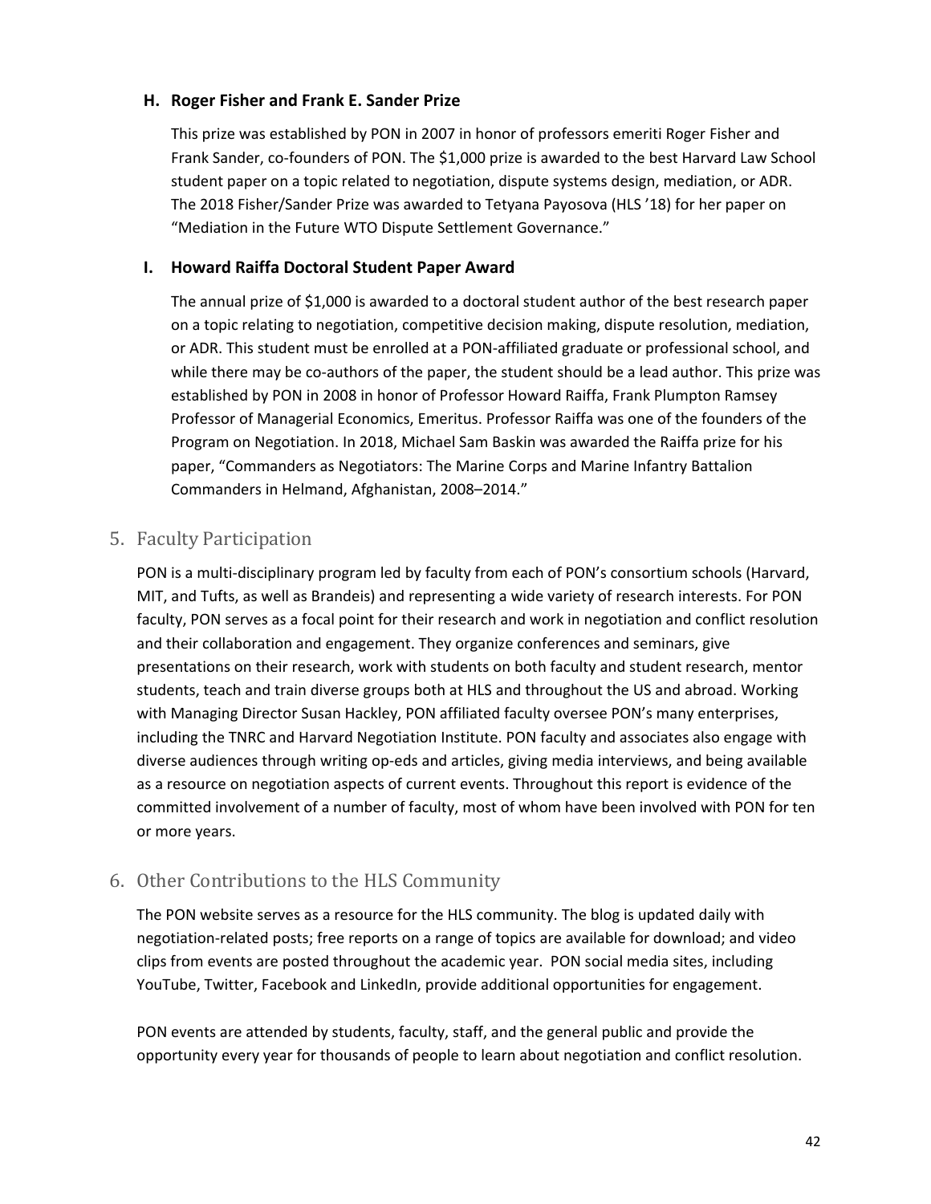### H. Roger Fisher and Frank E. Sander Prize

This prize was established by PON in 2007 in honor of professors emeriti Roger Fisher and Frank Sander, co-founders of PON. The $1,000 prize is awarded to the best Harvard Law School student paper on a topic related to negotiation, dispute systems design, mediation, or ADR. The 2018 Fisher/Sander Prize was awarded to Tetyana Payosova (HLS '18) for her paper on "Mediation in the Future WTO Dispute Settlement Governance."

### I. Howard Raiffa Doctoral Student Paper Award

The annual prize of $1,000 is awarded to a doctoral student author of the best research paper on a topic relating to negotiation, competitive decision making, dispute resolution, mediation, or ADR. This student must be enrolled at a PON-affiliated graduate or professional school, and while there may be co-authors of the paper, the student should be a lead author. This prize was established by PON in 2008 in honor of Professor Howard Raiffa, Frank Plumpton Ramsey Professor of Managerial Economics, Emeritus. Professor Raiffa was one of the founders of the Program on Negotiation. In 2018, Michael Sam Baskin was awarded the Raiffa prize for his paper, "Commanders as Negotiators: The Marine Corps and Marine Infantry Battalion Commanders in Helmand, Afghanistan, 2008–2014."

## 5. Faculty Participation

PON is a multi-disciplinary program led by faculty from each of PON's consortium schools (Harvard, MIT, and Tufts, as well as Brandeis) and representing a wide variety of research interests. For PON faculty, PON serves as a focal point for their research and work in negotiation and conflict resolution and their collaboration and engagement. They organize conferences and seminars, give presentations on their research, work with students on both faculty and student research, mentor students, teach and train diverse groups both at HLS and throughout the US and abroad. Working with Managing Director Susan Hackley, PON affiliated faculty oversee PON's many enterprises, including the TNRC and Harvard Negotiation Institute. PON faculty and associates also engage with diverse audiences through writing op-eds and articles, giving media interviews, and being available as a resource on negotiation aspects of current events. Throughout this report is evidence of the committed involvement of a number of faculty, most of whom have been involved with PON for ten or more years.

## 6. Other Contributions to the HLS Community

The PON website serves as a resource for the HLS community. The blog is updated daily with negotiation-related posts; free reports on a range of topics are available for download; and video clips from events are posted throughout the academic year. PON social media sites, including YouTube, Twitter, Facebook and LinkedIn, provide additional opportunities for engagement.

PON events are attended by students, faculty, staff, and the general public and provide the opportunity every year for thousands of people to learn about negotiation and conflict resolution.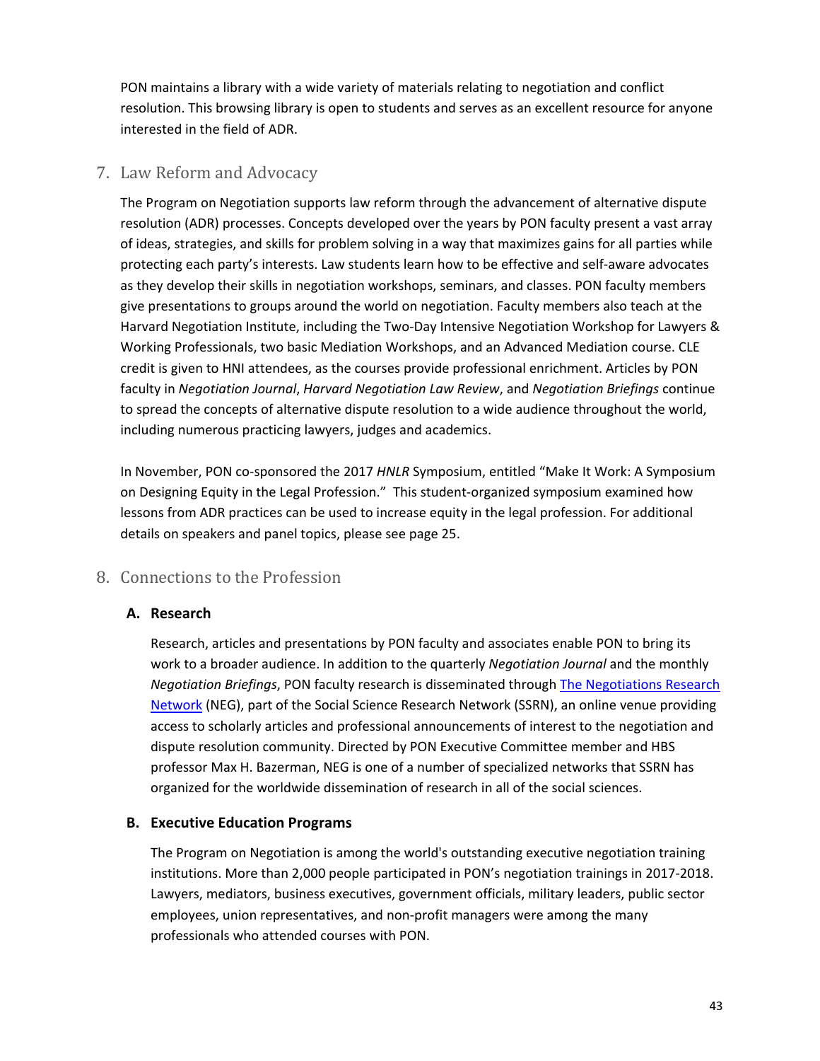PON maintains a library with a wide variety of materials relating to negotiation and conflict resolution. This browsing library is open to students and serves as an excellent resource for anyone interested in the field of ADR.

## 7. Law Reform and Advocacy

The Program on Negotiation supports law reform through the advancement of alternative dispute resolution (ADR) processes. Concepts developed over the years by PON faculty present a vast array of ideas, strategies, and skills for problem solving in a way that maximizes gains for all parties while protecting each party's interests. Law students learn how to be effective and self-aware advocates as they develop their skills in negotiation workshops, seminars, and classes. PON faculty members give presentations to groups around the world on negotiation. Faculty members also teach at the Harvard Negotiation Institute, including the Two-Day Intensive Negotiation Workshop for Lawyers & Working Professionals, two basic Mediation Workshops, and an Advanced Mediation course. CLE credit is given to HNI attendees, as the courses provide professional enrichment. Articles by PON faculty in *Negotiation Journal*, *Harvard Negotiation Law Review*, and *Negotiation Briefings* continue to spread the concepts of alternative dispute resolution to a wide audience throughout the world, including numerous practicing lawyers, judges and academics.

In November, PON co-sponsored the 2017 *HNLR* Symposium, entitled "Make It Work: A Symposium on Designing Equity in the Legal Profession." This student-organized symposium examined how lessons from ADR practices can be used to increase equity in the legal profession. For additional details on speakers and panel topics, please see page 25.

## 8. Connections to the Profession

### A. Research

Research, articles and presentations by PON faculty and associates enable PON to bring its work to a broader audience. In addition to the quarterly *Negotiation Journal* and the monthly *Negotiation Briefings*, PON faculty research is disseminated through The Negotiations Research Network (NEG), part of the Social Science Research Network (SSRN), an online venue providing access to scholarly articles and professional announcements of interest to the negotiation and dispute resolution community. Directed by PON Executive Committee member and HBS professor Max H. Bazerman, NEG is one of a number of specialized networks that SSRN has organized for the worldwide dissemination of research in all of the social sciences.

### B. Executive Education Programs

The Program on Negotiation is among the world's outstanding executive negotiation training institutions. More than 2,000 people participated in PON's negotiation trainings in 2017-2018. Lawyers, mediators, business executives, government officials, military leaders, public sector employees, union representatives, and non-profit managers were among the many professionals who attended courses with PON.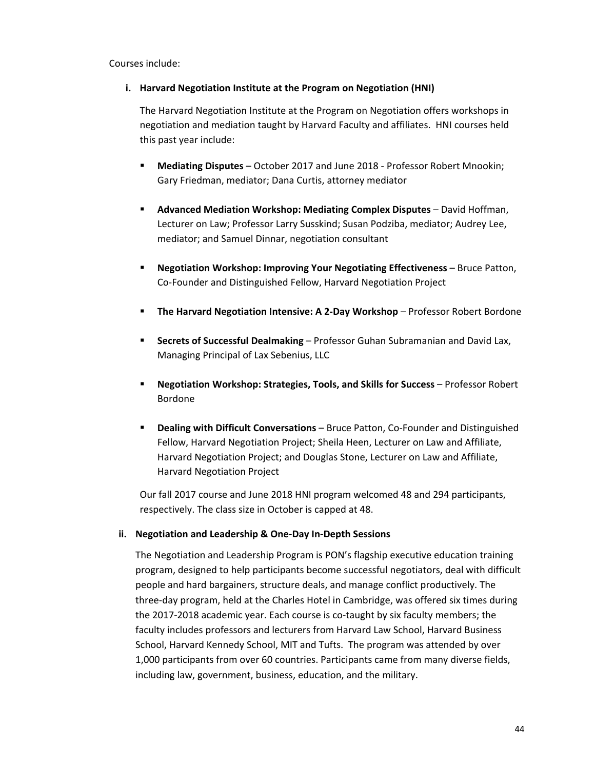Courses include:

**i. Harvard Negotiation Institute at the Program on Negotiation (HNI)**

The Harvard Negotiation Institute at the Program on Negotiation offers workshops in negotiation and mediation taught by Harvard Faculty and affiliates. HNI courses held this past year include:

- **Mediating Disputes** – October 2017 and June 2018 - Professor Robert Mnookin; Gary Friedman, mediator; Dana Curtis, attorney mediator
- **Advanced Mediation Workshop: Mediating Complex Disputes** – David Hoffman, Lecturer on Law; Professor Larry Susskind; Susan Podziba, mediator; Audrey Lee, mediator; and Samuel Dinnar, negotiation consultant
- **Negotiation Workshop: Improving Your Negotiating Effectiveness** – Bruce Patton, Co-Founder and Distinguished Fellow, Harvard Negotiation Project
- **The Harvard Negotiation Intensive: A 2-Day Workshop** – Professor Robert Bordone
- **Secrets of Successful Dealmaking** – Professor Guhan Subramanian and David Lax, Managing Principal of Lax Sebenius, LLC
- **Negotiation Workshop: Strategies, Tools, and Skills for Success** – Professor Robert Bordone
- **Dealing with Difficult Conversations** – Bruce Patton, Co-Founder and Distinguished Fellow, Harvard Negotiation Project; Sheila Heen, Lecturer on Law and Affiliate, Harvard Negotiation Project; and Douglas Stone, Lecturer on Law and Affiliate, Harvard Negotiation Project

Our fall 2017 course and June 2018 HNI program welcomed 48 and 294 participants, respectively. The class size in October is capped at 48.

**ii. Negotiation and Leadership & One-Day In-Depth Sessions**

The Negotiation and Leadership Program is PON's flagship executive education training program, designed to help participants become successful negotiators, deal with difficult people and hard bargainers, structure deals, and manage conflict productively. The three-day program, held at the Charles Hotel in Cambridge, was offered six times during the 2017-2018 academic year. Each course is co-taught by six faculty members; the faculty includes professors and lecturers from Harvard Law School, Harvard Business School, Harvard Kennedy School, MIT and Tufts. The program was attended by over 1,000 participants from over 60 countries. Participants came from many diverse fields, including law, government, business, education, and the military.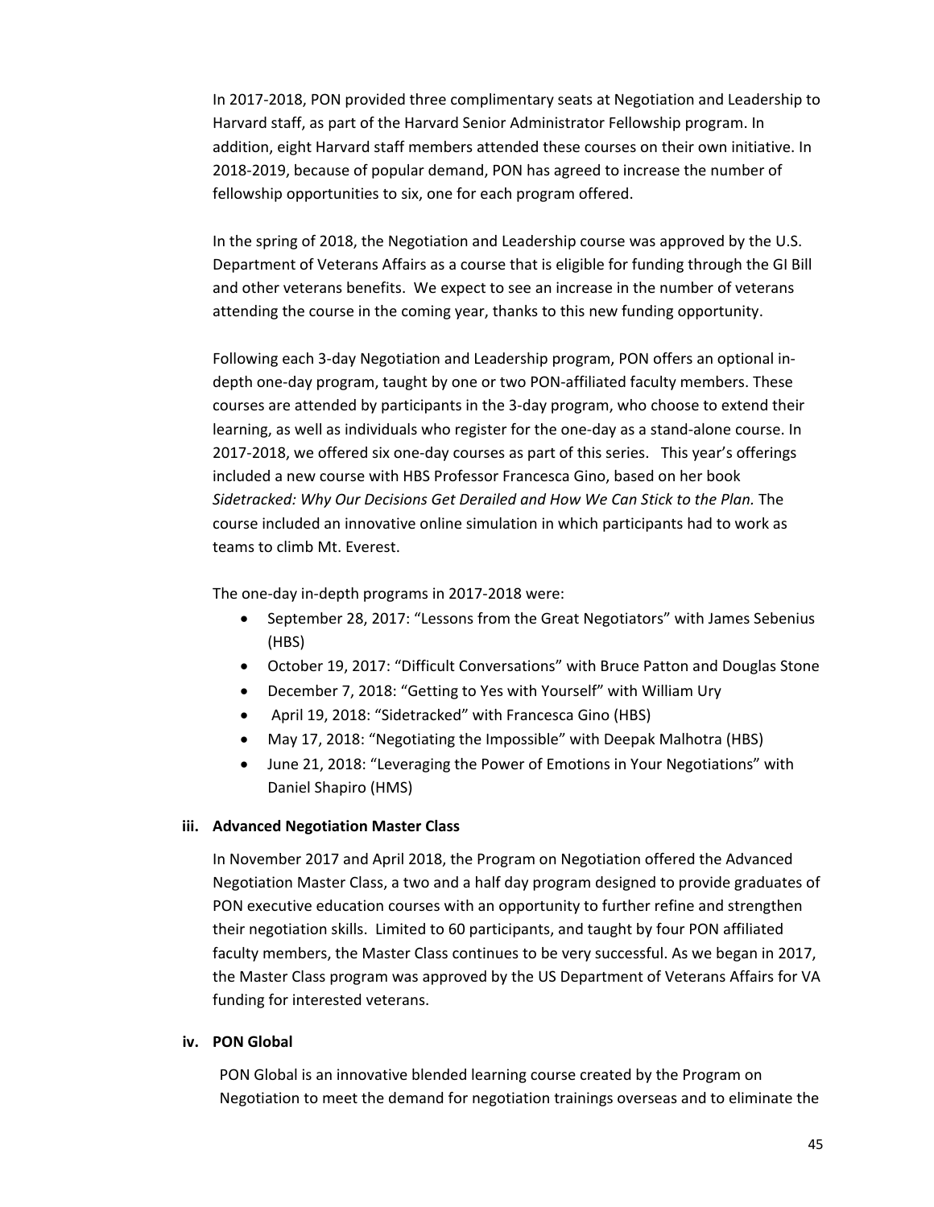In 2017-2018, PON provided three complimentary seats at Negotiation and Leadership to Harvard staff, as part of the Harvard Senior Administrator Fellowship program. In addition, eight Harvard staff members attended these courses on their own initiative. In 2018-2019, because of popular demand, PON has agreed to increase the number of fellowship opportunities to six, one for each program offered.

In the spring of 2018, the Negotiation and Leadership course was approved by the U.S. Department of Veterans Affairs as a course that is eligible for funding through the GI Bill and other veterans benefits. We expect to see an increase in the number of veterans attending the course in the coming year, thanks to this new funding opportunity.

Following each 3-day Negotiation and Leadership program, PON offers an optional in-depth one-day program, taught by one or two PON-affiliated faculty members. These courses are attended by participants in the 3-day program, who choose to extend their learning, as well as individuals who register for the one-day as a stand-alone course. In 2017-2018, we offered six one-day courses as part of this series. This year's offerings included a new course with HBS Professor Francesca Gino, based on her book *Sidetracked: Why Our Decisions Get Derailed and How We Can Stick to the Plan.* The course included an innovative online simulation in which participants had to work as teams to climb Mt. Everest.

The one-day in-depth programs in 2017-2018 were:

- September 28, 2017: "Lessons from the Great Negotiators" with James Sebenius (HBS)
- October 19, 2017: "Difficult Conversations" with Bruce Patton and Douglas Stone
- December 7, 2018: "Getting to Yes with Yourself" with William Ury
- April 19, 2018: "Sidetracked" with Francesca Gino (HBS)
- May 17, 2018: "Negotiating the Impossible" with Deepak Malhotra (HBS)
- June 21, 2018: "Leveraging the Power of Emotions in Your Negotiations" with Daniel Shapiro (HMS)

**iii. Advanced Negotiation Master Class**

In November 2017 and April 2018, the Program on Negotiation offered the Advanced Negotiation Master Class, a two and a half day program designed to provide graduates of PON executive education courses with an opportunity to further refine and strengthen their negotiation skills. Limited to 60 participants, and taught by four PON affiliated faculty members, the Master Class continues to be very successful. As we began in 2017, the Master Class program was approved by the US Department of Veterans Affairs for VA funding for interested veterans.

**iv. PON Global**

PON Global is an innovative blended learning course created by the Program on Negotiation to meet the demand for negotiation trainings overseas and to eliminate the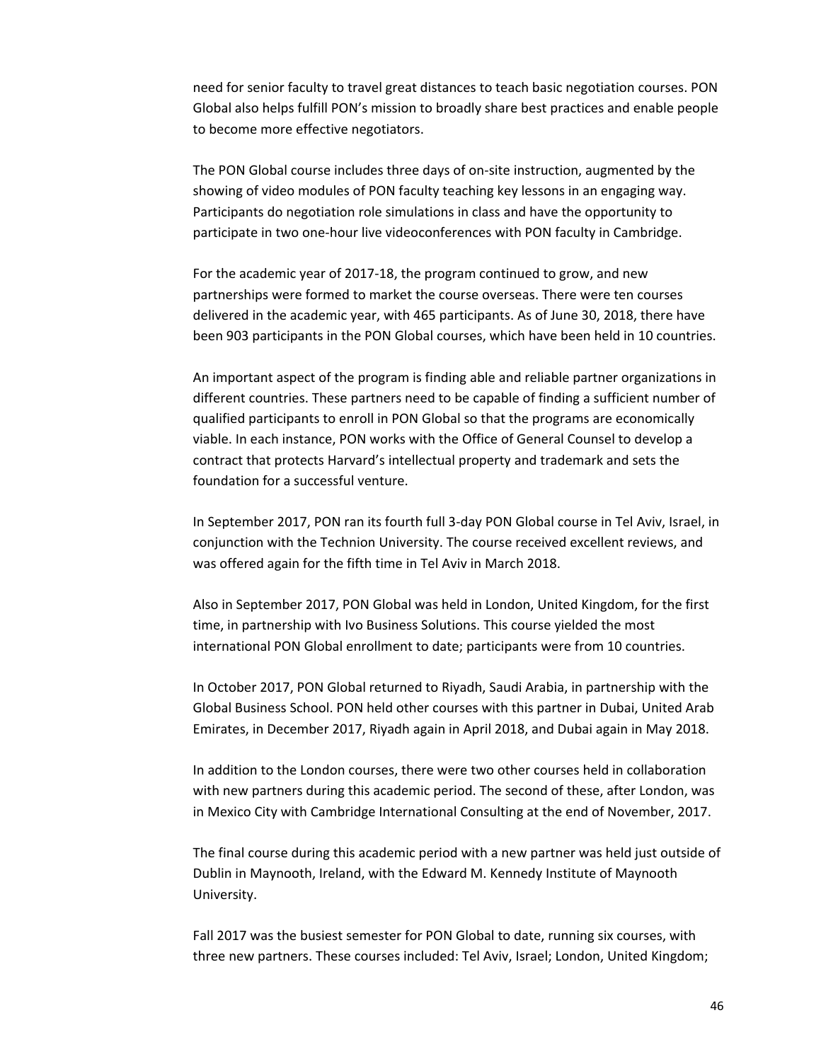need for senior faculty to travel great distances to teach basic negotiation courses. PON Global also helps fulfill PON's mission to broadly share best practices and enable people to become more effective negotiators.

The PON Global course includes three days of on-site instruction, augmented by the showing of video modules of PON faculty teaching key lessons in an engaging way. Participants do negotiation role simulations in class and have the opportunity to participate in two one-hour live videoconferences with PON faculty in Cambridge.

For the academic year of 2017-18, the program continued to grow, and new partnerships were formed to market the course overseas. There were ten courses delivered in the academic year, with 465 participants. As of June 30, 2018, there have been 903 participants in the PON Global courses, which have been held in 10 countries.

An important aspect of the program is finding able and reliable partner organizations in different countries. These partners need to be capable of finding a sufficient number of qualified participants to enroll in PON Global so that the programs are economically viable. In each instance, PON works with the Office of General Counsel to develop a contract that protects Harvard's intellectual property and trademark and sets the foundation for a successful venture.

In September 2017, PON ran its fourth full 3-day PON Global course in Tel Aviv, Israel, in conjunction with the Technion University. The course received excellent reviews, and was offered again for the fifth time in Tel Aviv in March 2018.

Also in September 2017, PON Global was held in London, United Kingdom, for the first time, in partnership with Ivo Business Solutions. This course yielded the most international PON Global enrollment to date; participants were from 10 countries.

In October 2017, PON Global returned to Riyadh, Saudi Arabia, in partnership with the Global Business School. PON held other courses with this partner in Dubai, United Arab Emirates, in December 2017, Riyadh again in April 2018, and Dubai again in May 2018.

In addition to the London courses, there were two other courses held in collaboration with new partners during this academic period. The second of these, after London, was in Mexico City with Cambridge International Consulting at the end of November, 2017.

The final course during this academic period with a new partner was held just outside of Dublin in Maynooth, Ireland, with the Edward M. Kennedy Institute of Maynooth University.

Fall 2017 was the busiest semester for PON Global to date, running six courses, with three new partners. These courses included: Tel Aviv, Israel; London, United Kingdom;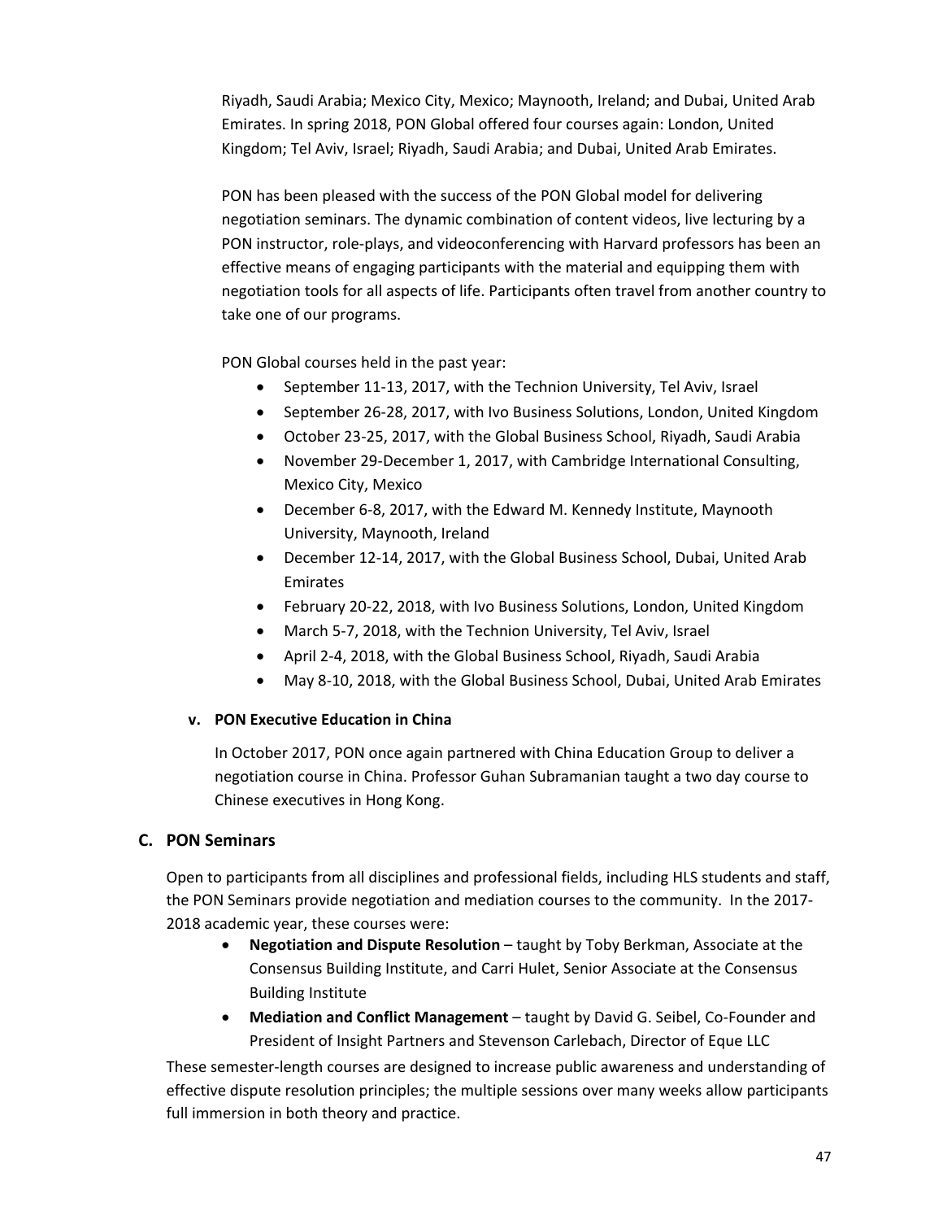Riyadh, Saudi Arabia; Mexico City, Mexico; Maynooth, Ireland; and Dubai, United Arab Emirates. In spring 2018, PON Global offered four courses again: London, United Kingdom; Tel Aviv, Israel; Riyadh, Saudi Arabia; and Dubai, United Arab Emirates.

PON has been pleased with the success of the PON Global model for delivering negotiation seminars. The dynamic combination of content videos, live lecturing by a PON instructor, role-plays, and videoconferencing with Harvard professors has been an effective means of engaging participants with the material and equipping them with negotiation tools for all aspects of life. Participants often travel from another country to take one of our programs.

PON Global courses held in the past year:

- September 11-13, 2017, with the Technion University, Tel Aviv, Israel
- September 26-28, 2017, with Ivo Business Solutions, London, United Kingdom
- October 23-25, 2017, with the Global Business School, Riyadh, Saudi Arabia
- November 29-December 1, 2017, with Cambridge International Consulting, Mexico City, Mexico
- December 6-8, 2017, with the Edward M. Kennedy Institute, Maynooth University, Maynooth, Ireland
- December 12-14, 2017, with the Global Business School, Dubai, United Arab Emirates
- February 20-22, 2018, with Ivo Business Solutions, London, United Kingdom
- March 5-7, 2018, with the Technion University, Tel Aviv, Israel
- April 2-4, 2018, with the Global Business School, Riyadh, Saudi Arabia
- May 8-10, 2018, with the Global Business School, Dubai, United Arab Emirates

#### v. PON Executive Education in China

In October 2017, PON once again partnered with China Education Group to deliver a negotiation course in China. Professor Guhan Subramanian taught a two day course to Chinese executives in Hong Kong.

### C. PON Seminars

Open to participants from all disciplines and professional fields, including HLS students and staff, the PON Seminars provide negotiation and mediation courses to the community. In the 2017-2018 academic year, these courses were:

- **Negotiation and Dispute Resolution** – taught by Toby Berkman, Associate at the Consensus Building Institute, and Carri Hulet, Senior Associate at the Consensus Building Institute
- **Mediation and Conflict Management** – taught by David G. Seibel, Co-Founder and President of Insight Partners and Stevenson Carlebach, Director of Eque LLC

These semester-length courses are designed to increase public awareness and understanding of effective dispute resolution principles; the multiple sessions over many weeks allow participants full immersion in both theory and practice.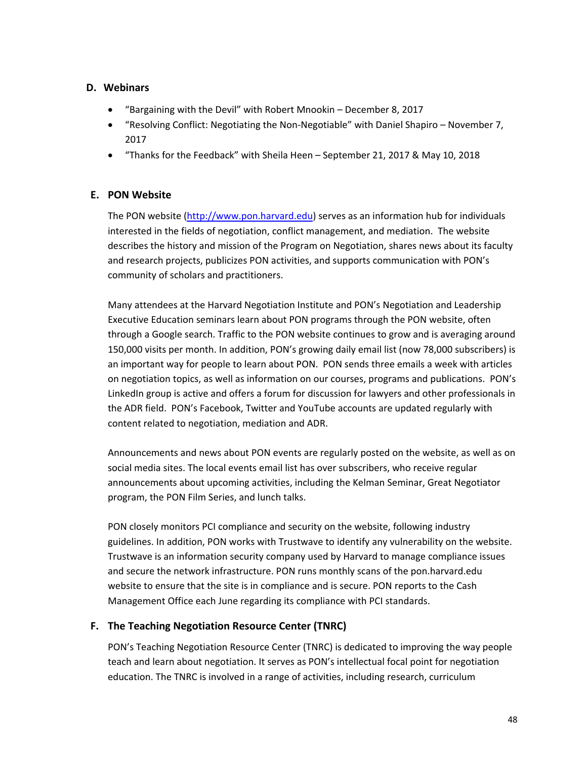## D. Webinars

- "Bargaining with the Devil" with Robert Mnookin – December 8, 2017
- "Resolving Conflict: Negotiating the Non-Negotiable" with Daniel Shapiro – November 7, 2017
- "Thanks for the Feedback" with Sheila Heen – September 21, 2017 & May 10, 2018

## E. PON Website

The PON website (http://www.pon.harvard.edu) serves as an information hub for individuals interested in the fields of negotiation, conflict management, and mediation. The website describes the history and mission of the Program on Negotiation, shares news about its faculty and research projects, publicizes PON activities, and supports communication with PON's community of scholars and practitioners.

Many attendees at the Harvard Negotiation Institute and PON's Negotiation and Leadership Executive Education seminars learn about PON programs through the PON website, often through a Google search. Traffic to the PON website continues to grow and is averaging around 150,000 visits per month. In addition, PON's growing daily email list (now 78,000 subscribers) is an important way for people to learn about PON. PON sends three emails a week with articles on negotiation topics, as well as information on our courses, programs and publications. PON's LinkedIn group is active and offers a forum for discussion for lawyers and other professionals in the ADR field. PON's Facebook, Twitter and YouTube accounts are updated regularly with content related to negotiation, mediation and ADR.

Announcements and news about PON events are regularly posted on the website, as well as on social media sites. The local events email list has over subscribers, who receive regular announcements about upcoming activities, including the Kelman Seminar, Great Negotiator program, the PON Film Series, and lunch talks.

PON closely monitors PCI compliance and security on the website, following industry guidelines. In addition, PON works with Trustwave to identify any vulnerability on the website. Trustwave is an information security company used by Harvard to manage compliance issues and secure the network infrastructure. PON runs monthly scans of the pon.harvard.edu website to ensure that the site is in compliance and is secure. PON reports to the Cash Management Office each June regarding its compliance with PCI standards.

## F. The Teaching Negotiation Resource Center (TNRC)

PON's Teaching Negotiation Resource Center (TNRC) is dedicated to improving the way people teach and learn about negotiation. It serves as PON's intellectual focal point for negotiation education. The TNRC is involved in a range of activities, including research, curriculum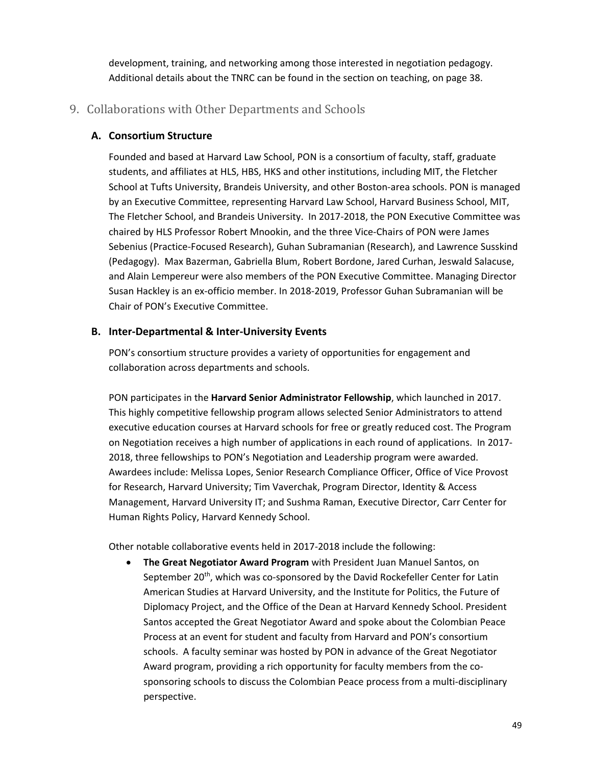development, training, and networking among those interested in negotiation pedagogy. Additional details about the TNRC can be found in the section on teaching, on page 38.

## 9. Collaborations with Other Departments and Schools

### A. Consortium Structure

Founded and based at Harvard Law School, PON is a consortium of faculty, staff, graduate students, and affiliates at HLS, HBS, HKS and other institutions, including MIT, the Fletcher School at Tufts University, Brandeis University, and other Boston-area schools. PON is managed by an Executive Committee, representing Harvard Law School, Harvard Business School, MIT, The Fletcher School, and Brandeis University. In 2017-2018, the PON Executive Committee was chaired by HLS Professor Robert Mnookin, and the three Vice-Chairs of PON were James Sebenius (Practice-Focused Research), Guhan Subramanian (Research), and Lawrence Susskind (Pedagogy). Max Bazerman, Gabriella Blum, Robert Bordone, Jared Curhan, Jeswald Salacuse, and Alain Lempereur were also members of the PON Executive Committee. Managing Director Susan Hackley is an ex-officio member. In 2018-2019, Professor Guhan Subramanian will be Chair of PON's Executive Committee.

### B. Inter-Departmental & Inter-University Events

PON's consortium structure provides a variety of opportunities for engagement and collaboration across departments and schools.

PON participates in the **Harvard Senior Administrator Fellowship**, which launched in 2017. This highly competitive fellowship program allows selected Senior Administrators to attend executive education courses at Harvard schools for free or greatly reduced cost. The Program on Negotiation receives a high number of applications in each round of applications. In 2017-2018, three fellowships to PON's Negotiation and Leadership program were awarded. Awardees include: Melissa Lopes, Senior Research Compliance Officer, Office of Vice Provost for Research, Harvard University; Tim Vaverchak, Program Director, Identity & Access Management, Harvard University IT; and Sushma Raman, Executive Director, Carr Center for Human Rights Policy, Harvard Kennedy School.

Other notable collaborative events held in 2017-2018 include the following:

- **The Great Negotiator Award Program** with President Juan Manuel Santos, on September 20th, which was co-sponsored by the David Rockefeller Center for Latin American Studies at Harvard University, and the Institute for Politics, the Future of Diplomacy Project, and the Office of the Dean at Harvard Kennedy School. President Santos accepted the Great Negotiator Award and spoke about the Colombian Peace Process at an event for student and faculty from Harvard and PON's consortium schools. A faculty seminar was hosted by PON in advance of the Great Negotiator Award program, providing a rich opportunity for faculty members from the co-sponsoring schools to discuss the Colombian Peace process from a multi-disciplinary perspective.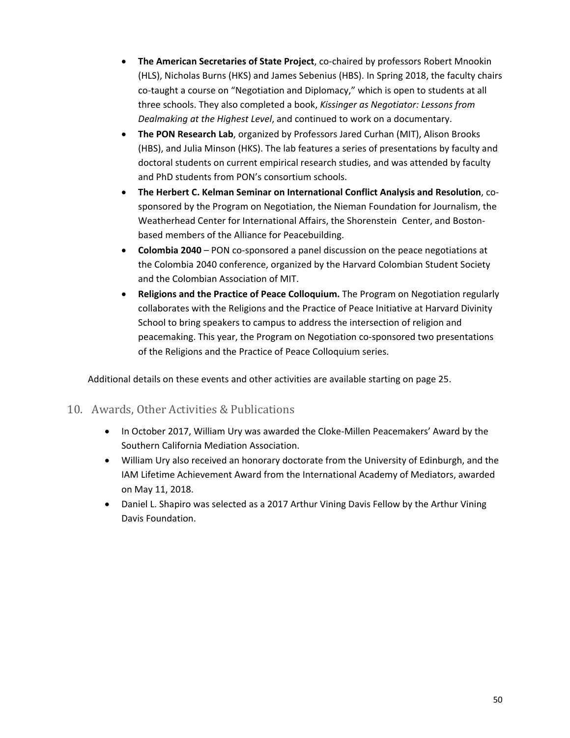- **The American Secretaries of State Project**, co-chaired by professors Robert Mnookin (HLS), Nicholas Burns (HKS) and James Sebenius (HBS). In Spring 2018, the faculty chairs co-taught a course on "Negotiation and Diplomacy," which is open to students at all three schools. They also completed a book, *Kissinger as Negotiator: Lessons from Dealmaking at the Highest Level*, and continued to work on a documentary.
- **The PON Research Lab**, organized by Professors Jared Curhan (MIT), Alison Brooks (HBS), and Julia Minson (HKS). The lab features a series of presentations by faculty and doctoral students on current empirical research studies, and was attended by faculty and PhD students from PON's consortium schools.
- **The Herbert C. Kelman Seminar on International Conflict Analysis and Resolution**, co-sponsored by the Program on Negotiation, the Nieman Foundation for Journalism, the Weatherhead Center for International Affairs, the Shorenstein Center, and Boston-based members of the Alliance for Peacebuilding.
- **Colombia 2040** – PON co-sponsored a panel discussion on the peace negotiations at the Colombia 2040 conference, organized by the Harvard Colombian Student Society and the Colombian Association of MIT.
- **Religions and the Practice of Peace Colloquium.** The Program on Negotiation regularly collaborates with the Religions and the Practice of Peace Initiative at Harvard Divinity School to bring speakers to campus to address the intersection of religion and peacemaking. This year, the Program on Negotiation co-sponsored two presentations of the Religions and the Practice of Peace Colloquium series.

Additional details on these events and other activities are available starting on page 25.

## 10. Awards, Other Activities & Publications

- In October 2017, William Ury was awarded the Cloke-Millen Peacemakers' Award by the Southern California Mediation Association.
- William Ury also received an honorary doctorate from the University of Edinburgh, and the IAM Lifetime Achievement Award from the International Academy of Mediators, awarded on May 11, 2018.
- Daniel L. Shapiro was selected as a 2017 Arthur Vining Davis Fellow by the Arthur Vining Davis Foundation.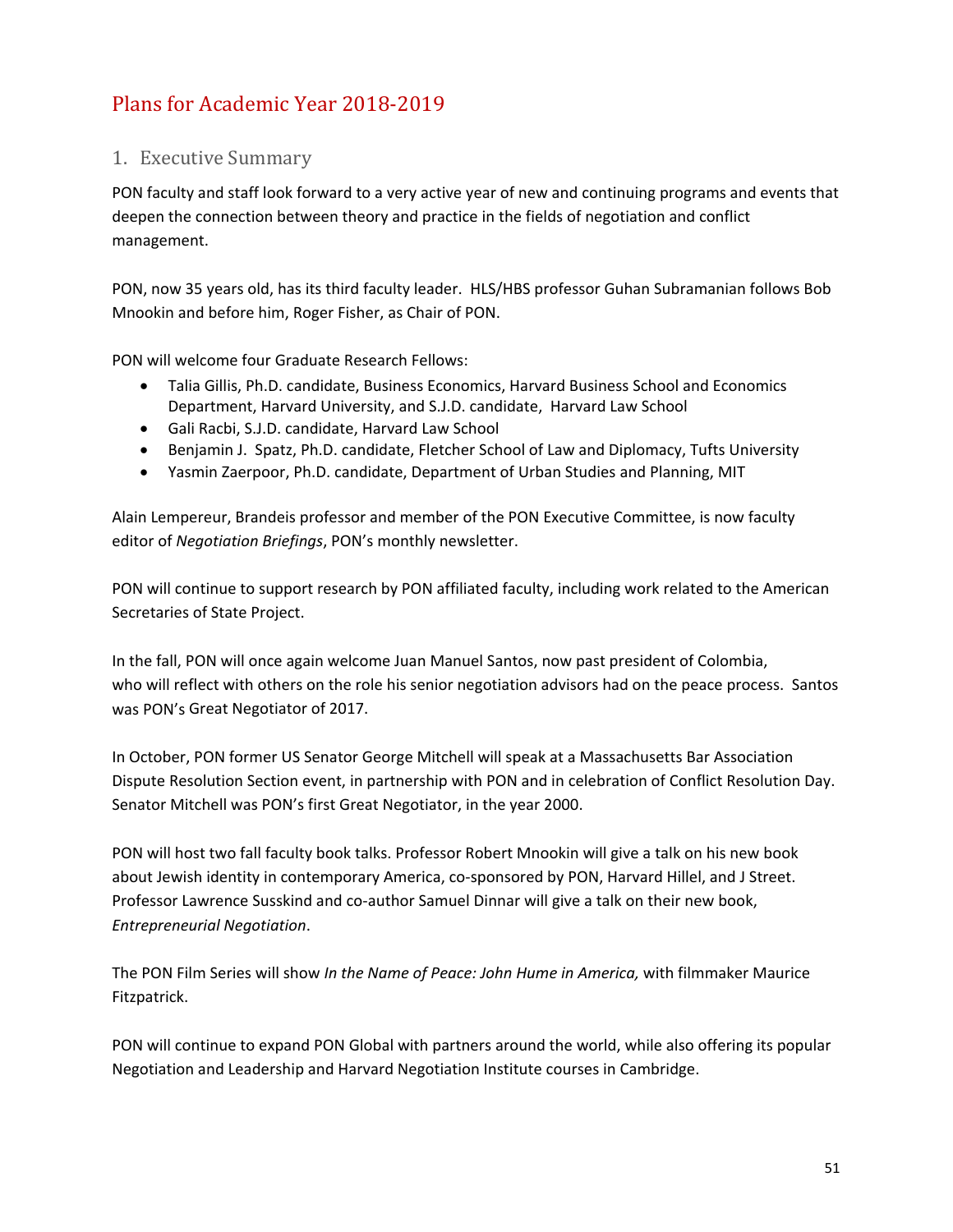# Plans for Academic Year 2018-2019

## 1. Executive Summary

PON faculty and staff look forward to a very active year of new and continuing programs and events that deepen the connection between theory and practice in the fields of negotiation and conflict management.

PON, now 35 years old, has its third faculty leader. HLS/HBS professor Guhan Subramanian follows Bob Mnookin and before him, Roger Fisher, as Chair of PON.

PON will welcome four Graduate Research Fellows:

- Talia Gillis, Ph.D. candidate, Business Economics, Harvard Business School and Economics Department, Harvard University, and S.J.D. candidate, Harvard Law School
- Gali Racbi, S.J.D. candidate, Harvard Law School
- Benjamin J. Spatz, Ph.D. candidate, Fletcher School of Law and Diplomacy, Tufts University
- Yasmin Zaerpoor, Ph.D. candidate, Department of Urban Studies and Planning, MIT

Alain Lempereur, Brandeis professor and member of the PON Executive Committee, is now faculty editor of *Negotiation Briefings*, PON's monthly newsletter.

PON will continue to support research by PON affiliated faculty, including work related to the American Secretaries of State Project.

In the fall, PON will once again welcome Juan Manuel Santos, now past president of Colombia, who will reflect with others on the role his senior negotiation advisors had on the peace process. Santos was PON's Great Negotiator of 2017.

In October, PON former US Senator George Mitchell will speak at a Massachusetts Bar Association Dispute Resolution Section event, in partnership with PON and in celebration of Conflict Resolution Day. Senator Mitchell was PON's first Great Negotiator, in the year 2000.

PON will host two fall faculty book talks. Professor Robert Mnookin will give a talk on his new book about Jewish identity in contemporary America, co-sponsored by PON, Harvard Hillel, and J Street. Professor Lawrence Susskind and co-author Samuel Dinnar will give a talk on their new book, *Entrepreneurial Negotiation*.

The PON Film Series will show *In the Name of Peace: John Hume in America,* with filmmaker Maurice Fitzpatrick.

PON will continue to expand PON Global with partners around the world, while also offering its popular Negotiation and Leadership and Harvard Negotiation Institute courses in Cambridge.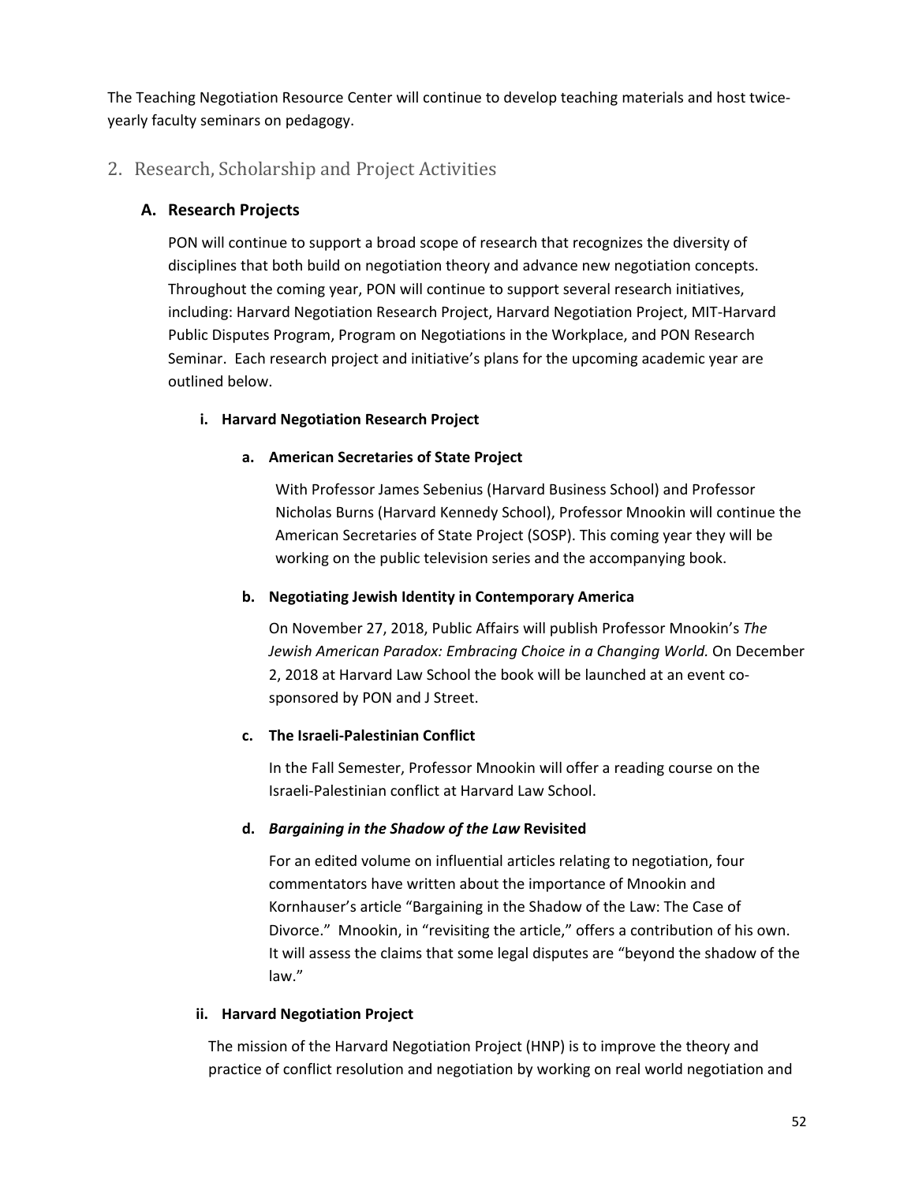The Teaching Negotiation Resource Center will continue to develop teaching materials and host twice-yearly faculty seminars on pedagogy.

## 2. Research, Scholarship and Project Activities

### A. Research Projects

PON will continue to support a broad scope of research that recognizes the diversity of disciplines that both build on negotiation theory and advance new negotiation concepts. Throughout the coming year, PON will continue to support several research initiatives, including: Harvard Negotiation Research Project, Harvard Negotiation Project, MIT-Harvard Public Disputes Program, Program on Negotiations in the Workplace, and PON Research Seminar. Each research project and initiative's plans for the upcoming academic year are outlined below.

#### i. Harvard Negotiation Research Project

##### a. American Secretaries of State Project

With Professor James Sebenius (Harvard Business School) and Professor Nicholas Burns (Harvard Kennedy School), Professor Mnookin will continue the American Secretaries of State Project (SOSP). This coming year they will be working on the public television series and the accompanying book.

##### b. Negotiating Jewish Identity in Contemporary America

On November 27, 2018, Public Affairs will publish Professor Mnookin's *The Jewish American Paradox: Embracing Choice in a Changing World.* On December 2, 2018 at Harvard Law School the book will be launched at an event co-sponsored by PON and J Street.

##### c. The Israeli-Palestinian Conflict

In the Fall Semester, Professor Mnookin will offer a reading course on the Israeli-Palestinian conflict at Harvard Law School.

##### d. *Bargaining in the Shadow of the Law* Revisited

For an edited volume on influential articles relating to negotiation, four commentators have written about the importance of Mnookin and Kornhauser's article "Bargaining in the Shadow of the Law: The Case of Divorce." Mnookin, in "revisiting the article," offers a contribution of his own. It will assess the claims that some legal disputes are "beyond the shadow of the law."

#### ii. Harvard Negotiation Project

The mission of the Harvard Negotiation Project (HNP) is to improve the theory and practice of conflict resolution and negotiation by working on real world negotiation and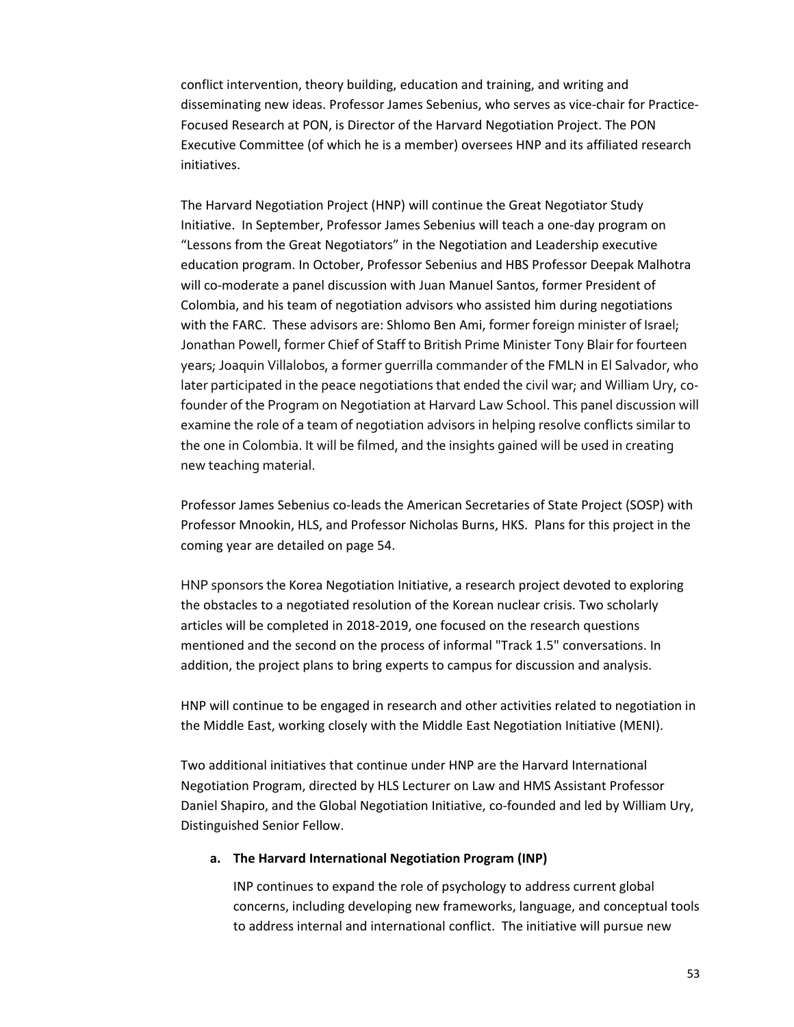conflict intervention, theory building, education and training, and writing and disseminating new ideas. Professor James Sebenius, who serves as vice-chair for Practice-Focused Research at PON, is Director of the Harvard Negotiation Project. The PON Executive Committee (of which he is a member) oversees HNP and its affiliated research initiatives.

The Harvard Negotiation Project (HNP) will continue the Great Negotiator Study Initiative. In September, Professor James Sebenius will teach a one-day program on "Lessons from the Great Negotiators" in the Negotiation and Leadership executive education program. In October, Professor Sebenius and HBS Professor Deepak Malhotra will co-moderate a panel discussion with Juan Manuel Santos, former President of Colombia, and his team of negotiation advisors who assisted him during negotiations with the FARC. These advisors are: Shlomo Ben Ami, former foreign minister of Israel; Jonathan Powell, former Chief of Staff to British Prime Minister Tony Blair for fourteen years; Joaquin Villalobos, a former guerrilla commander of the FMLN in El Salvador, who later participated in the peace negotiations that ended the civil war; and William Ury, co-founder of the Program on Negotiation at Harvard Law School. This panel discussion will examine the role of a team of negotiation advisors in helping resolve conflicts similar to the one in Colombia. It will be filmed, and the insights gained will be used in creating new teaching material.

Professor James Sebenius co-leads the American Secretaries of State Project (SOSP) with Professor Mnookin, HLS, and Professor Nicholas Burns, HKS. Plans for this project in the coming year are detailed on page 54.

HNP sponsors the Korea Negotiation Initiative, a research project devoted to exploring the obstacles to a negotiated resolution of the Korean nuclear crisis. Two scholarly articles will be completed in 2018-2019, one focused on the research questions mentioned and the second on the process of informal "Track 1.5" conversations. In addition, the project plans to bring experts to campus for discussion and analysis.

HNP will continue to be engaged in research and other activities related to negotiation in the Middle East, working closely with the Middle East Negotiation Initiative (MENI).

Two additional initiatives that continue under HNP are the Harvard International Negotiation Program, directed by HLS Lecturer on Law and HMS Assistant Professor Daniel Shapiro, and the Global Negotiation Initiative, co-founded and led by William Ury, Distinguished Senior Fellow.

**a. The Harvard International Negotiation Program (INP)**

INP continues to expand the role of psychology to address current global concerns, including developing new frameworks, language, and conceptual tools to address internal and international conflict. The initiative will pursue new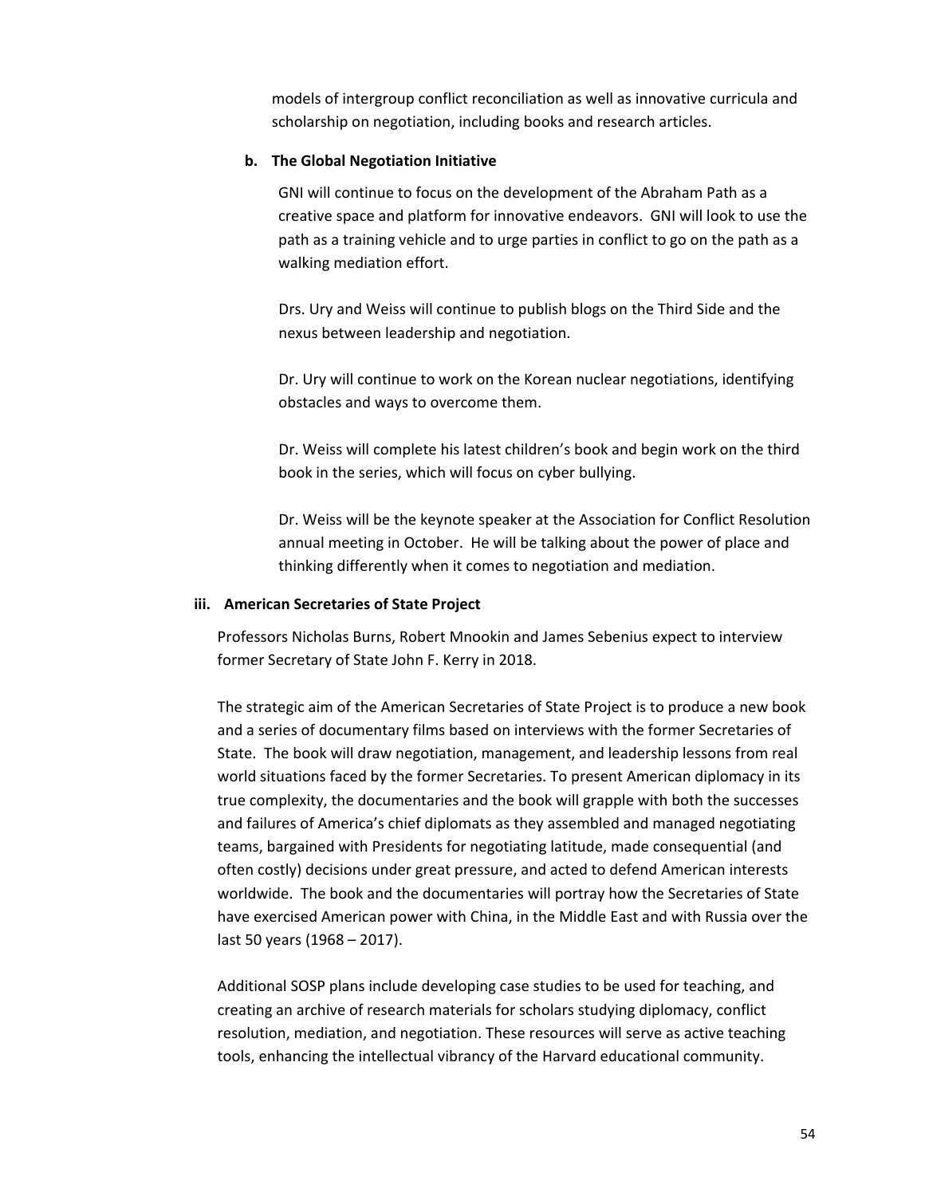models of intergroup conflict reconciliation as well as innovative curricula and scholarship on negotiation, including books and research articles.

**b. The Global Negotiation Initiative**

GNI will continue to focus on the development of the Abraham Path as a creative space and platform for innovative endeavors. GNI will look to use the path as a training vehicle and to urge parties in conflict to go on the path as a walking mediation effort.

Drs. Ury and Weiss will continue to publish blogs on the Third Side and the nexus between leadership and negotiation.

Dr. Ury will continue to work on the Korean nuclear negotiations, identifying obstacles and ways to overcome them.

Dr. Weiss will complete his latest children's book and begin work on the third book in the series, which will focus on cyber bullying.

Dr. Weiss will be the keynote speaker at the Association for Conflict Resolution annual meeting in October. He will be talking about the power of place and thinking differently when it comes to negotiation and mediation.

**iii. American Secretaries of State Project**

Professors Nicholas Burns, Robert Mnookin and James Sebenius expect to interview former Secretary of State John F. Kerry in 2018.

The strategic aim of the American Secretaries of State Project is to produce a new book and a series of documentary films based on interviews with the former Secretaries of State. The book will draw negotiation, management, and leadership lessons from real world situations faced by the former Secretaries. To present American diplomacy in its true complexity, the documentaries and the book will grapple with both the successes and failures of America's chief diplomats as they assembled and managed negotiating teams, bargained with Presidents for negotiating latitude, made consequential (and often costly) decisions under great pressure, and acted to defend American interests worldwide. The book and the documentaries will portray how the Secretaries of State have exercised American power with China, in the Middle East and with Russia over the last 50 years (1968 – 2017).

Additional SOSP plans include developing case studies to be used for teaching, and creating an archive of research materials for scholars studying diplomacy, conflict resolution, mediation, and negotiation. These resources will serve as active teaching tools, enhancing the intellectual vibrancy of the Harvard educational community.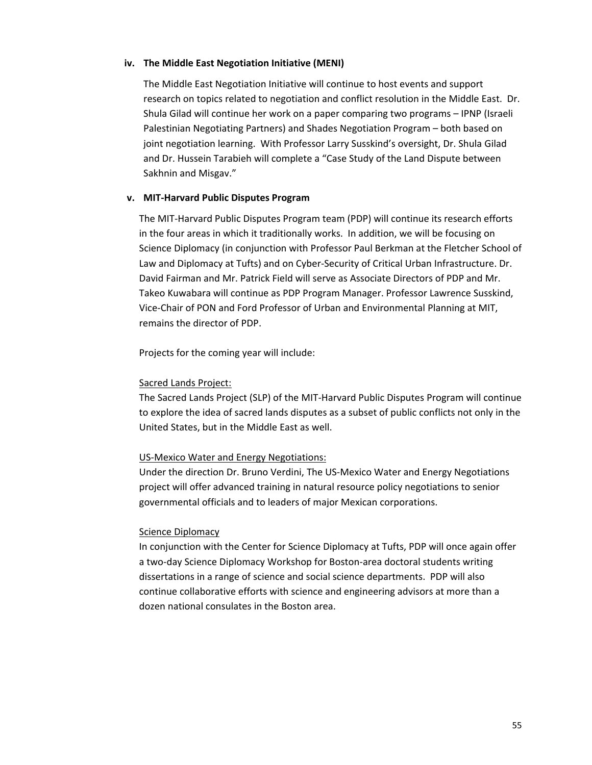#### iv. The Middle East Negotiation Initiative (MENI)

The Middle East Negotiation Initiative will continue to host events and support research on topics related to negotiation and conflict resolution in the Middle East. Dr. Shula Gilad will continue her work on a paper comparing two programs – IPNP (Israeli Palestinian Negotiating Partners) and Shades Negotiation Program – both based on joint negotiation learning. With Professor Larry Susskind's oversight, Dr. Shula Gilad and Dr. Hussein Tarabieh will complete a "Case Study of the Land Dispute between Sakhnin and Misgav."

#### v. MIT-Harvard Public Disputes Program

The MIT-Harvard Public Disputes Program team (PDP) will continue its research efforts in the four areas in which it traditionally works. In addition, we will be focusing on Science Diplomacy (in conjunction with Professor Paul Berkman at the Fletcher School of Law and Diplomacy at Tufts) and on Cyber-Security of Critical Urban Infrastructure. Dr. David Fairman and Mr. Patrick Field will serve as Associate Directors of PDP and Mr. Takeo Kuwabara will continue as PDP Program Manager. Professor Lawrence Susskind, Vice-Chair of PON and Ford Professor of Urban and Environmental Planning at MIT, remains the director of PDP.

Projects for the coming year will include:

<u>Sacred Lands Project:</u>
The Sacred Lands Project (SLP) of the MIT-Harvard Public Disputes Program will continue to explore the idea of sacred lands disputes as a subset of public conflicts not only in the United States, but in the Middle East as well.

<u>US-Mexico Water and Energy Negotiations:</u>
Under the direction Dr. Bruno Verdini, The US-Mexico Water and Energy Negotiations project will offer advanced training in natural resource policy negotiations to senior governmental officials and to leaders of major Mexican corporations.

<u>Science Diplomacy</u>
In conjunction with the Center for Science Diplomacy at Tufts, PDP will once again offer a two-day Science Diplomacy Workshop for Boston-area doctoral students writing dissertations in a range of science and social science departments. PDP will also continue collaborative efforts with science and engineering advisors at more than a dozen national consulates in the Boston area.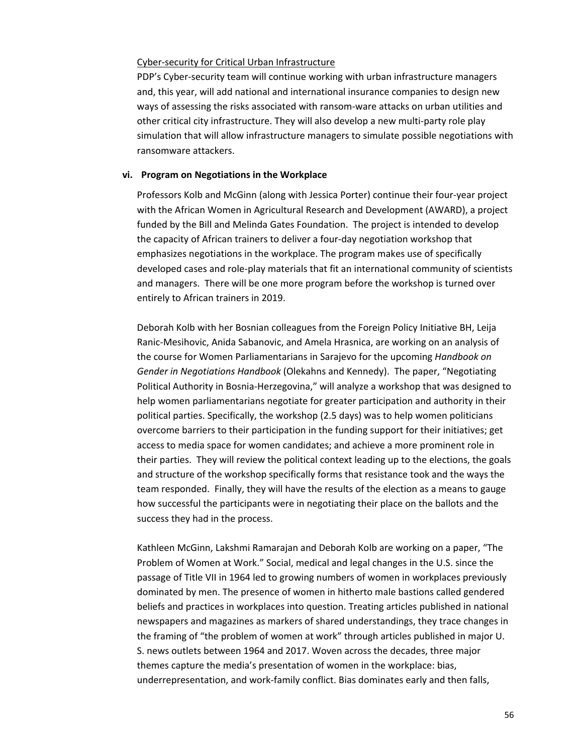Cyber-security for Critical Urban Infrastructure

PDP's Cyber-security team will continue working with urban infrastructure managers and, this year, will add national and international insurance companies to design new ways of assessing the risks associated with ransom-ware attacks on urban utilities and other critical city infrastructure. They will also develop a new multi-party role play simulation that will allow infrastructure managers to simulate possible negotiations with ransomware attackers.

**vi. Program on Negotiations in the Workplace**

Professors Kolb and McGinn (along with Jessica Porter) continue their four-year project with the African Women in Agricultural Research and Development (AWARD), a project funded by the Bill and Melinda Gates Foundation. The project is intended to develop the capacity of African trainers to deliver a four-day negotiation workshop that emphasizes negotiations in the workplace. The program makes use of specifically developed cases and role-play materials that fit an international community of scientists and managers. There will be one more program before the workshop is turned over entirely to African trainers in 2019.

Deborah Kolb with her Bosnian colleagues from the Foreign Policy Initiative BH, Leija Ranic-Mesihovic, Anida Sabanovic, and Amela Hrasnica, are working on an analysis of the course for Women Parliamentarians in Sarajevo for the upcoming *Handbook on Gender in Negotiations Handbook* (Olekahns and Kennedy). The paper, "Negotiating Political Authority in Bosnia-Herzegovina," will analyze a workshop that was designed to help women parliamentarians negotiate for greater participation and authority in their political parties. Specifically, the workshop (2.5 days) was to help women politicians overcome barriers to their participation in the funding support for their initiatives; get access to media space for women candidates; and achieve a more prominent role in their parties. They will review the political context leading up to the elections, the goals and structure of the workshop specifically forms that resistance took and the ways the team responded. Finally, they will have the results of the election as a means to gauge how successful the participants were in negotiating their place on the ballots and the success they had in the process.

Kathleen McGinn, Lakshmi Ramarajan and Deborah Kolb are working on a paper, "The Problem of Women at Work." Social, medical and legal changes in the U.S. since the passage of Title VII in 1964 led to growing numbers of women in workplaces previously dominated by men. The presence of women in hitherto male bastions called gendered beliefs and practices in workplaces into question. Treating articles published in national newspapers and magazines as markers of shared understandings, they trace changes in the framing of "the problem of women at work" through articles published in major U. S. news outlets between 1964 and 2017. Woven across the decades, three major themes capture the media's presentation of women in the workplace: bias, underrepresentation, and work-family conflict. Bias dominates early and then falls,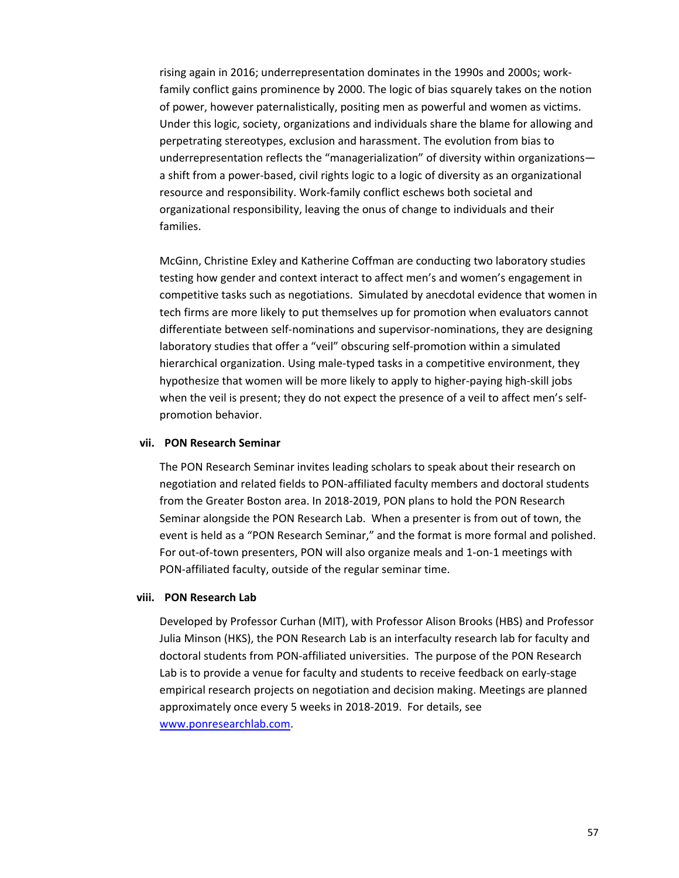rising again in 2016; underrepresentation dominates in the 1990s and 2000s; work-family conflict gains prominence by 2000. The logic of bias squarely takes on the notion of power, however paternalistically, positing men as powerful and women as victims. Under this logic, society, organizations and individuals share the blame for allowing and perpetrating stereotypes, exclusion and harassment. The evolution from bias to underrepresentation reflects the "managerialization" of diversity within organizations—a shift from a power-based, civil rights logic to a logic of diversity as an organizational resource and responsibility. Work-family conflict eschews both societal and organizational responsibility, leaving the onus of change to individuals and their families.

McGinn, Christine Exley and Katherine Coffman are conducting two laboratory studies testing how gender and context interact to affect men's and women's engagement in competitive tasks such as negotiations. Simulated by anecdotal evidence that women in tech firms are more likely to put themselves up for promotion when evaluators cannot differentiate between self-nominations and supervisor-nominations, they are designing laboratory studies that offer a "veil" obscuring self-promotion within a simulated hierarchical organization. Using male-typed tasks in a competitive environment, they hypothesize that women will be more likely to apply to higher-paying high-skill jobs when the veil is present; they do not expect the presence of a veil to affect men's self-promotion behavior.

### vii. PON Research Seminar

The PON Research Seminar invites leading scholars to speak about their research on negotiation and related fields to PON-affiliated faculty members and doctoral students from the Greater Boston area. In 2018-2019, PON plans to hold the PON Research Seminar alongside the PON Research Lab. When a presenter is from out of town, the event is held as a "PON Research Seminar," and the format is more formal and polished. For out-of-town presenters, PON will also organize meals and 1-on-1 meetings with PON-affiliated faculty, outside of the regular seminar time.

### viii. PON Research Lab

Developed by Professor Curhan (MIT), with Professor Alison Brooks (HBS) and Professor Julia Minson (HKS), the PON Research Lab is an interfaculty research lab for faculty and doctoral students from PON-affiliated universities. The purpose of the PON Research Lab is to provide a venue for faculty and students to receive feedback on early-stage empirical research projects on negotiation and decision making. Meetings are planned approximately once every 5 weeks in 2018-2019. For details, see [www.ponresearchlab.com](http://www.ponresearchlab.com).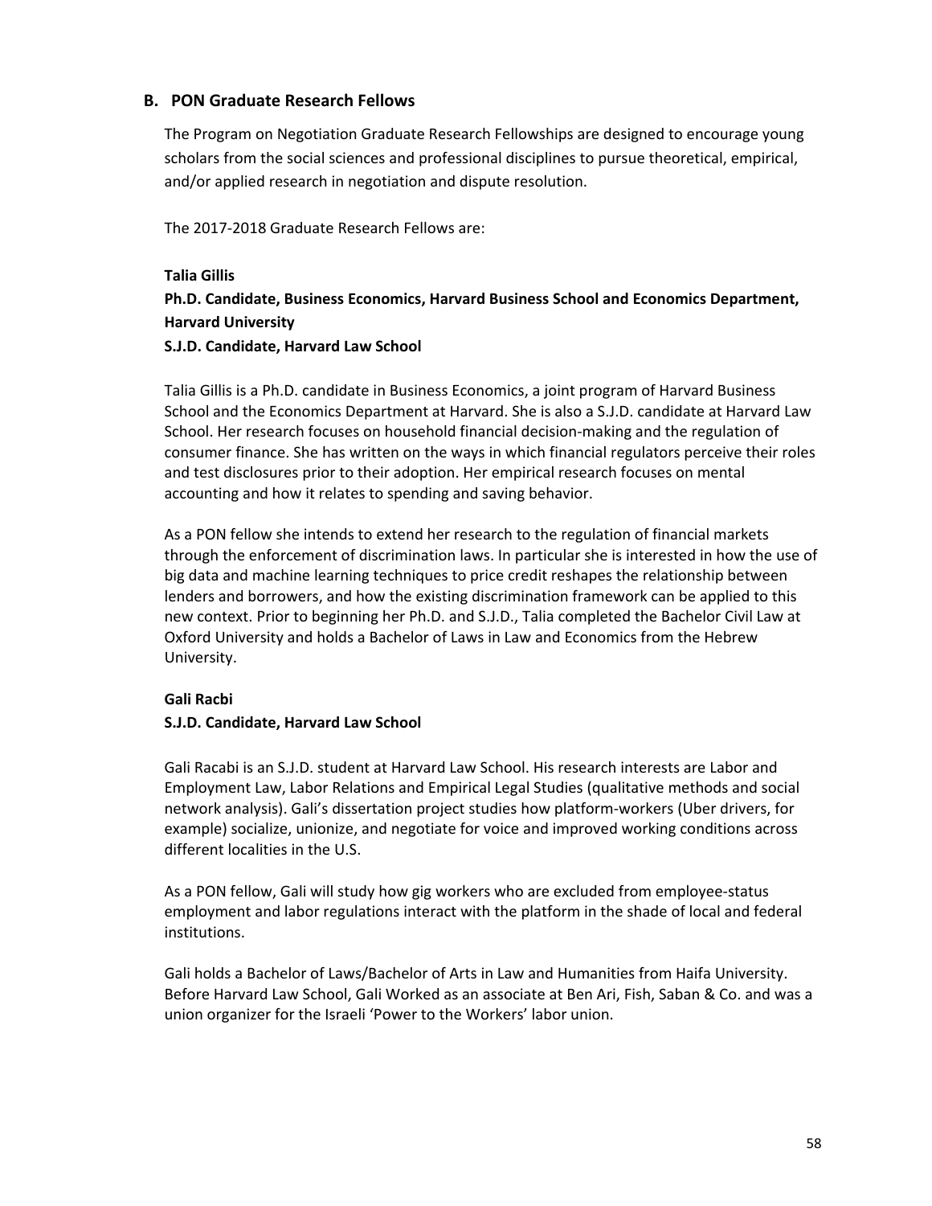## B. PON Graduate Research Fellows

The Program on Negotiation Graduate Research Fellowships are designed to encourage young scholars from the social sciences and professional disciplines to pursue theoretical, empirical, and/or applied research in negotiation and dispute resolution.

The 2017-2018 Graduate Research Fellows are:

**Talia Gillis**
**Ph.D. Candidate, Business Economics, Harvard Business School and Economics Department, Harvard University**
**S.J.D. Candidate, Harvard Law School**

Talia Gillis is a Ph.D. candidate in Business Economics, a joint program of Harvard Business School and the Economics Department at Harvard. She is also a S.J.D. candidate at Harvard Law School. Her research focuses on household financial decision-making and the regulation of consumer finance. She has written on the ways in which financial regulators perceive their roles and test disclosures prior to their adoption. Her empirical research focuses on mental accounting and how it relates to spending and saving behavior.

As a PON fellow she intends to extend her research to the regulation of financial markets through the enforcement of discrimination laws. In particular she is interested in how the use of big data and machine learning techniques to price credit reshapes the relationship between lenders and borrowers, and how the existing discrimination framework can be applied to this new context. Prior to beginning her Ph.D. and S.J.D., Talia completed the Bachelor Civil Law at Oxford University and holds a Bachelor of Laws in Law and Economics from the Hebrew University.

**Gali Racbi**
**S.J.D. Candidate, Harvard Law School**

Gali Racabi is an S.J.D. student at Harvard Law School. His research interests are Labor and Employment Law, Labor Relations and Empirical Legal Studies (qualitative methods and social network analysis). Gali's dissertation project studies how platform-workers (Uber drivers, for example) socialize, unionize, and negotiate for voice and improved working conditions across different localities in the U.S.

As a PON fellow, Gali will study how gig workers who are excluded from employee-status employment and labor regulations interact with the platform in the shade of local and federal institutions.

Gali holds a Bachelor of Laws/Bachelor of Arts in Law and Humanities from Haifa University. Before Harvard Law School, Gali Worked as an associate at Ben Ari, Fish, Saban & Co. and was a union organizer for the Israeli 'Power to the Workers' labor union.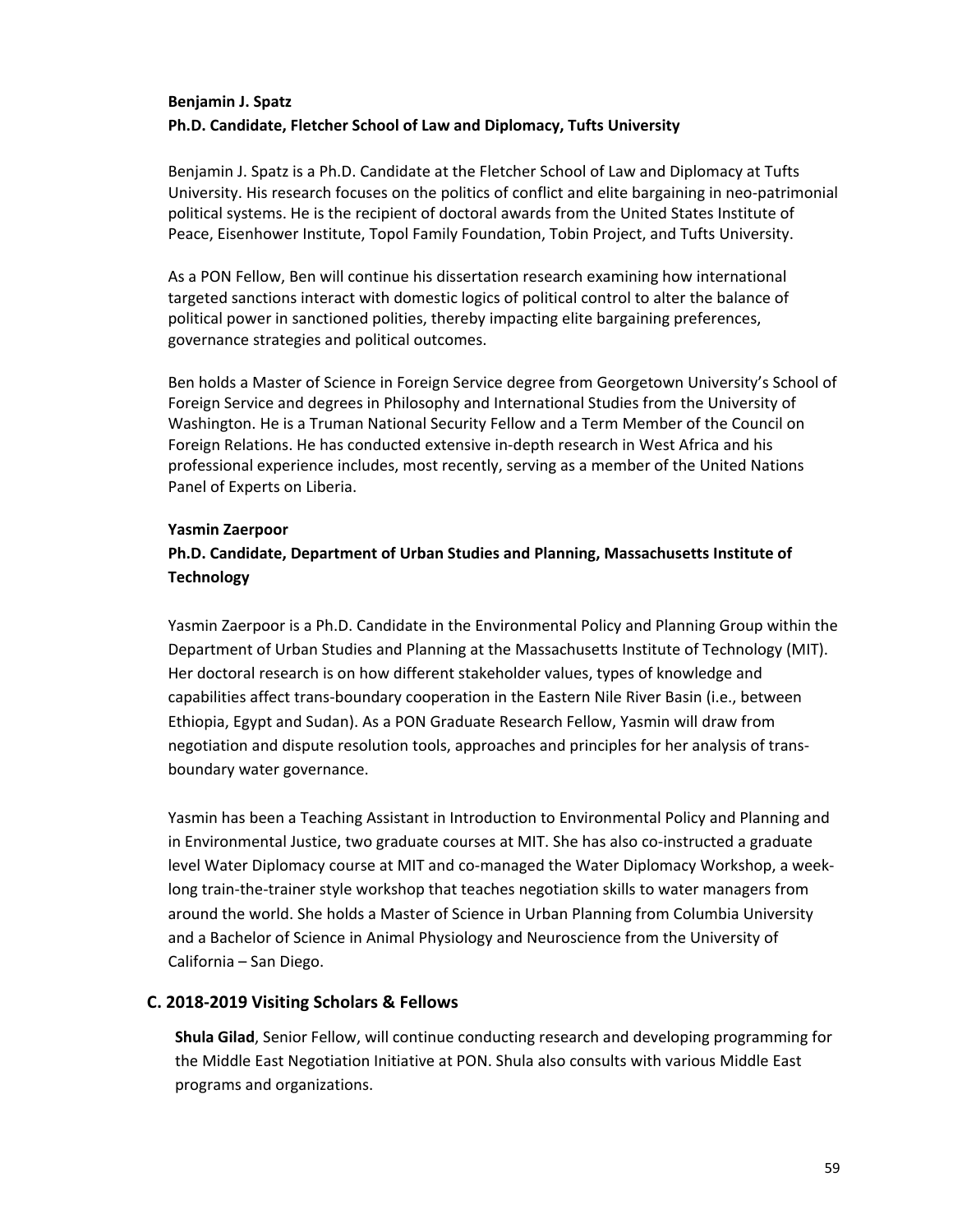**Benjamin J. Spatz**
**Ph.D. Candidate, Fletcher School of Law and Diplomacy, Tufts University**

Benjamin J. Spatz is a Ph.D. Candidate at the Fletcher School of Law and Diplomacy at Tufts University. His research focuses on the politics of conflict and elite bargaining in neo-patrimonial political systems. He is the recipient of doctoral awards from the United States Institute of Peace, Eisenhower Institute, Topol Family Foundation, Tobin Project, and Tufts University.

As a PON Fellow, Ben will continue his dissertation research examining how international targeted sanctions interact with domestic logics of political control to alter the balance of political power in sanctioned polities, thereby impacting elite bargaining preferences, governance strategies and political outcomes.

Ben holds a Master of Science in Foreign Service degree from Georgetown University's School of Foreign Service and degrees in Philosophy and International Studies from the University of Washington. He is a Truman National Security Fellow and a Term Member of the Council on Foreign Relations. He has conducted extensive in-depth research in West Africa and his professional experience includes, most recently, serving as a member of the United Nations Panel of Experts on Liberia.

**Yasmin Zaerpoor**
**Ph.D. Candidate, Department of Urban Studies and Planning, Massachusetts Institute of Technology**

Yasmin Zaerpoor is a Ph.D. Candidate in the Environmental Policy and Planning Group within the Department of Urban Studies and Planning at the Massachusetts Institute of Technology (MIT). Her doctoral research is on how different stakeholder values, types of knowledge and capabilities affect trans-boundary cooperation in the Eastern Nile River Basin (i.e., between Ethiopia, Egypt and Sudan). As a PON Graduate Research Fellow, Yasmin will draw from negotiation and dispute resolution tools, approaches and principles for her analysis of trans-boundary water governance.

Yasmin has been a Teaching Assistant in Introduction to Environmental Policy and Planning and in Environmental Justice, two graduate courses at MIT. She has also co-instructed a graduate level Water Diplomacy course at MIT and co-managed the Water Diplomacy Workshop, a week-long train-the-trainer style workshop that teaches negotiation skills to water managers from around the world. She holds a Master of Science in Urban Planning from Columbia University and a Bachelor of Science in Animal Physiology and Neuroscience from the University of California – San Diego.

## C. 2018-2019 Visiting Scholars & Fellows

**Shula Gilad**, Senior Fellow, will continue conducting research and developing programming for the Middle East Negotiation Initiative at PON. Shula also consults with various Middle East programs and organizations.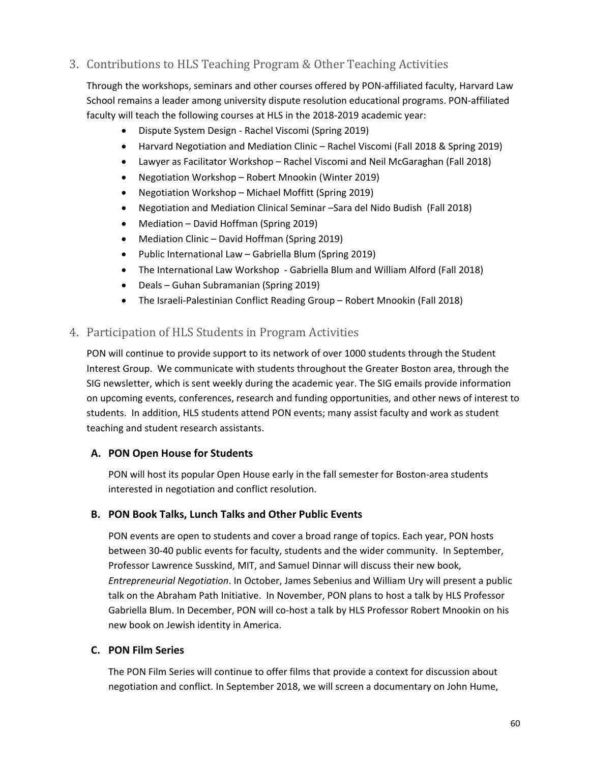## 3. Contributions to HLS Teaching Program & Other Teaching Activities

Through the workshops, seminars and other courses offered by PON-affiliated faculty, Harvard Law School remains a leader among university dispute resolution educational programs. PON-affiliated faculty will teach the following courses at HLS in the 2018-2019 academic year:

- Dispute System Design - Rachel Viscomi (Spring 2019)
- Harvard Negotiation and Mediation Clinic – Rachel Viscomi (Fall 2018 & Spring 2019)
- Lawyer as Facilitator Workshop – Rachel Viscomi and Neil McGaraghan (Fall 2018)
- Negotiation Workshop – Robert Mnookin (Winter 2019)
- Negotiation Workshop – Michael Moffitt (Spring 2019)
- Negotiation and Mediation Clinical Seminar –Sara del Nido Budish (Fall 2018)
- Mediation – David Hoffman (Spring 2019)
- Mediation Clinic – David Hoffman (Spring 2019)
- Public International Law – Gabriella Blum (Spring 2019)
- The International Law Workshop - Gabriella Blum and William Alford (Fall 2018)
- Deals – Guhan Subramanian (Spring 2019)
- The Israeli-Palestinian Conflict Reading Group – Robert Mnookin (Fall 2018)

## 4. Participation of HLS Students in Program Activities

PON will continue to provide support to its network of over 1000 students through the Student Interest Group. We communicate with students throughout the Greater Boston area, through the SIG newsletter, which is sent weekly during the academic year. The SIG emails provide information on upcoming events, conferences, research and funding opportunities, and other news of interest to students. In addition, HLS students attend PON events; many assist faculty and work as student teaching and student research assistants.

### A. PON Open House for Students

PON will host its popular Open House early in the fall semester for Boston-area students interested in negotiation and conflict resolution.

### B. PON Book Talks, Lunch Talks and Other Public Events

PON events are open to students and cover a broad range of topics. Each year, PON hosts between 30-40 public events for faculty, students and the wider community. In September, Professor Lawrence Susskind, MIT, and Samuel Dinnar will discuss their new book, *Entrepreneurial Negotiation*. In October, James Sebenius and William Ury will present a public talk on the Abraham Path Initiative. In November, PON plans to host a talk by HLS Professor Gabriella Blum. In December, PON will co-host a talk by HLS Professor Robert Mnookin on his new book on Jewish identity in America.

### C. PON Film Series

The PON Film Series will continue to offer films that provide a context for discussion about negotiation and conflict. In September 2018, we will screen a documentary on John Hume,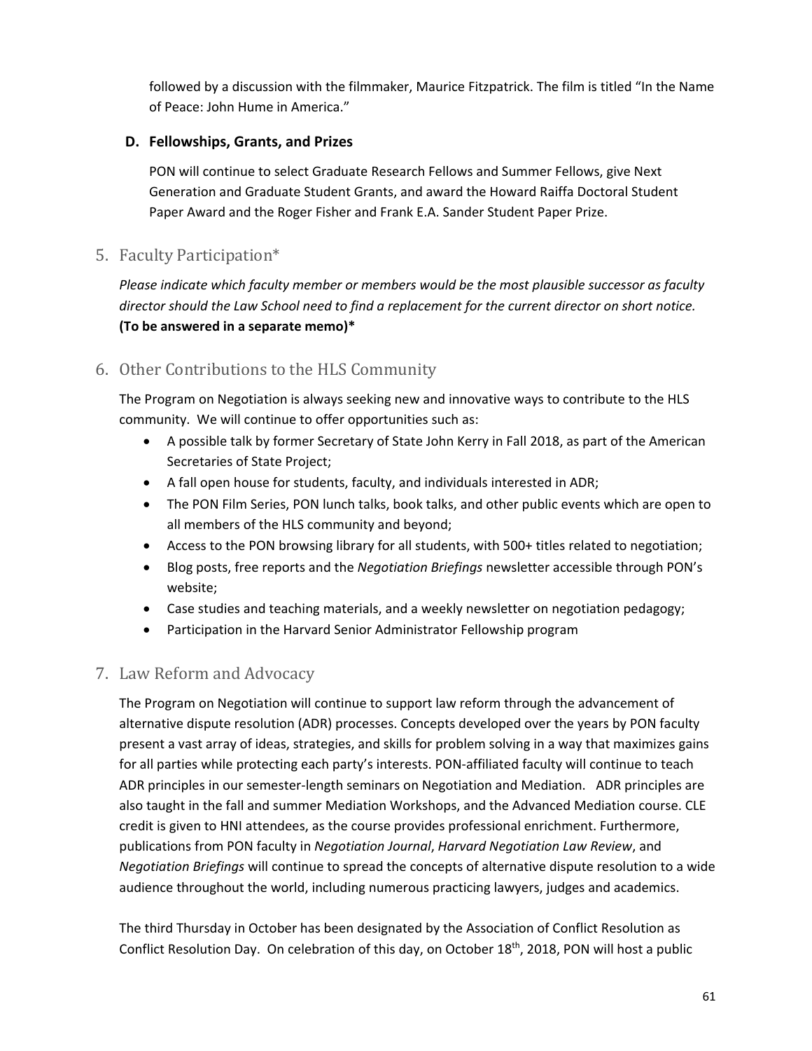followed by a discussion with the filmmaker, Maurice Fitzpatrick. The film is titled "In the Name of Peace: John Hume in America."

### D. Fellowships, Grants, and Prizes

PON will continue to select Graduate Research Fellows and Summer Fellows, give Next Generation and Graduate Student Grants, and award the Howard Raiffa Doctoral Student Paper Award and the Roger Fisher and Frank E.A. Sander Student Paper Prize.

## 5. Faculty Participation*

*Please indicate which faculty member or members would be the most plausible successor as faculty director should the Law School need to find a replacement for the current director on short notice.* **(To be answered in a separate memo)***

## 6. Other Contributions to the HLS Community

The Program on Negotiation is always seeking new and innovative ways to contribute to the HLS community. We will continue to offer opportunities such as:

- A possible talk by former Secretary of State John Kerry in Fall 2018, as part of the American Secretaries of State Project;
- A fall open house for students, faculty, and individuals interested in ADR;
- The PON Film Series, PON lunch talks, book talks, and other public events which are open to all members of the HLS community and beyond;
- Access to the PON browsing library for all students, with 500+ titles related to negotiation;
- Blog posts, free reports and the *Negotiation Briefings* newsletter accessible through PON's website;
- Case studies and teaching materials, and a weekly newsletter on negotiation pedagogy;
- Participation in the Harvard Senior Administrator Fellowship program

## 7. Law Reform and Advocacy

The Program on Negotiation will continue to support law reform through the advancement of alternative dispute resolution (ADR) processes. Concepts developed over the years by PON faculty present a vast array of ideas, strategies, and skills for problem solving in a way that maximizes gains for all parties while protecting each party's interests. PON-affiliated faculty will continue to teach ADR principles in our semester-length seminars on Negotiation and Mediation. ADR principles are also taught in the fall and summer Mediation Workshops, and the Advanced Mediation course. CLE credit is given to HNI attendees, as the course provides professional enrichment. Furthermore, publications from PON faculty in *Negotiation Journal*, *Harvard Negotiation Law Review*, and *Negotiation Briefings* will continue to spread the concepts of alternative dispute resolution to a wide audience throughout the world, including numerous practicing lawyers, judges and academics.

The third Thursday in October has been designated by the Association of Conflict Resolution as Conflict Resolution Day. On celebration of this day, on October 18th, 2018, PON will host a public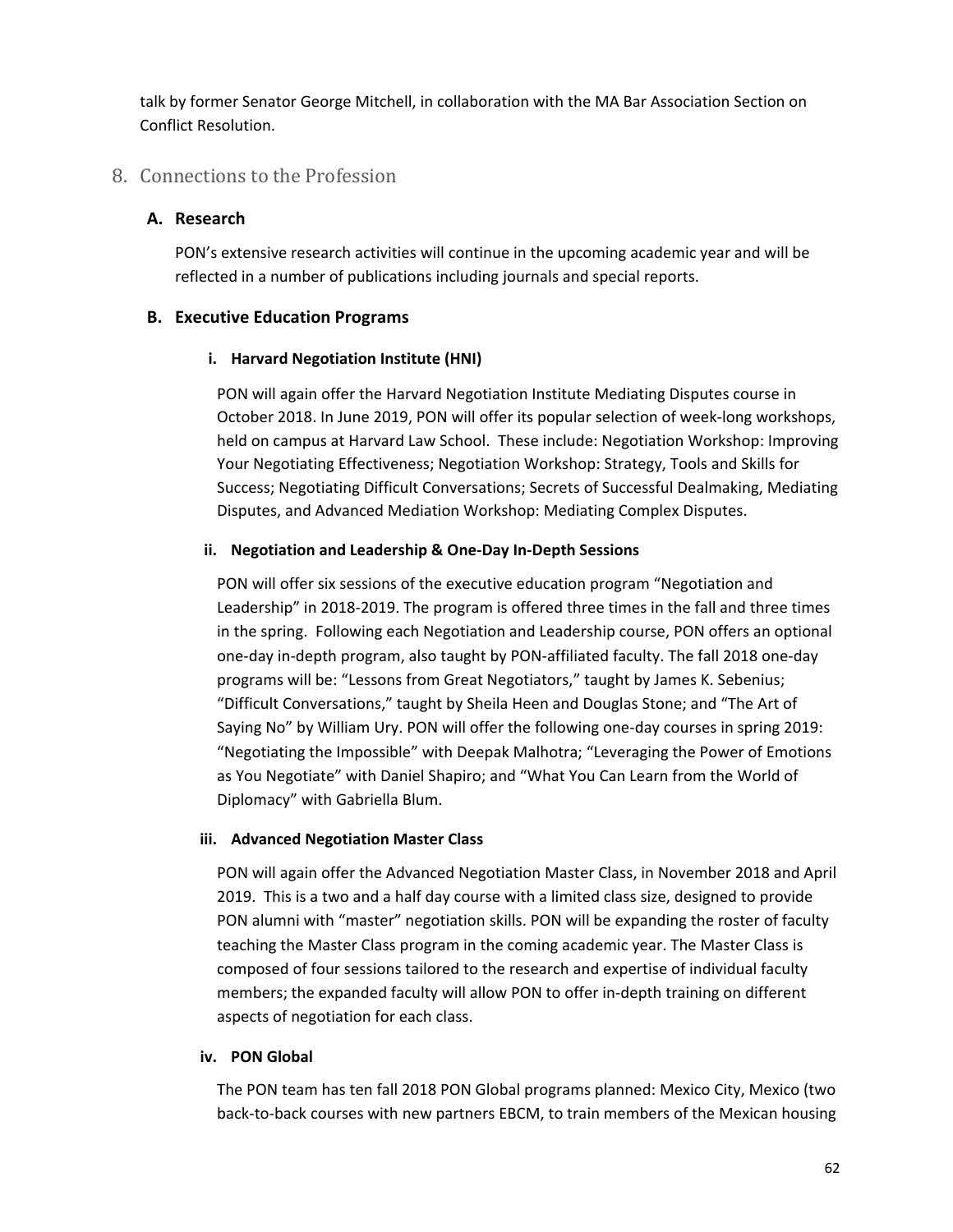talk by former Senator George Mitchell, in collaboration with the MA Bar Association Section on Conflict Resolution.

## 8. Connections to the Profession

### A. Research

PON's extensive research activities will continue in the upcoming academic year and will be reflected in a number of publications including journals and special reports.

### B. Executive Education Programs

#### i. Harvard Negotiation Institute (HNI)

PON will again offer the Harvard Negotiation Institute Mediating Disputes course in October 2018. In June 2019, PON will offer its popular selection of week-long workshops, held on campus at Harvard Law School. These include: Negotiation Workshop: Improving Your Negotiating Effectiveness; Negotiation Workshop: Strategy, Tools and Skills for Success; Negotiating Difficult Conversations; Secrets of Successful Dealmaking, Mediating Disputes, and Advanced Mediation Workshop: Mediating Complex Disputes.

#### ii. Negotiation and Leadership & One-Day In-Depth Sessions

PON will offer six sessions of the executive education program "Negotiation and Leadership" in 2018-2019. The program is offered three times in the fall and three times in the spring. Following each Negotiation and Leadership course, PON offers an optional one-day in-depth program, also taught by PON-affiliated faculty. The fall 2018 one-day programs will be: "Lessons from Great Negotiators," taught by James K. Sebenius; "Difficult Conversations," taught by Sheila Heen and Douglas Stone; and "The Art of Saying No" by William Ury. PON will offer the following one-day courses in spring 2019: "Negotiating the Impossible" with Deepak Malhotra; "Leveraging the Power of Emotions as You Negotiate" with Daniel Shapiro; and "What You Can Learn from the World of Diplomacy" with Gabriella Blum.

#### iii. Advanced Negotiation Master Class

PON will again offer the Advanced Negotiation Master Class, in November 2018 and April 2019. This is a two and a half day course with a limited class size, designed to provide PON alumni with "master" negotiation skills. PON will be expanding the roster of faculty teaching the Master Class program in the coming academic year. The Master Class is composed of four sessions tailored to the research and expertise of individual faculty members; the expanded faculty will allow PON to offer in-depth training on different aspects of negotiation for each class.

#### iv. PON Global

The PON team has ten fall 2018 PON Global programs planned: Mexico City, Mexico (two back-to-back courses with new partners EBCM, to train members of the Mexican housing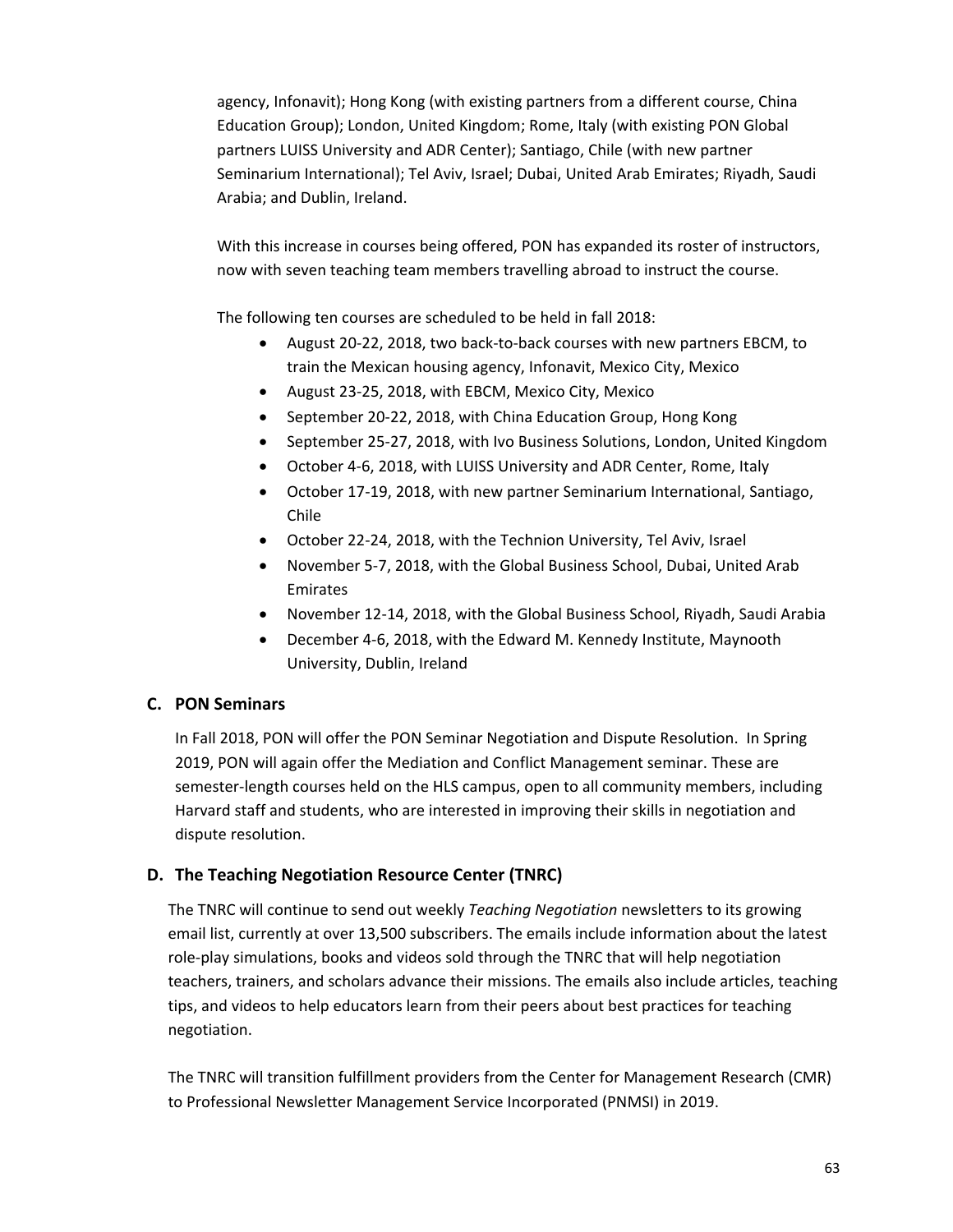agency, Infonavit); Hong Kong (with existing partners from a different course, China Education Group); London, United Kingdom; Rome, Italy (with existing PON Global partners LUISS University and ADR Center); Santiago, Chile (with new partner Seminarium International); Tel Aviv, Israel; Dubai, United Arab Emirates; Riyadh, Saudi Arabia; and Dublin, Ireland.

With this increase in courses being offered, PON has expanded its roster of instructors, now with seven teaching team members travelling abroad to instruct the course.

The following ten courses are scheduled to be held in fall 2018:

- August 20-22, 2018, two back-to-back courses with new partners EBCM, to train the Mexican housing agency, Infonavit, Mexico City, Mexico
- August 23-25, 2018, with EBCM, Mexico City, Mexico
- September 20-22, 2018, with China Education Group, Hong Kong
- September 25-27, 2018, with Ivo Business Solutions, London, United Kingdom
- October 4-6, 2018, with LUISS University and ADR Center, Rome, Italy
- October 17-19, 2018, with new partner Seminarium International, Santiago, Chile
- October 22-24, 2018, with the Technion University, Tel Aviv, Israel
- November 5-7, 2018, with the Global Business School, Dubai, United Arab Emirates
- November 12-14, 2018, with the Global Business School, Riyadh, Saudi Arabia
- December 4-6, 2018, with the Edward M. Kennedy Institute, Maynooth University, Dublin, Ireland

### C. PON Seminars

In Fall 2018, PON will offer the PON Seminar Negotiation and Dispute Resolution. In Spring 2019, PON will again offer the Mediation and Conflict Management seminar. These are semester-length courses held on the HLS campus, open to all community members, including Harvard staff and students, who are interested in improving their skills in negotiation and dispute resolution.

### D. The Teaching Negotiation Resource Center (TNRC)

The TNRC will continue to send out weekly *Teaching Negotiation* newsletters to its growing email list, currently at over 13,500 subscribers. The emails include information about the latest role-play simulations, books and videos sold through the TNRC that will help negotiation teachers, trainers, and scholars advance their missions. The emails also include articles, teaching tips, and videos to help educators learn from their peers about best practices for teaching negotiation.

The TNRC will transition fulfillment providers from the Center for Management Research (CMR) to Professional Newsletter Management Service Incorporated (PNMSI) in 2019.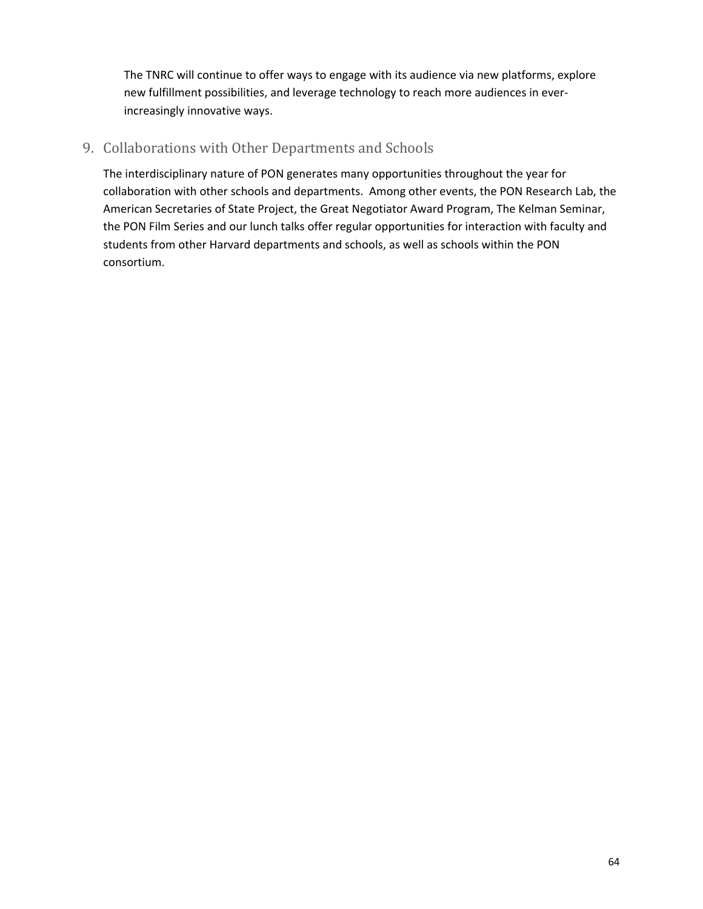The TNRC will continue to offer ways to engage with its audience via new platforms, explore new fulfillment possibilities, and leverage technology to reach more audiences in ever-increasingly innovative ways.

## 9. Collaborations with Other Departments and Schools

The interdisciplinary nature of PON generates many opportunities throughout the year for collaboration with other schools and departments. Among other events, the PON Research Lab, the American Secretaries of State Project, the Great Negotiator Award Program, The Kelman Seminar, the PON Film Series and our lunch talks offer regular opportunities for interaction with faculty and students from other Harvard departments and schools, as well as schools within the PON consortium.